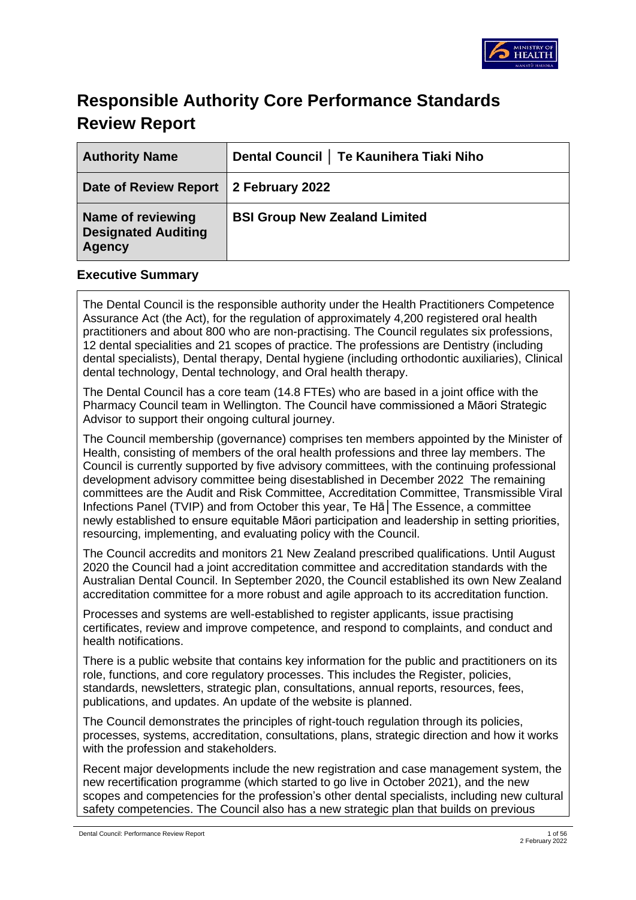# Responsible Authority Core Performance Standards Review Report

| Authority Name | Dental Council │ Te Kaunihera Tiaki Niho |
|---|---|
| Date of Review Report | 2 February 2022 |
| Name of reviewing Designated Auditing Agency | BSI Group New Zealand Limited |

## Executive Summary

The Dental Council is the responsible authority under the Health Practitioners Competence Assurance Act (the Act), for the regulation of approximately 4,200 registered oral health practitioners and about 800 who are non-practising. The Council regulates six professions, 12 dental specialities and 21 scopes of practice. The professions are Dentistry (including dental specialists), Dental therapy, Dental hygiene (including orthodontic auxiliaries), Clinical dental technology, Dental technology, and Oral health therapy.

The Dental Council has a core team (14.8 FTEs) who are based in a joint office with the Pharmacy Council team in Wellington. The Council have commissioned a Māori Strategic Advisor to support their ongoing cultural journey.

The Council membership (governance) comprises ten members appointed by the Minister of Health, consisting of members of the oral health professions and three lay members. The Council is currently supported by five advisory committees, with the continuing professional development advisory committee being disestablished in December 2022 The remaining committees are the Audit and Risk Committee, Accreditation Committee, Transmissible Viral Infections Panel (TVIP) and from October this year, Te Hā│The Essence, a committee newly established to ensure equitable Māori participation and leadership in setting priorities, resourcing, implementing, and evaluating policy with the Council.

The Council accredits and monitors 21 New Zealand prescribed qualifications. Until August 2020 the Council had a joint accreditation committee and accreditation standards with the Australian Dental Council. In September 2020, the Council established its own New Zealand accreditation committee for a more robust and agile approach to its accreditation function.

Processes and systems are well-established to register applicants, issue practising certificates, review and improve competence, and respond to complaints, and conduct and health notifications.

There is a public website that contains key information for the public and practitioners on its role, functions, and core regulatory processes. This includes the Register, policies, standards, newsletters, strategic plan, consultations, annual reports, resources, fees, publications, and updates. An update of the website is planned.

The Council demonstrates the principles of right-touch regulation through its policies, processes, systems, accreditation, consultations, plans, strategic direction and how it works with the profession and stakeholders.

Recent major developments include the new registration and case management system, the new recertification programme (which started to go live in October 2021), and the new scopes and competencies for the profession's other dental specialists, including new cultural safety competencies. The Council also has a new strategic plan that builds on previous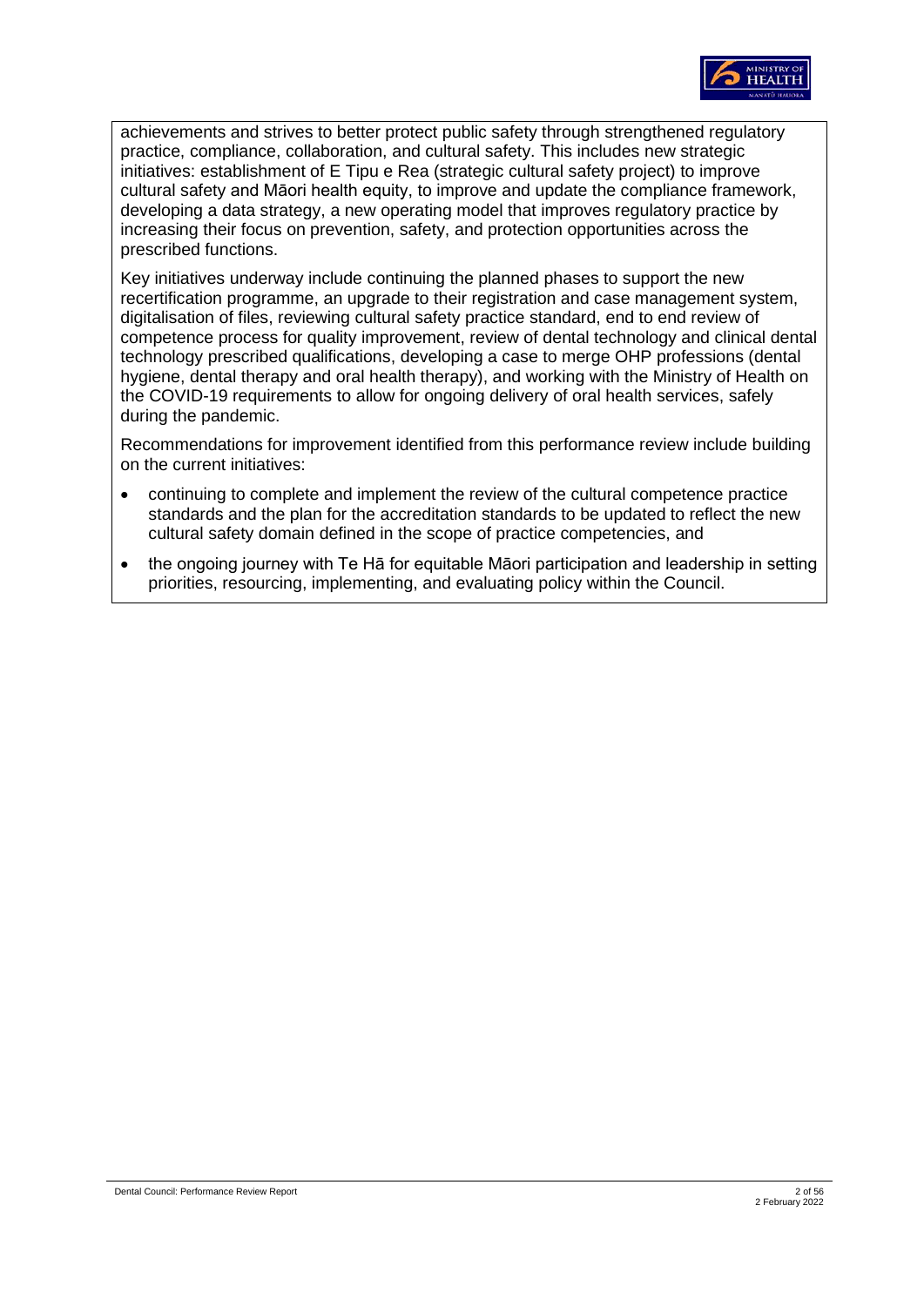achievements and strives to better protect public safety through strengthened regulatory practice, compliance, collaboration, and cultural safety. This includes new strategic initiatives: establishment of E Tipu e Rea (strategic cultural safety project) to improve cultural safety and Māori health equity, to improve and update the compliance framework, developing a data strategy, a new operating model that improves regulatory practice by increasing their focus on prevention, safety, and protection opportunities across the prescribed functions.

Key initiatives underway include continuing the planned phases to support the new recertification programme, an upgrade to their registration and case management system, digitalisation of files, reviewing cultural safety practice standard, end to end review of competence process for quality improvement, review of dental technology and clinical dental technology prescribed qualifications, developing a case to merge OHP professions (dental hygiene, dental therapy and oral health therapy), and working with the Ministry of Health on the COVID-19 requirements to allow for ongoing delivery of oral health services, safely during the pandemic.

Recommendations for improvement identified from this performance review include building on the current initiatives:

- continuing to complete and implement the review of the cultural competence practice standards and the plan for the accreditation standards to be updated to reflect the new cultural safety domain defined in the scope of practice competencies, and
- the ongoing journey with Te Hā for equitable Māori participation and leadership in setting priorities, resourcing, implementing, and evaluating policy within the Council.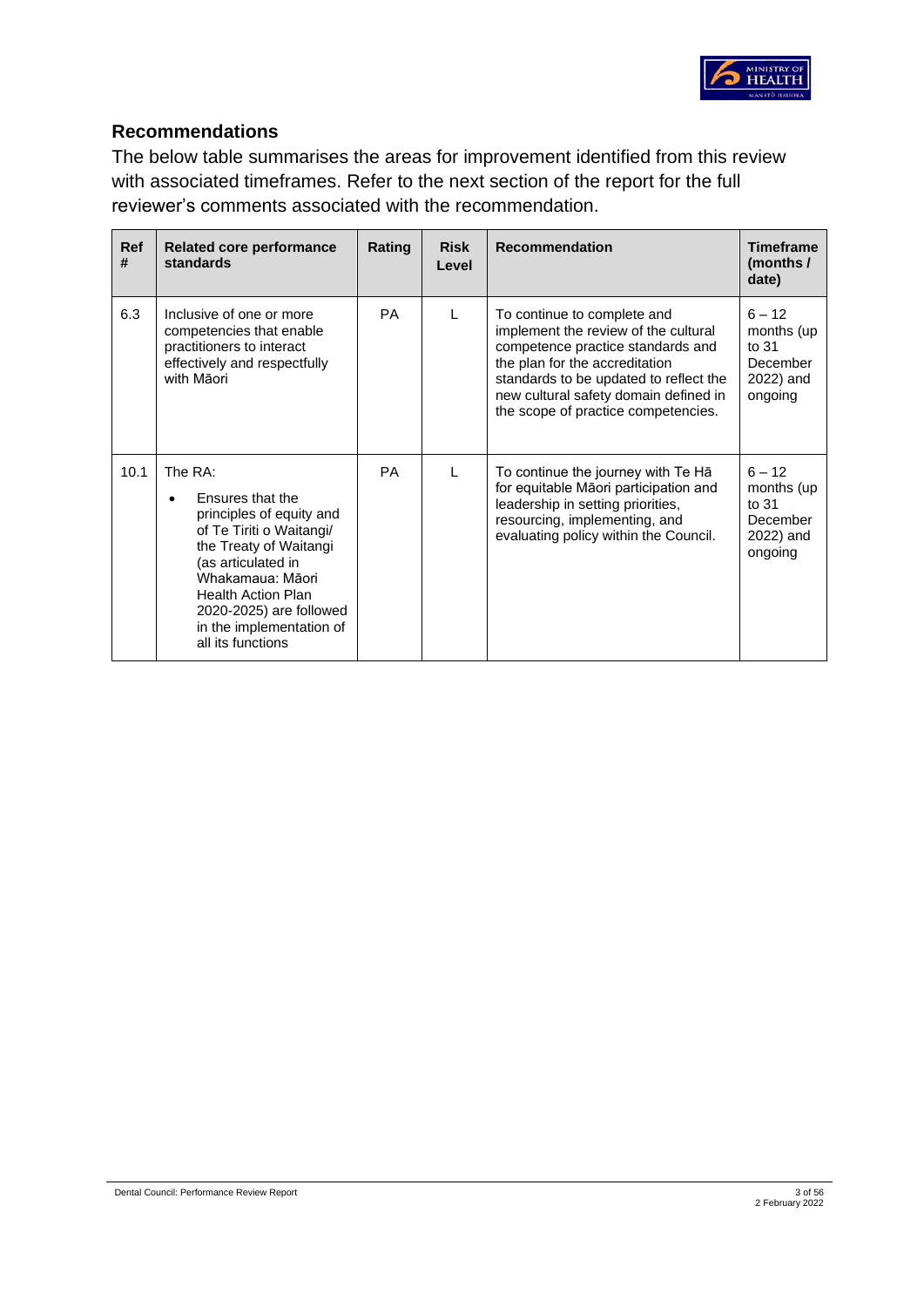## Recommendations

The below table summarises the areas for improvement identified from this review with associated timeframes. Refer to the next section of the report for the full reviewer's comments associated with the recommendation.

| Ref # | Related core performance standards | Rating | Risk Level | Recommendation | Timeframe (months / date) |
|---|---|---|---|---|---|
| 6.3 | Inclusive of one or more competencies that enable practitioners to interact effectively and respectfully with Māori | PA | L | To continue to complete and implement the review of the cultural competence practice standards and the plan for the accreditation standards to be updated to reflect the new cultural safety domain defined in the scope of practice competencies. | 6 – 12 months (up to 31 December 2022) and ongoing |
| 10.1 | The RA:<br>• Ensures that the principles of equity and of Te Tiriti o Waitangi/ the Treaty of Waitangi (as articulated in Whakamaua: Māori Health Action Plan 2020-2025) are followed in the implementation of all its functions | PA | L | To continue the journey with Te Hā for equitable Māori participation and leadership in setting priorities, resourcing, implementing, and evaluating policy within the Council. | 6 – 12 months (up to 31 December 2022) and ongoing |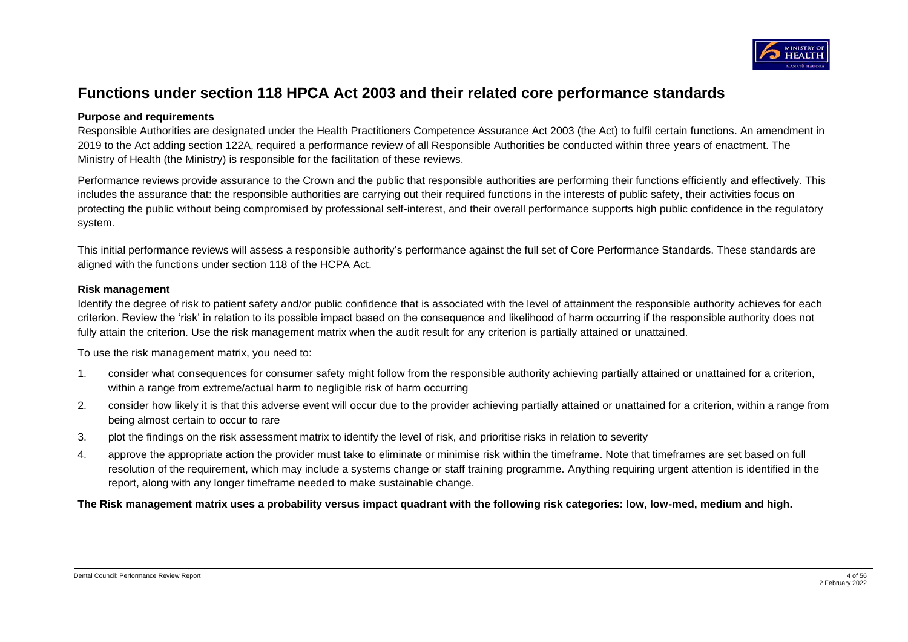# Functions under section 118 HPCA Act 2003 and their related core performance standards

**Purpose and requirements**

Responsible Authorities are designated under the Health Practitioners Competence Assurance Act 2003 (the Act) to fulfil certain functions. An amendment in 2019 to the Act adding section 122A, required a performance review of all Responsible Authorities be conducted within three years of enactment. The Ministry of Health (the Ministry) is responsible for the facilitation of these reviews.

Performance reviews provide assurance to the Crown and the public that responsible authorities are performing their functions efficiently and effectively. This includes the assurance that: the responsible authorities are carrying out their required functions in the interests of public safety, their activities focus on protecting the public without being compromised by professional self-interest, and their overall performance supports high public confidence in the regulatory system.

This initial performance reviews will assess a responsible authority's performance against the full set of Core Performance Standards. These standards are aligned with the functions under section 118 of the HCPA Act.

**Risk management**

Identify the degree of risk to patient safety and/or public confidence that is associated with the level of attainment the responsible authority achieves for each criterion. Review the 'risk' in relation to its possible impact based on the consequence and likelihood of harm occurring if the responsible authority does not fully attain the criterion. Use the risk management matrix when the audit result for any criterion is partially attained or unattained.

To use the risk management matrix, you need to:

1. consider what consequences for consumer safety might follow from the responsible authority achieving partially attained or unattained for a criterion, within a range from extreme/actual harm to negligible risk of harm occurring
2. consider how likely it is that this adverse event will occur due to the provider achieving partially attained or unattained for a criterion, within a range from being almost certain to occur to rare
3. plot the findings on the risk assessment matrix to identify the level of risk, and prioritise risks in relation to severity
4. approve the appropriate action the provider must take to eliminate or minimise risk within the timeframe. Note that timeframes are set based on full resolution of the requirement, which may include a systems change or staff training programme. Anything requiring urgent attention is identified in the report, along with any longer timeframe needed to make sustainable change.

**The Risk management matrix uses a probability versus impact quadrant with the following risk categories: low, low-med, medium and high.**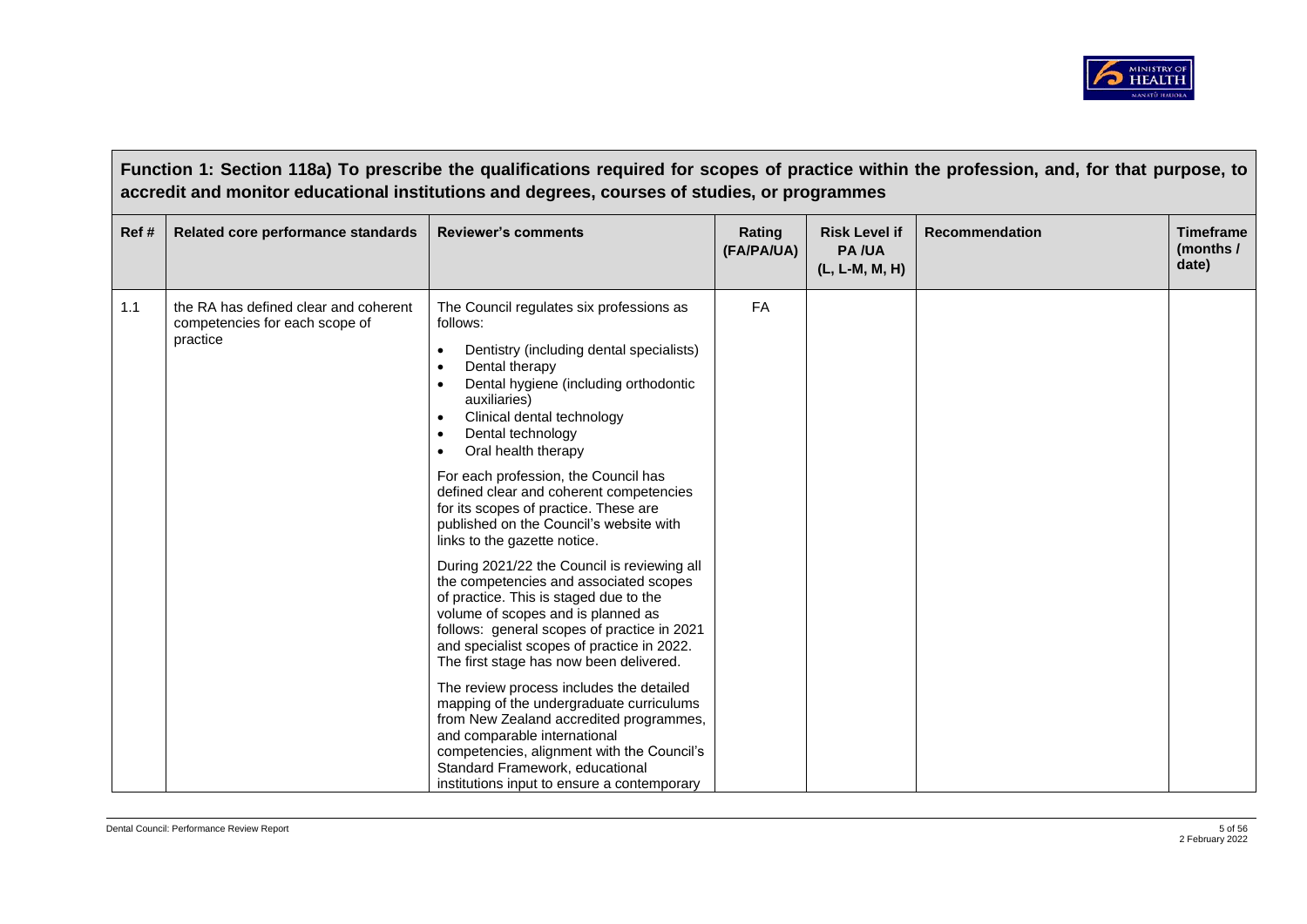## Function 1: Section 118a) To prescribe the qualifications required for scopes of practice within the profession, and, for that purpose, to accredit and monitor educational institutions and degrees, courses of studies, or programmes

| Ref # | Related core performance standards | Reviewer's comments | Rating (FA/PA/UA) | Risk Level if PA /UA (L, L-M, M, H) | Recommendation | Timeframe (months / date) |
|---|---|---|---|---|---|---|
| 1.1 | the RA has defined clear and coherent competencies for each scope of practice | The Council regulates six professions as follows:<br>• Dentistry (including dental specialists)<br>• Dental therapy<br>• Dental hygiene (including orthodontic auxiliaries)<br>• Clinical dental technology<br>• Dental technology<br>• Oral health therapy<br><br>For each profession, the Council has defined clear and coherent competencies for its scopes of practice. These are published on the Council's website with links to the gazette notice.<br><br>During 2021/22 the Council is reviewing all the competencies and associated scopes of practice. This is staged due to the volume of scopes and is planned as follows: general scopes of practice in 2021 and specialist scopes of practice in 2022. The first stage has now been delivered.<br><br>The review process includes the detailed mapping of the undergraduate curriculums from New Zealand accredited programmes, and comparable international competencies, alignment with the Council's Standard Framework, educational institutions input to ensure a contemporary | FA | | | |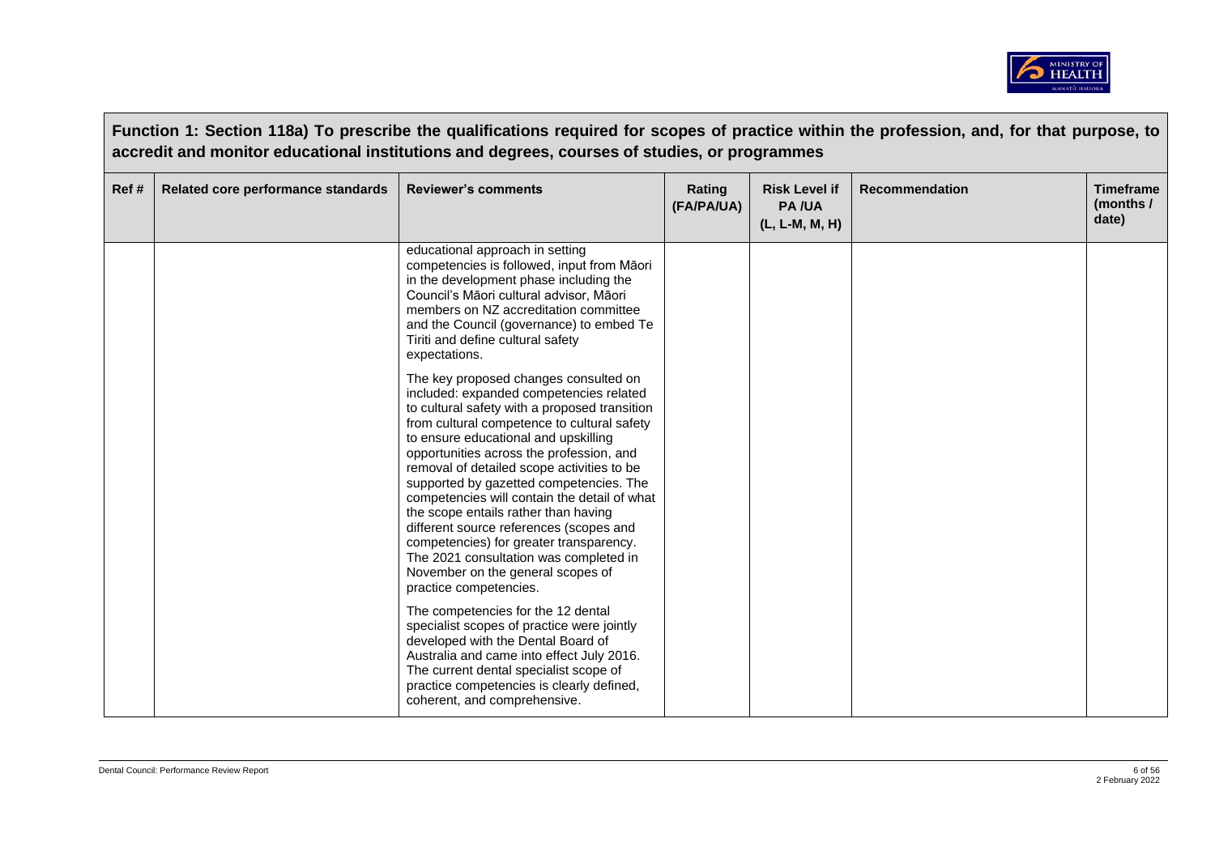**Function 1: Section 118a) To prescribe the qualifications required for scopes of practice within the profession, and, for that purpose, to accredit and monitor educational institutions and degrees, courses of studies, or programmes**

| Ref # | Related core performance standards | Reviewer's comments | Rating (FA/PA/UA) | Risk Level if PA /UA (L, L-M, M, H) | Recommendation | Timeframe (months / date) |
|---|---|---|---|---|---|---|
| | | educational approach in setting competencies is followed, input from Māori in the development phase including the Council's Māori cultural advisor, Māori members on NZ accreditation committee and the Council (governance) to embed Te Tiriti and define cultural safety expectations.<br><br>The key proposed changes consulted on included: expanded competencies related to cultural safety with a proposed transition from cultural competence to cultural safety to ensure educational and upskilling opportunities across the profession, and removal of detailed scope activities to be supported by gazetted competencies. The competencies will contain the detail of what the scope entails rather than having different source references (scopes and competencies) for greater transparency. The 2021 consultation was completed in November on the general scopes of practice competencies.<br><br>The competencies for the 12 dental specialist scopes of practice were jointly developed with the Dental Board of Australia and came into effect July 2016. The current dental specialist scope of practice competencies is clearly defined, coherent, and comprehensive. | | | | |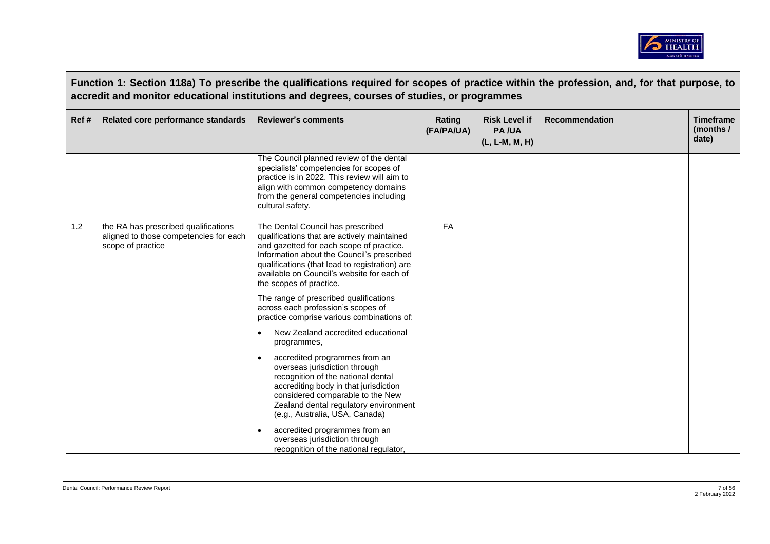**Function 1: Section 118a) To prescribe the qualifications required for scopes of practice within the profession, and, for that purpose, to accredit and monitor educational institutions and degrees, courses of studies, or programmes**

| Ref # | Related core performance standards | Reviewer's comments | Rating (FA/PA/UA) | Risk Level if PA /UA (L, L-M, M, H) | Recommendation | Timeframe (months / date) |
|---|---|---|---|---|---|---|
| | | The Council planned review of the dental specialists' competencies for scopes of practice is in 2022. This review will aim to align with common competency domains from the general competencies including cultural safety. | | | | |
| 1.2 | the RA has prescribed qualifications aligned to those competencies for each scope of practice | The Dental Council has prescribed qualifications that are actively maintained and gazetted for each scope of practice. Information about the Council's prescribed qualifications (that lead to registration) are available on Council's website for each of the scopes of practice.<br><br>The range of prescribed qualifications across each profession's scopes of practice comprise various combinations of:<br><br>• New Zealand accredited educational programmes,<br><br>• accredited programmes from an overseas jurisdiction through recognition of the national dental accrediting body in that jurisdiction considered comparable to the New Zealand dental regulatory environment (e.g., Australia, USA, Canada)<br><br>• accredited programmes from an overseas jurisdiction through recognition of the national regulator, | FA | | | |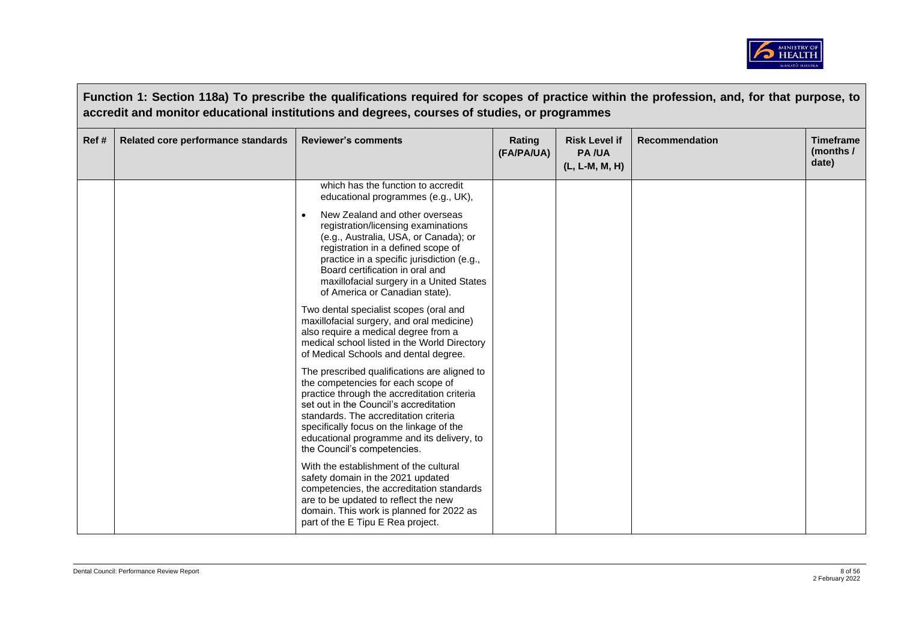**Function 1: Section 118a) To prescribe the qualifications required for scopes of practice within the profession, and, for that purpose, to accredit and monitor educational institutions and degrees, courses of studies, or programmes**

| Ref # | Related core performance standards | Reviewer's comments | Rating (FA/PA/UA) | Risk Level if PA /UA (L, L-M, M, H) | Recommendation | Timeframe (months / date) |
|---|---|---|---|---|---|---|
| | | which has the function to accredit educational programmes (e.g., UK),<br>• New Zealand and other overseas registration/licensing examinations (e.g., Australia, USA, or Canada); or registration in a defined scope of practice in a specific jurisdiction (e.g., Board certification in oral and maxillofacial surgery in a United States of America or Canadian state).<br><br>Two dental specialist scopes (oral and maxillofacial surgery, and oral medicine) also require a medical degree from a medical school listed in the World Directory of Medical Schools and dental degree.<br><br>The prescribed qualifications are aligned to the competencies for each scope of practice through the accreditation criteria set out in the Council's accreditation standards. The accreditation criteria specifically focus on the linkage of the educational programme and its delivery, to the Council's competencies.<br><br>With the establishment of the cultural safety domain in the 2021 updated competencies, the accreditation standards are to be updated to reflect the new domain. This work is planned for 2022 as part of the E Tipu E Rea project. | | | | |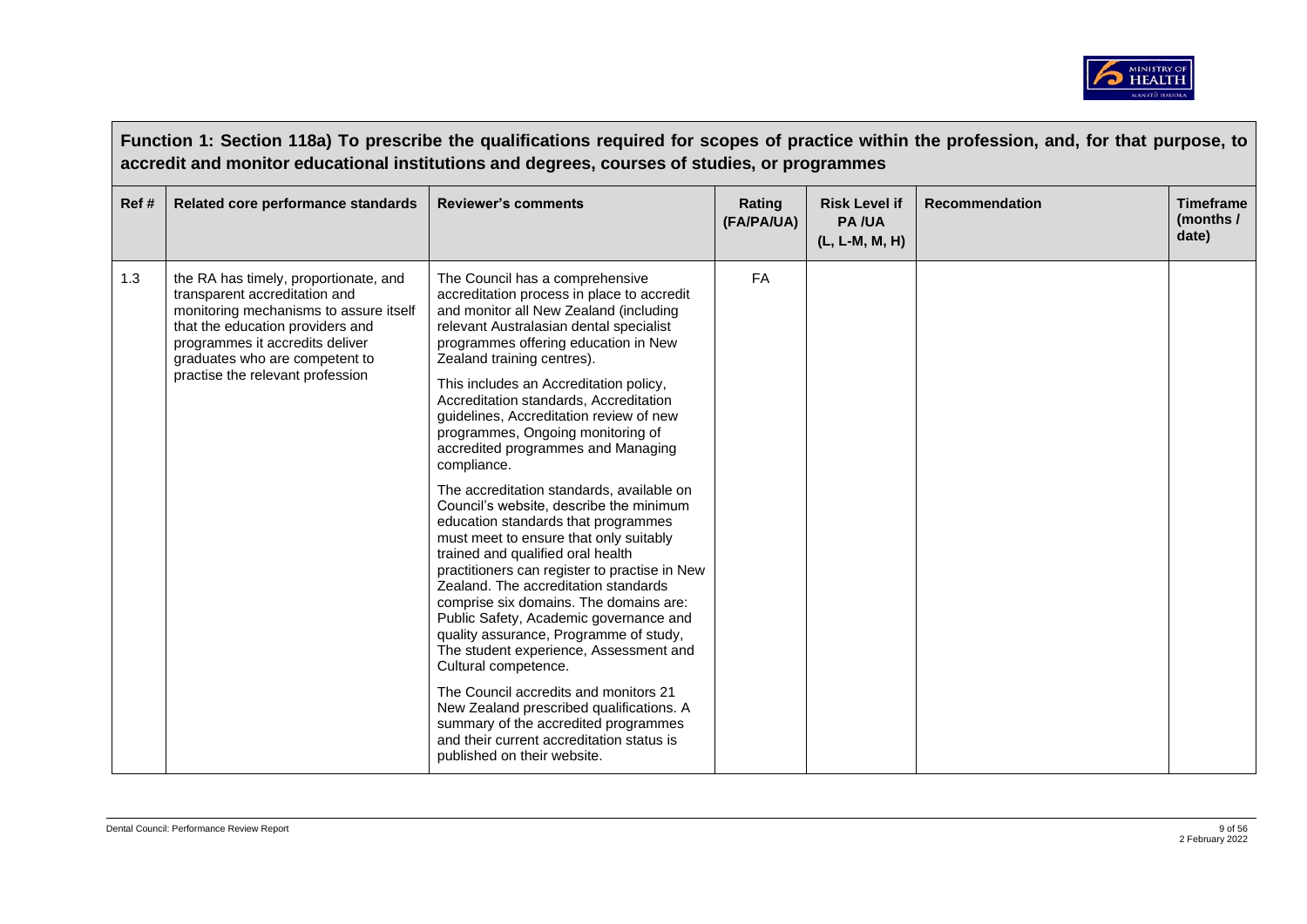**Function 1: Section 118a) To prescribe the qualifications required for scopes of practice within the profession, and, for that purpose, to accredit and monitor educational institutions and degrees, courses of studies, or programmes**

| Ref # | Related core performance standards | Reviewer's comments | Rating (FA/PA/UA) | Risk Level if PA /UA (L, L-M, M, H) | Recommendation | Timeframe (months / date) |
|---|---|---|---|---|---|---|
| 1.3 | the RA has timely, proportionate, and transparent accreditation and monitoring mechanisms to assure itself that the education providers and programmes it accredits deliver graduates who are competent to practise the relevant profession | The Council has a comprehensive accreditation process in place to accredit and monitor all New Zealand (including relevant Australasian dental specialist programmes offering education in New Zealand training centres).<br><br>This includes an Accreditation policy, Accreditation standards, Accreditation guidelines, Accreditation review of new programmes, Ongoing monitoring of accredited programmes and Managing compliance.<br><br>The accreditation standards, available on Council's website, describe the minimum education standards that programmes must meet to ensure that only suitably trained and qualified oral health practitioners can register to practise in New Zealand. The accreditation standards comprise six domains. The domains are: Public Safety, Academic governance and quality assurance, Programme of study, The student experience, Assessment and Cultural competence.<br><br>The Council accredits and monitors 21 New Zealand prescribed qualifications. A summary of the accredited programmes and their current accreditation status is published on their website. | FA | | | |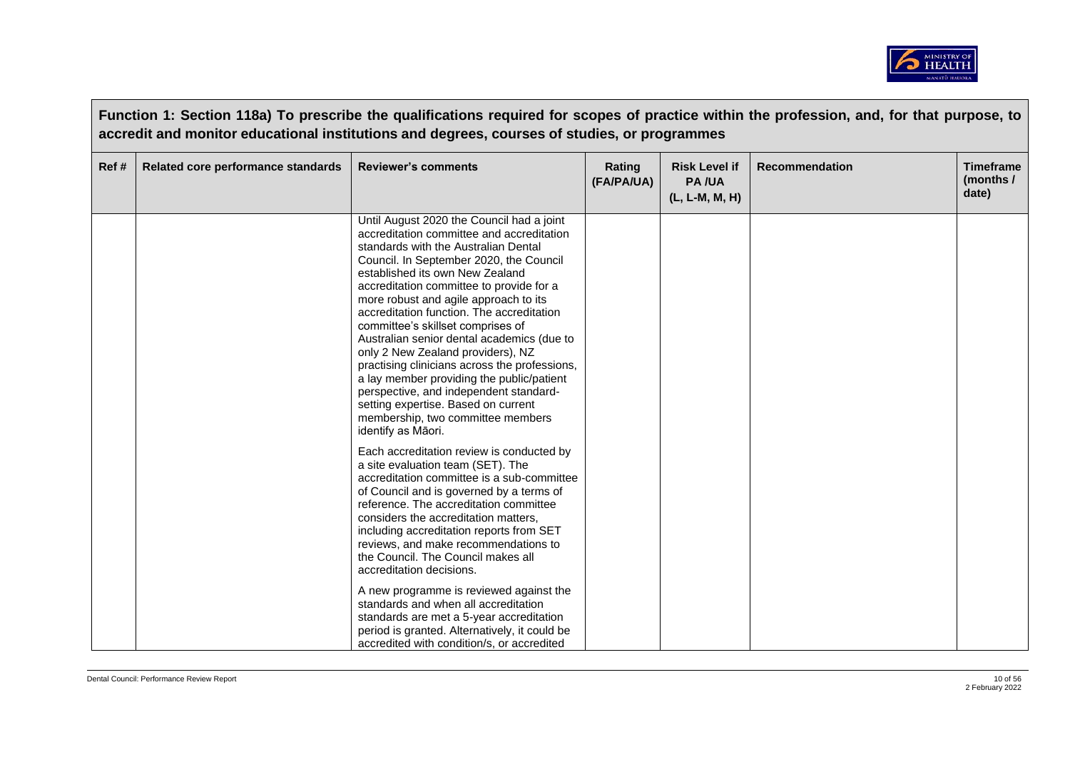**Function 1: Section 118a) To prescribe the qualifications required for scopes of practice within the profession, and, for that purpose, to accredit and monitor educational institutions and degrees, courses of studies, or programmes**

| Ref # | Related core performance standards | Reviewer's comments | Rating (FA/PA/UA) | Risk Level if PA /UA (L, L-M, M, H) | Recommendation | Timeframe (months / date) |
|---|---|---|---|---|---|---|
| | | Until August 2020 the Council had a joint accreditation committee and accreditation standards with the Australian Dental Council. In September 2020, the Council established its own New Zealand accreditation committee to provide for a more robust and agile approach to its accreditation function. The accreditation committee's skillset comprises of Australian senior dental academics (due to only 2 New Zealand providers), NZ practising clinicians across the professions, a lay member providing the public/patient perspective, and independent standard-setting expertise. Based on current membership, two committee members identify as Māori.<br><br>Each accreditation review is conducted by a site evaluation team (SET). The accreditation committee is a sub-committee of Council and is governed by a terms of reference. The accreditation committee considers the accreditation matters, including accreditation reports from SET reviews, and make recommendations to the Council. The Council makes all accreditation decisions.<br><br>A new programme is reviewed against the standards and when all accreditation standards are met a 5-year accreditation period is granted. Alternatively, it could be accredited with condition/s, or accredited | | | | |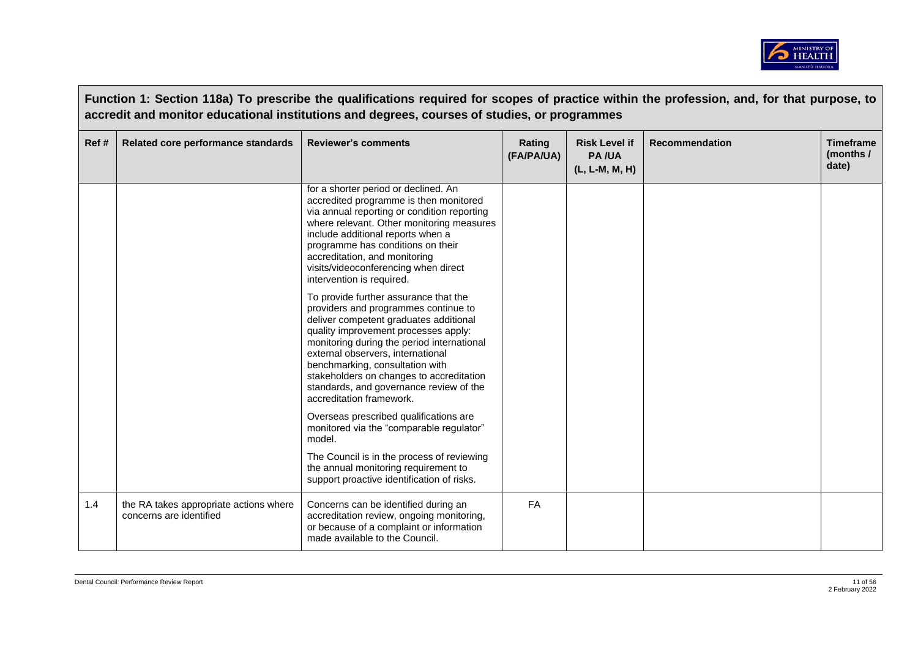**Function 1: Section 118a) To prescribe the qualifications required for scopes of practice within the profession, and, for that purpose, to accredit and monitor educational institutions and degrees, courses of studies, or programmes**

| Ref # | Related core performance standards | Reviewer's comments | Rating (FA/PA/UA) | Risk Level if PA /UA (L, L-M, M, H) | Recommendation | Timeframe (months / date) |
|---|---|---|---|---|---|---|
| | | for a shorter period or declined. An accredited programme is then monitored via annual reporting or condition reporting where relevant. Other monitoring measures include additional reports when a programme has conditions on their accreditation, and monitoring visits/videoconferencing when direct intervention is required.<br><br>To provide further assurance that the providers and programmes continue to deliver competent graduates additional quality improvement processes apply: monitoring during the period international external observers, international benchmarking, consultation with stakeholders on changes to accreditation standards, and governance review of the accreditation framework.<br><br>Overseas prescribed qualifications are monitored via the "comparable regulator" model.<br><br>The Council is in the process of reviewing the annual monitoring requirement to support proactive identification of risks. | | | | |
| 1.4 | the RA takes appropriate actions where concerns are identified | Concerns can be identified during an accreditation review, ongoing monitoring, or because of a complaint or information made available to the Council. | FA | | | |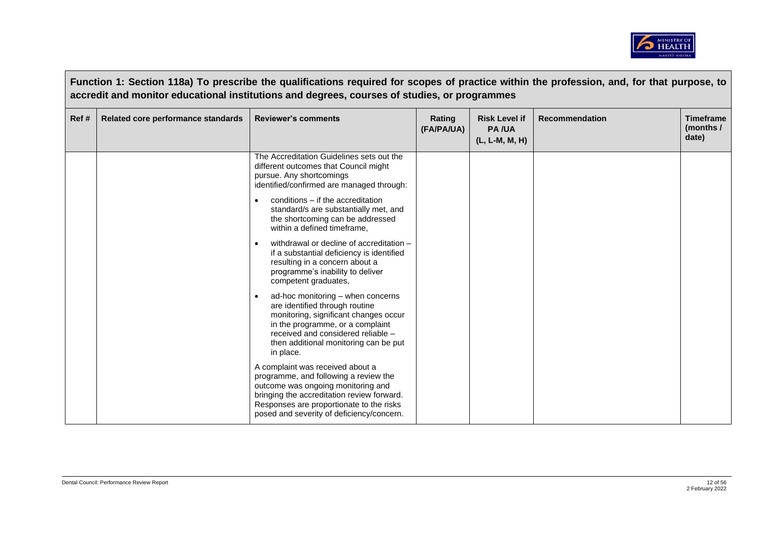## Function 1: Section 118a) To prescribe the qualifications required for scopes of practice within the profession, and, for that purpose, to accredit and monitor educational institutions and degrees, courses of studies, or programmes

| Ref # | Related core performance standards | Reviewer's comments | Rating (FA/PA/UA) | Risk Level if PA /UA (L, L-M, M, H) | Recommendation | Timeframe (months / date) |
|---|---|---|---|---|---|---|
| | | The Accreditation Guidelines sets out the different outcomes that Council might pursue. Any shortcomings identified/confirmed are managed through:<br>• conditions – if the accreditation standard/s are substantially met, and the shortcoming can be addressed within a defined timeframe,<br>• withdrawal or decline of accreditation – if a substantial deficiency is identified resulting in a concern about a programme's inability to deliver competent graduates,<br>• ad-hoc monitoring – when concerns are identified through routine monitoring, significant changes occur in the programme, or a complaint received and considered reliable – then additional monitoring can be put in place.<br>A complaint was received about a programme, and following a review the outcome was ongoing monitoring and bringing the accreditation review forward. Responses are proportionate to the risks posed and severity of deficiency/concern. | | | | |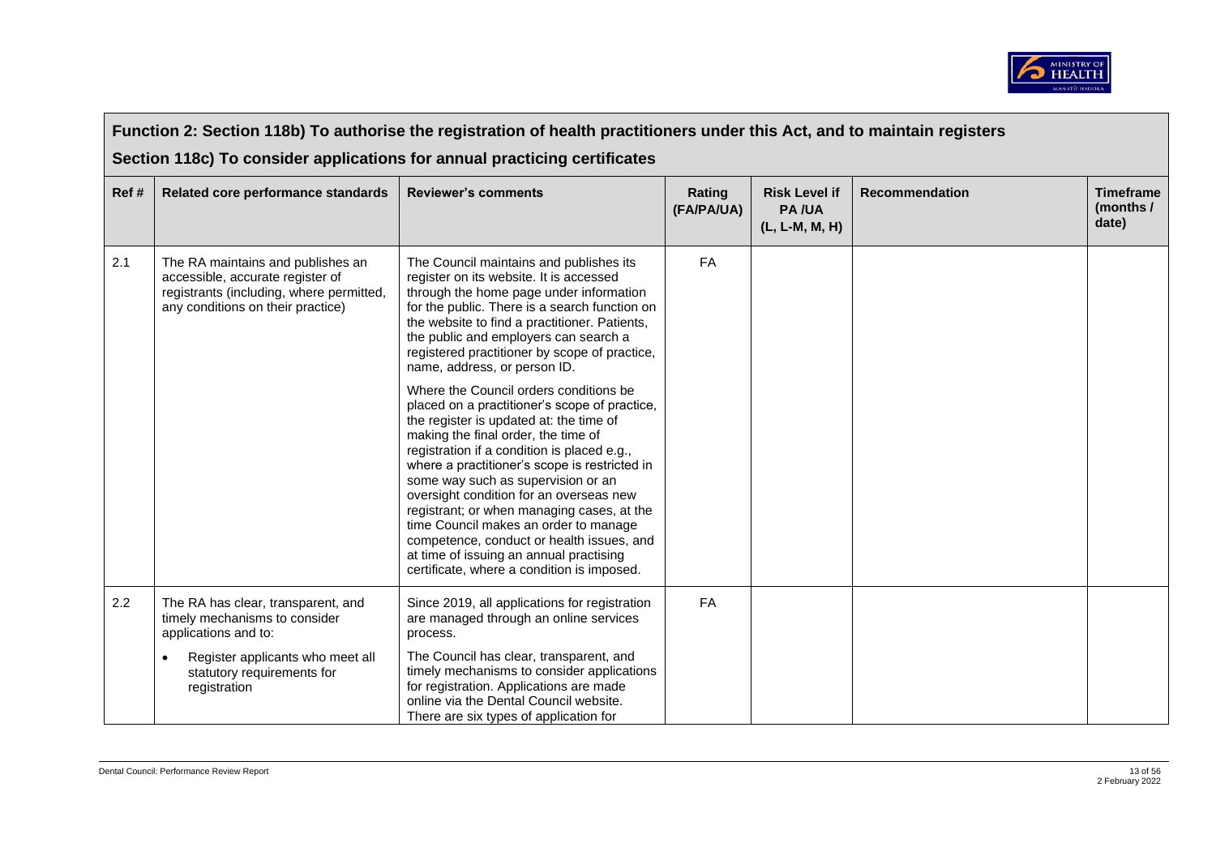## Function 2: Section 118b) To authorise the registration of health practitioners under this Act, and to maintain registers

## Section 118c) To consider applications for annual practicing certificates

| Ref # | Related core performance standards | Reviewer's comments | Rating (FA/PA/UA) | Risk Level if PA /UA (L, L-M, M, H) | Recommendation | Timeframe (months / date) |
|---|---|---|---|---|---|---|
| 2.1 | The RA maintains and publishes an accessible, accurate register of registrants (including, where permitted, any conditions on their practice) | The Council maintains and publishes its register on its website. It is accessed through the home page under information for the public. There is a search function on the website to find a practitioner. Patients, the public and employers can search a registered practitioner by scope of practice, name, address, or person ID.<br><br>Where the Council orders conditions be placed on a practitioner's scope of practice, the register is updated at: the time of making the final order, the time of registration if a condition is placed e.g., where a practitioner's scope is restricted in some way such as supervision or an oversight condition for an overseas new registrant; or when managing cases, at the time Council makes an order to manage competence, conduct or health issues, and at time of issuing an annual practising certificate, where a condition is imposed. | FA | | | |
| 2.2 | The RA has clear, transparent, and timely mechanisms to consider applications and to:<br><br>• Register applicants who meet all statutory requirements for registration | Since 2019, all applications for registration are managed through an online services process.<br><br>The Council has clear, transparent, and timely mechanisms to consider applications for registration. Applications are made online via the Dental Council website. There are six types of application for | FA | | | |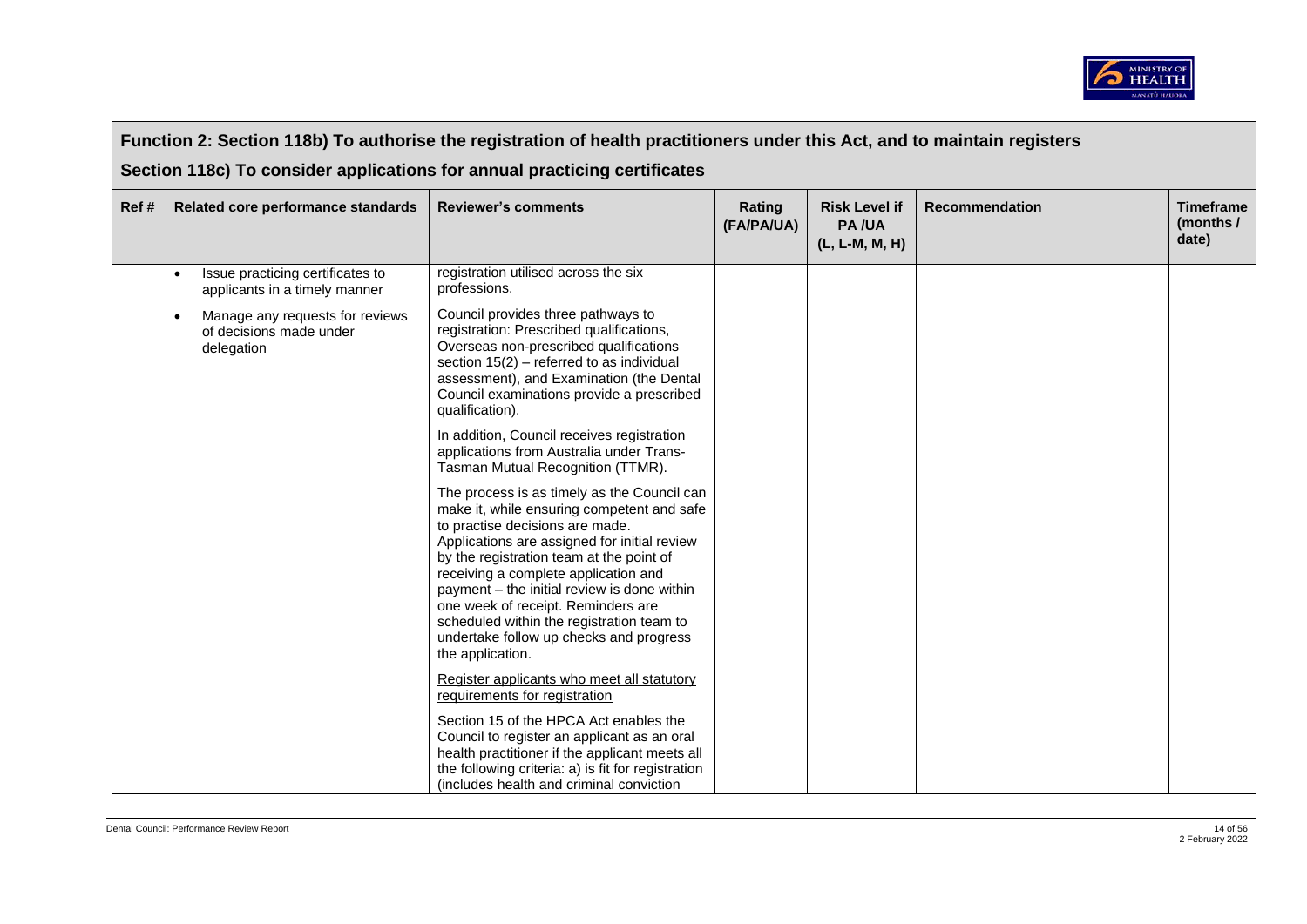## Function 2: Section 118b) To authorise the registration of health practitioners under this Act, and to maintain registers

## Section 118c) To consider applications for annual practicing certificates

| Ref # | Related core performance standards | Reviewer's comments | Rating (FA/PA/UA) | Risk Level if PA /UA (L, L-M, M, H) | Recommendation | Timeframe (months / date) |
|---|---|---|---|---|---|---|
| | • Issue practicing certificates to applicants in a timely manner<br>• Manage any requests for reviews of decisions made under delegation | registration utilised across the six professions.<br><br>Council provides three pathways to registration: Prescribed qualifications, Overseas non-prescribed qualifications section 15(2) – referred to as individual assessment), and Examination (the Dental Council examinations provide a prescribed qualification).<br><br>In addition, Council receives registration applications from Australia under Trans-Tasman Mutual Recognition (TTMR).<br><br>The process is as timely as the Council can make it, while ensuring competent and safe to practise decisions are made. Applications are assigned for initial review by the registration team at the point of receiving a complete application and payment – the initial review is done within one week of receipt. Reminders are scheduled within the registration team to undertake follow up checks and progress the application.<br><br><u>Register applicants who meet all statutory requirements for registration</u><br><br>Section 15 of the HPCA Act enables the Council to register an applicant as an oral health practitioner if the applicant meets all the following criteria: a) is fit for registration (includes health and criminal conviction | | | | |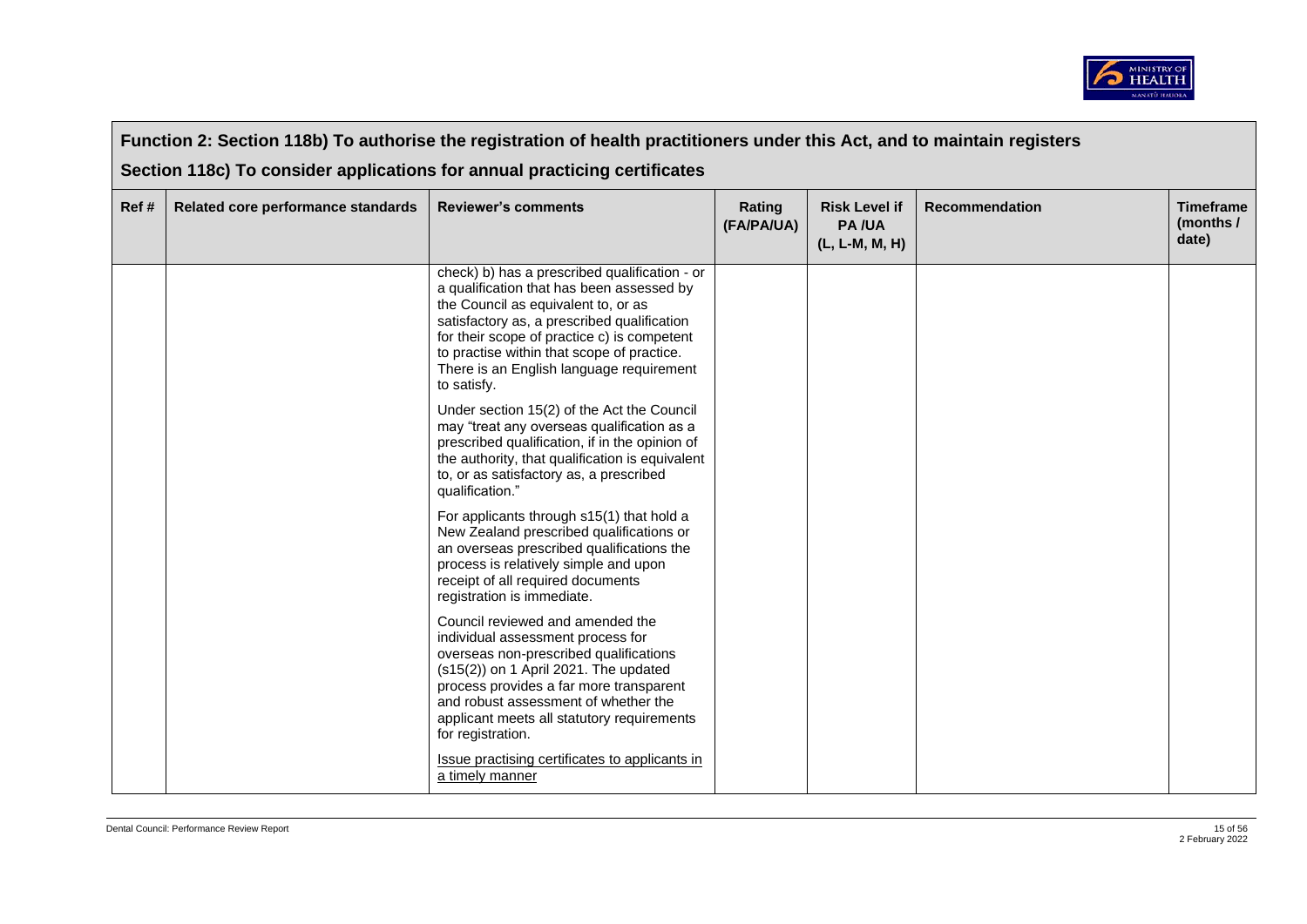## Function 2: Section 118b) To authorise the registration of health practitioners under this Act, and to maintain registers

## Section 118c) To consider applications for annual practicing certificates

| Ref # | Related core performance standards | Reviewer's comments | Rating (FA/PA/UA) | Risk Level if PA /UA (L, L-M, M, H) | Recommendation | Timeframe (months / date) |
|---|---|---|---|---|---|---|
| | | check) b) has a prescribed qualification - or a qualification that has been assessed by the Council as equivalent to, or as satisfactory as, a prescribed qualification for their scope of practice c) is competent to practise within that scope of practice. There is an English language requirement to satisfy.<br><br>Under section 15(2) of the Act the Council may "treat any overseas qualification as a prescribed qualification, if in the opinion of the authority, that qualification is equivalent to, or as satisfactory as, a prescribed qualification."<br><br>For applicants through s15(1) that hold a New Zealand prescribed qualifications or an overseas prescribed qualifications the process is relatively simple and upon receipt of all required documents registration is immediate.<br><br>Council reviewed and amended the individual assessment process for overseas non-prescribed qualifications (s15(2)) on 1 April 2021. The updated process provides a far more transparent and robust assessment of whether the applicant meets all statutory requirements for registration.<br><br>Issue practising certificates to applicants in a timely manner | | | | |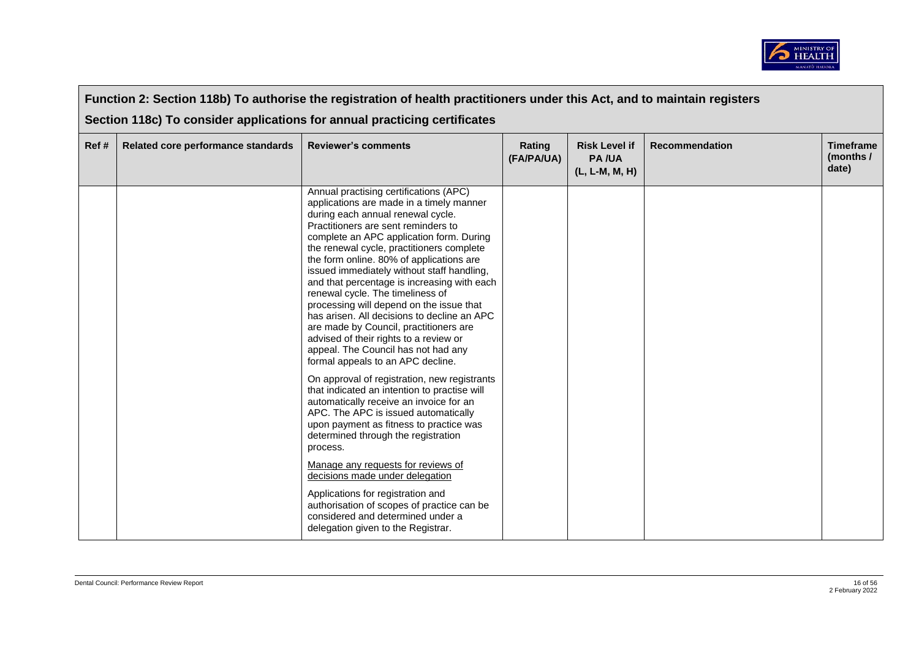## Function 2: Section 118b) To authorise the registration of health practitioners under this Act, and to maintain registers

## Section 118c) To consider applications for annual practicing certificates

| Ref # | Related core performance standards | Reviewer's comments | Rating (FA/PA/UA) | Risk Level if PA /UA (L, L-M, M, H) | Recommendation | Timeframe (months / date) |
|---|---|---|---|---|---|---|
| | | Annual practising certifications (APC) applications are made in a timely manner during each annual renewal cycle. Practitioners are sent reminders to complete an APC application form. During the renewal cycle, practitioners complete the form online. 80% of applications are issued immediately without staff handling, and that percentage is increasing with each renewal cycle. The timeliness of processing will depend on the issue that has arisen. All decisions to decline an APC are made by Council, practitioners are advised of their rights to a review or appeal. The Council has not had any formal appeals to an APC decline.<br><br>On approval of registration, new registrants that indicated an intention to practise will automatically receive an invoice for an APC. The APC is issued automatically upon payment as fitness to practice was determined through the registration process.<br><br><u>Manage any requests for reviews of decisions made under delegation</u><br><br>Applications for registration and authorisation of scopes of practice can be considered and determined under a delegation given to the Registrar. | | | | |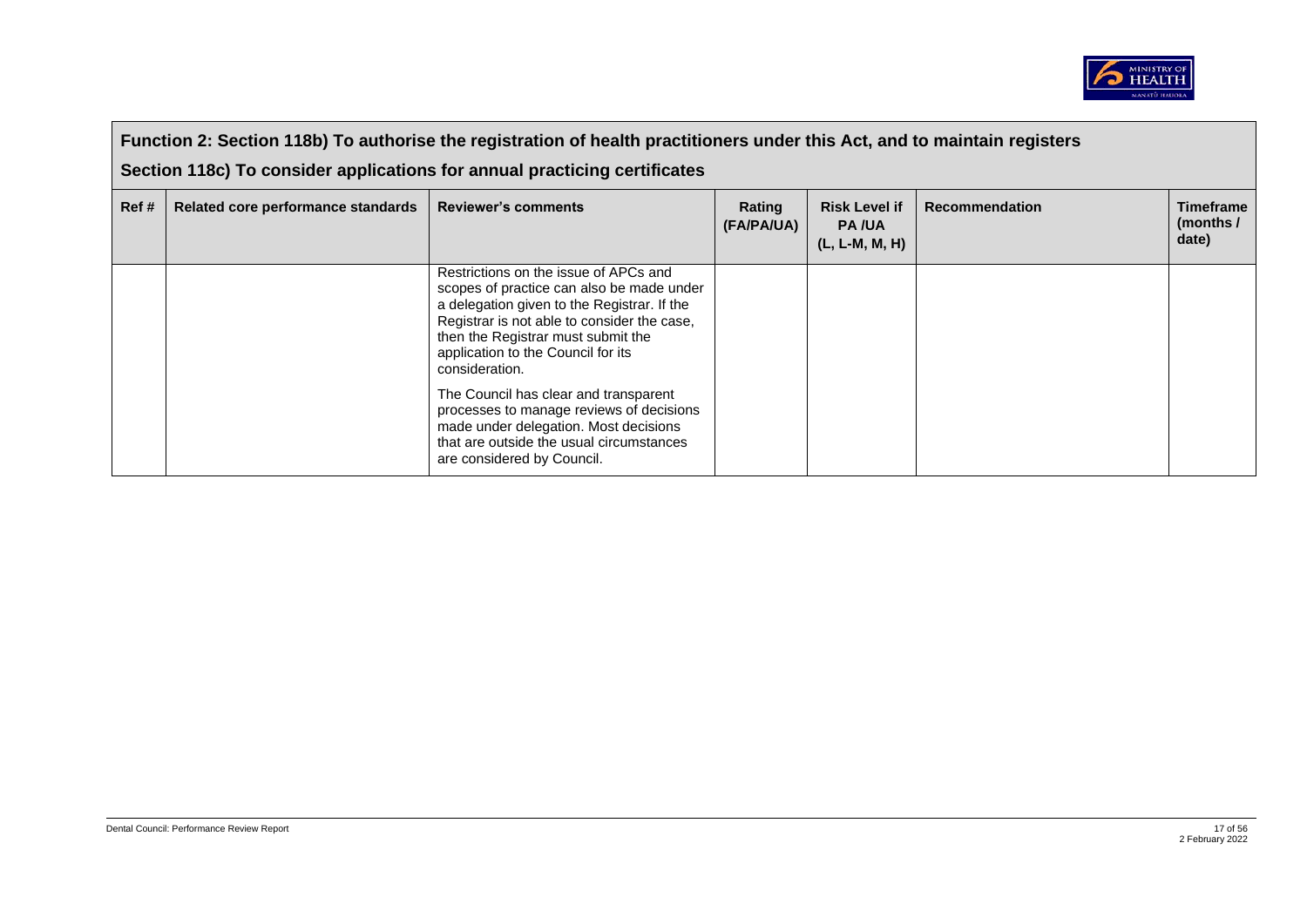| Function 2: Section 118b) To authorise the registration of health practitioners under this Act, and to maintain registers<br><br>Section 118c) To consider applications for annual practicing certificates | | | | | | |
|---|---|---|---|---|---|---|
| Ref # | Related core performance standards | Reviewer's comments | Rating (FA/PA/UA) | Risk Level if PA /UA (L, L-M, M, H) | Recommendation | Timeframe (months / date) |
| | | Restrictions on the issue of APCs and scopes of practice can also be made under a delegation given to the Registrar. If the Registrar is not able to consider the case, then the Registrar must submit the application to the Council for its consideration.<br><br>The Council has clear and transparent processes to manage reviews of decisions made under delegation. Most decisions that are outside the usual circumstances are considered by Council. | | | | |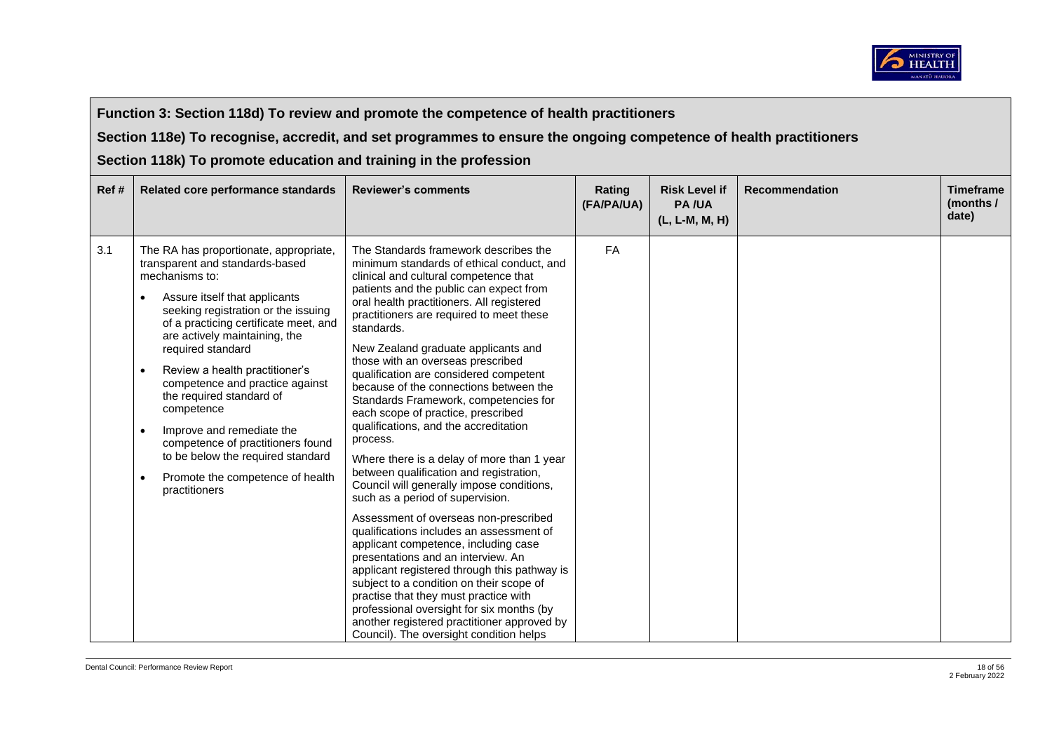**Function 3: Section 118d) To review and promote the competence of health practitioners**

**Section 118e) To recognise, accredit, and set programmes to ensure the ongoing competence of health practitioners**

**Section 118k) To promote education and training in the profession**

| Ref # | Related core performance standards | Reviewer's comments | Rating (FA/PA/UA) | Risk Level if PA /UA (L, L-M, M, H) | Recommendation | Timeframe (months / date) |
|---|---|---|---|---|---|---|
| 3.1 | The RA has proportionate, appropriate, transparent and standards-based mechanisms to:<br>• Assure itself that applicants seeking registration or the issuing of a practicing certificate meet, and are actively maintaining, the required standard<br>• Review a health practitioner's competence and practice against the required standard of competence<br>• Improve and remediate the competence of practitioners found to be below the required standard<br>• Promote the competence of health practitioners | The Standards framework describes the minimum standards of ethical conduct, and clinical and cultural competence that patients and the public can expect from oral health practitioners. All registered practitioners are required to meet these standards.<br><br>New Zealand graduate applicants and those with an overseas prescribed qualification are considered competent because of the connections between the Standards Framework, competencies for each scope of practice, prescribed qualifications, and the accreditation process.<br><br>Where there is a delay of more than 1 year between qualification and registration, Council will generally impose conditions, such as a period of supervision.<br><br>Assessment of overseas non-prescribed qualifications includes an assessment of applicant competence, including case presentations and an interview. An applicant registered through this pathway is subject to a condition on their scope of practise that they must practice with professional oversight for six months (by another registered practitioner approved by Council). The oversight condition helps | FA | | | |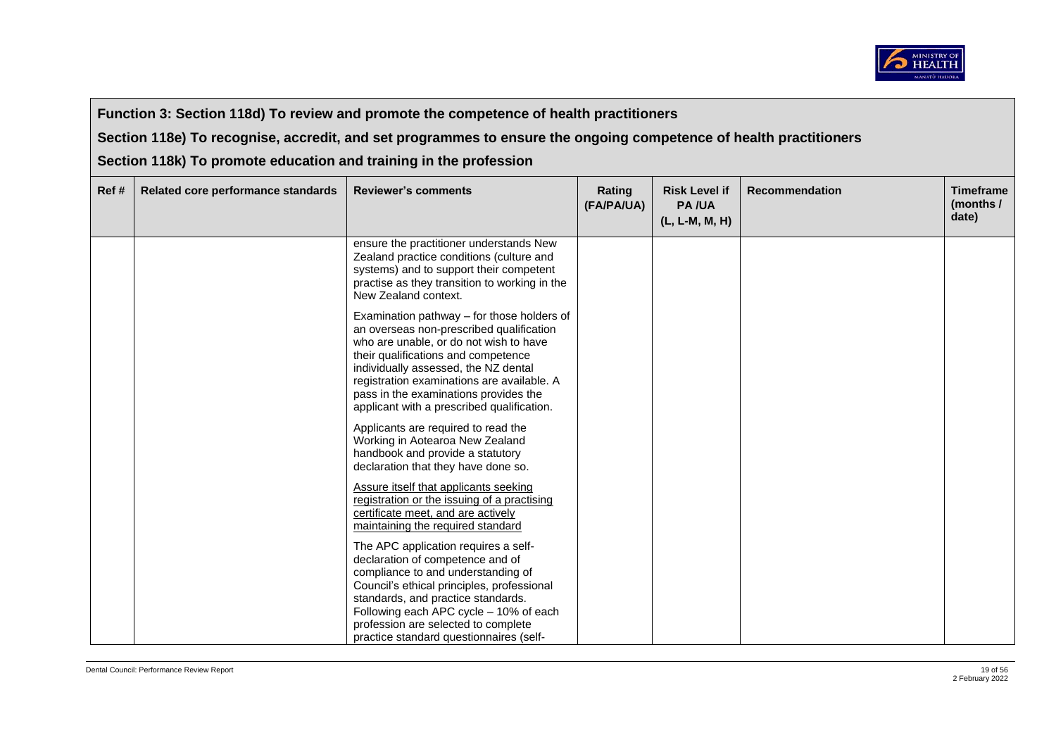**Function 3: Section 118d) To review and promote the competence of health practitioners**

**Section 118e) To recognise, accredit, and set programmes to ensure the ongoing competence of health practitioners**

**Section 118k) To promote education and training in the profession**

| Ref # | Related core performance standards | Reviewer's comments | Rating (FA/PA/UA) | Risk Level if PA /UA (L, L-M, M, H) | Recommendation | Timeframe (months / date) |
|---|---|---|---|---|---|---|
| | | ensure the practitioner understands New Zealand practice conditions (culture and systems) and to support their competent practise as they transition to working in the New Zealand context.<br><br>Examination pathway – for those holders of an overseas non-prescribed qualification who are unable, or do not wish to have their qualifications and competence individually assessed, the NZ dental registration examinations are available. A pass in the examinations provides the applicant with a prescribed qualification.<br><br>Applicants are required to read the Working in Aotearoa New Zealand handbook and provide a statutory declaration that they have done so.<br><br><u>Assure itself that applicants seeking registration or the issuing of a practising certificate meet, and are actively maintaining the required standard</u><br><br>The APC application requires a self-declaration of competence and of compliance to and understanding of Council's ethical principles, professional standards, and practice standards. Following each APC cycle – 10% of each profession are selected to complete practice standard questionnaires (self- | | | | |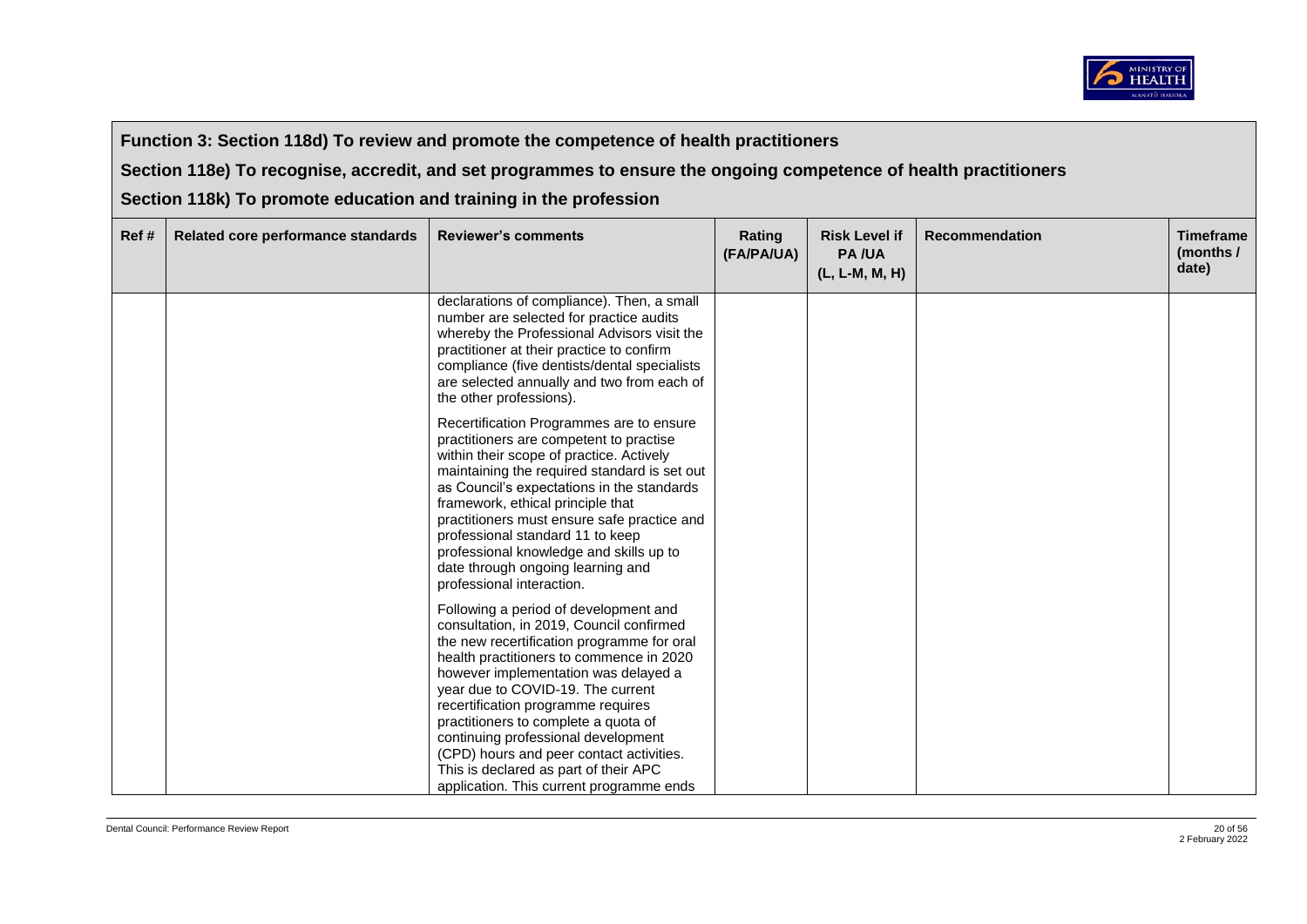**Function 3: Section 118d) To review and promote the competence of health practitioners**

**Section 118e) To recognise, accredit, and set programmes to ensure the ongoing competence of health practitioners**

**Section 118k) To promote education and training in the profession**

| Ref # | Related core performance standards | Reviewer's comments | Rating (FA/PA/UA) | Risk Level if PA /UA (L, L-M, M, H) | Recommendation | Timeframe (months / date) |
|---|---|---|---|---|---|---|
| | | declarations of compliance). Then, a small number are selected for practice audits whereby the Professional Advisors visit the practitioner at their practice to confirm compliance (five dentists/dental specialists are selected annually and two from each of the other professions).<br><br>Recertification Programmes are to ensure practitioners are competent to practise within their scope of practice. Actively maintaining the required standard is set out as Council's expectations in the standards framework, ethical principle that practitioners must ensure safe practice and professional standard 11 to keep professional knowledge and skills up to date through ongoing learning and professional interaction.<br><br>Following a period of development and consultation, in 2019, Council confirmed the new recertification programme for oral health practitioners to commence in 2020 however implementation was delayed a year due to COVID-19. The current recertification programme requires practitioners to complete a quota of continuing professional development (CPD) hours and peer contact activities. This is declared as part of their APC application. This current programme ends | | | | |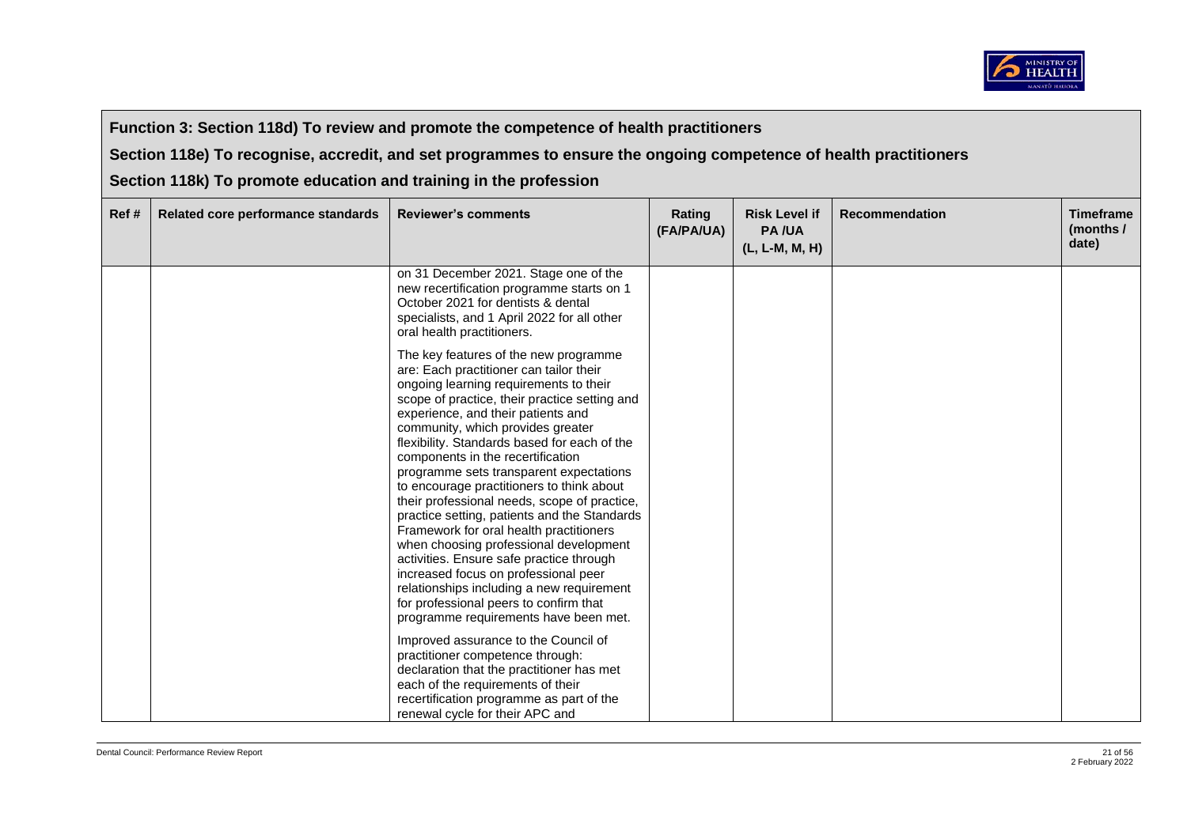**Function 3: Section 118d) To review and promote the competence of health practitioners**

**Section 118e) To recognise, accredit, and set programmes to ensure the ongoing competence of health practitioners**

**Section 118k) To promote education and training in the profession**

| Ref # | Related core performance standards | Reviewer's comments | Rating (FA/PA/UA) | Risk Level if PA /UA (L, L-M, M, H) | Recommendation | Timeframe (months / date) |
|---|---|---|---|---|---|---|
| | | on 31 December 2021. Stage one of the new recertification programme starts on 1 October 2021 for dentists & dental specialists, and 1 April 2022 for all other oral health practitioners.<br><br>The key features of the new programme are: Each practitioner can tailor their ongoing learning requirements to their scope of practice, their practice setting and experience, and their patients and community, which provides greater flexibility. Standards based for each of the components in the recertification programme sets transparent expectations to encourage practitioners to think about their professional needs, scope of practice, practice setting, patients and the Standards Framework for oral health practitioners when choosing professional development activities. Ensure safe practice through increased focus on professional peer relationships including a new requirement for professional peers to confirm that programme requirements have been met.<br><br>Improved assurance to the Council of practitioner competence through: declaration that the practitioner has met each of the requirements of their recertification programme as part of the renewal cycle for their APC and | | | | |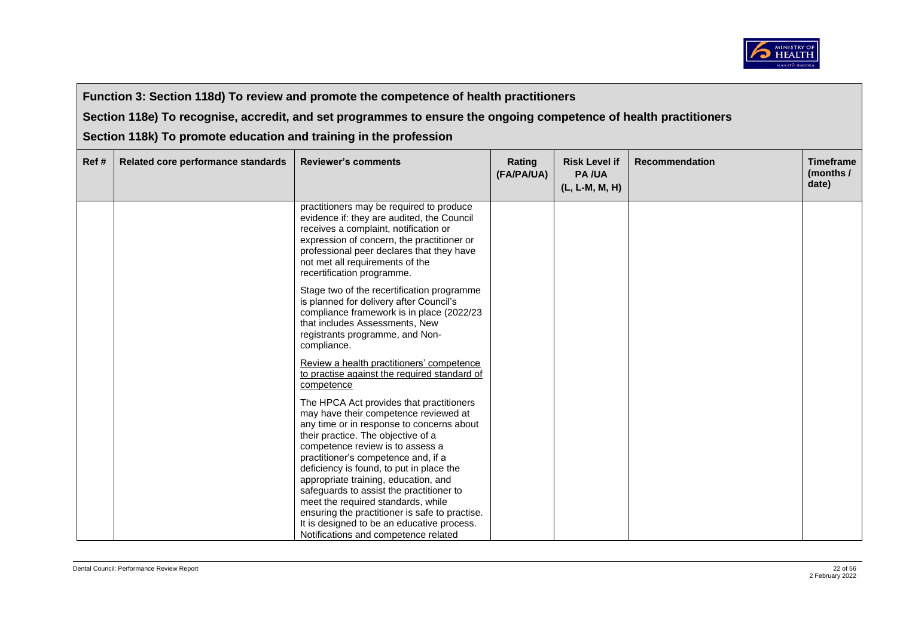**Function 3: Section 118d) To review and promote the competence of health practitioners**

**Section 118e) To recognise, accredit, and set programmes to ensure the ongoing competence of health practitioners**

**Section 118k) To promote education and training in the profession**

| Ref # | Related core performance standards | Reviewer's comments | Rating (FA/PA/UA) | Risk Level if PA /UA (L, L-M, M, H) | Recommendation | Timeframe (months / date) |
|---|---|---|---|---|---|---|
| | | practitioners may be required to produce evidence if: they are audited, the Council receives a complaint, notification or expression of concern, the practitioner or professional peer declares that they have not met all requirements of the recertification programme.<br><br>Stage two of the recertification programme is planned for delivery after Council's compliance framework is in place (2022/23 that includes Assessments, New registrants programme, and Non-compliance.<br><br><u>Review a health practitioners' competence to practise against the required standard of competence</u><br><br>The HPCA Act provides that practitioners may have their competence reviewed at any time or in response to concerns about their practice. The objective of a competence review is to assess a practitioner's competence and, if a deficiency is found, to put in place the appropriate training, education, and safeguards to assist the practitioner to meet the required standards, while ensuring the practitioner is safe to practise. It is designed to be an educative process. Notifications and competence related | | | | |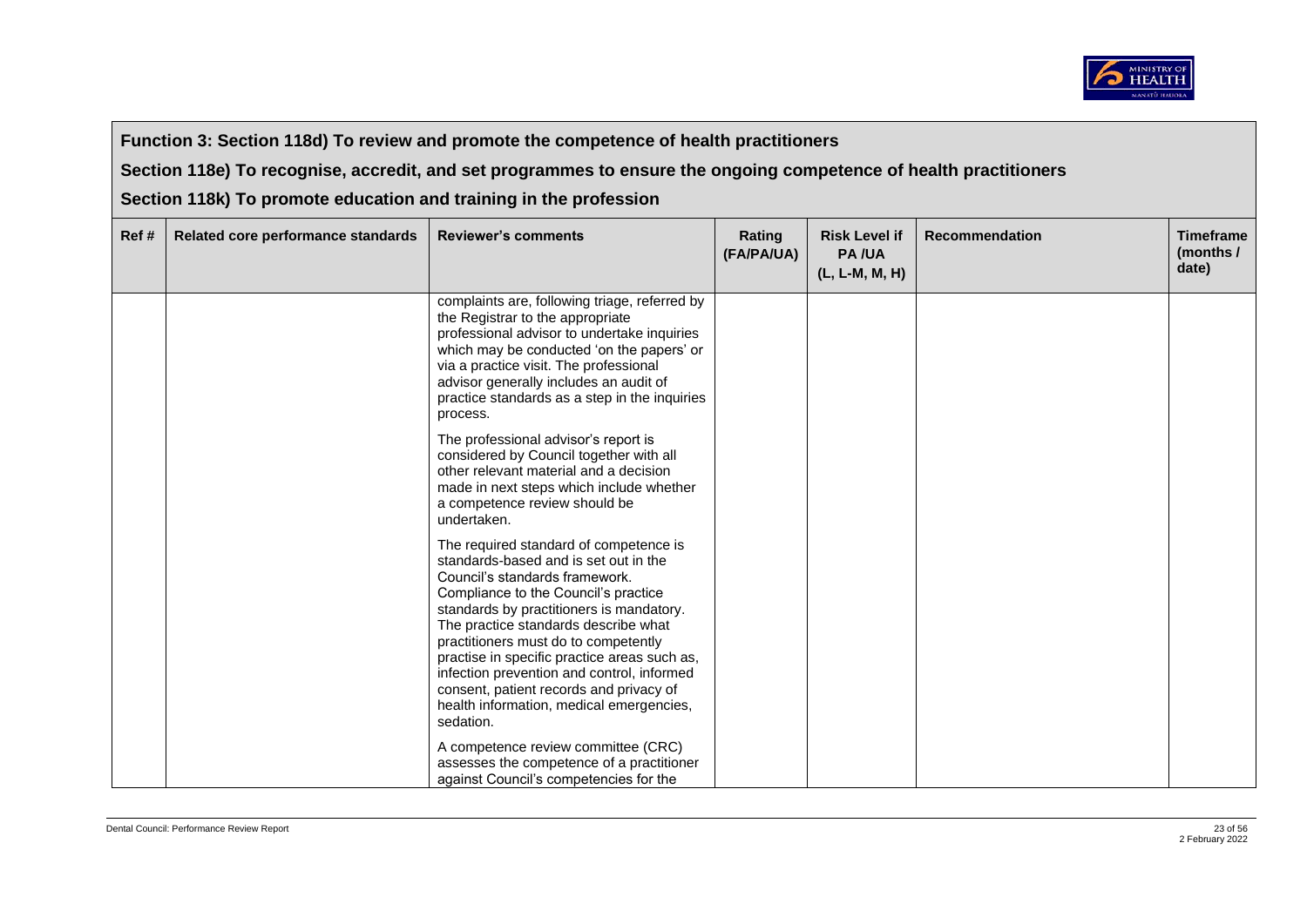| Function 3: Section 118d) To review and promote the competence of health practitioners<br>Section 118e) To recognise, accredit, and set programmes to ensure the ongoing competence of health practitioners<br>Section 118k) To promote education and training in the profession | | | | | | |
|---|---|---|---|---|---|---|
| **Ref #** | **Related core performance standards** | **Reviewer's comments** | **Rating (FA/PA/UA)** | **Risk Level if PA /UA (L, L-M, M, H)** | **Recommendation** | **Timeframe (months / date)** |
| | | complaints are, following triage, referred by the Registrar to the appropriate professional advisor to undertake inquiries which may be conducted 'on the papers' or via a practice visit. The professional advisor generally includes an audit of practice standards as a step in the inquiries process.<br><br>The professional advisor's report is considered by Council together with all other relevant material and a decision made in next steps which include whether a competence review should be undertaken.<br><br>The required standard of competence is standards-based and is set out in the Council's standards framework. Compliance to the Council's practice standards by practitioners is mandatory. The practice standards describe what practitioners must do to competently practise in specific practice areas such as, infection prevention and control, informed consent, patient records and privacy of health information, medical emergencies, sedation.<br><br>A competence review committee (CRC) assesses the competence of a practitioner against Council's competencies for the | | | | |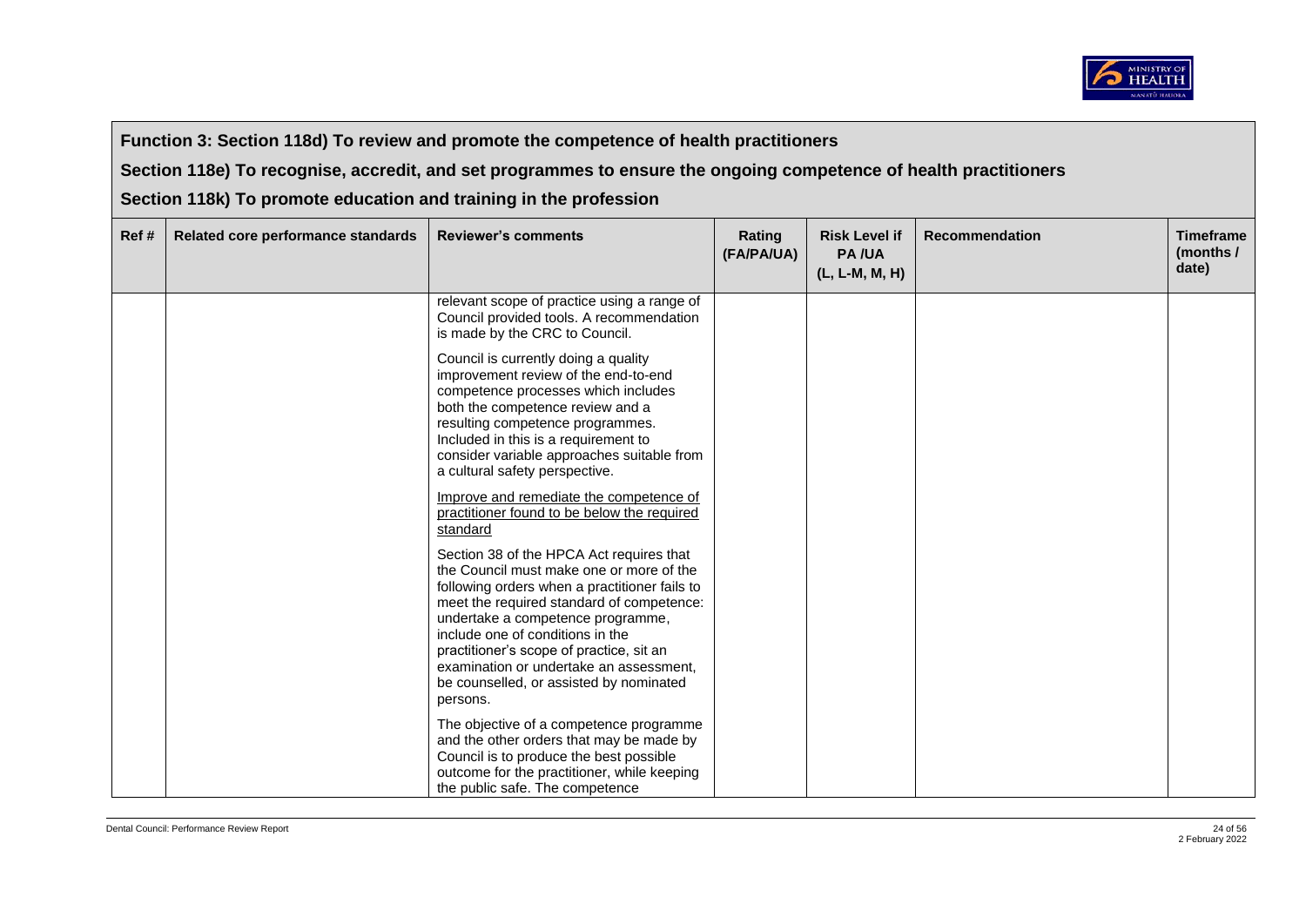**Function 3: Section 118d) To review and promote the competence of health practitioners**

**Section 118e) To recognise, accredit, and set programmes to ensure the ongoing competence of health practitioners**

**Section 118k) To promote education and training in the profession**

| Ref # | Related core performance standards | Reviewer's comments | Rating (FA/PA/UA) | Risk Level if PA /UA (L, L-M, M, H) | Recommendation | Timeframe (months / date) |
|---|---|---|---|---|---|---|
| | | relevant scope of practice using a range of Council provided tools. A recommendation is made by the CRC to Council.<br><br>Council is currently doing a quality improvement review of the end-to-end competence processes which includes both the competence review and a resulting competence programmes. Included in this is a requirement to consider variable approaches suitable from a cultural safety perspective.<br><br><u>Improve and remediate the competence of practitioner found to be below the required standard</u><br><br>Section 38 of the HPCA Act requires that the Council must make one or more of the following orders when a practitioner fails to meet the required standard of competence: undertake a competence programme, include one of conditions in the practitioner's scope of practice, sit an examination or undertake an assessment, be counselled, or assisted by nominated persons.<br><br>The objective of a competence programme and the other orders that may be made by Council is to produce the best possible outcome for the practitioner, while keeping the public safe. The competence | | | | |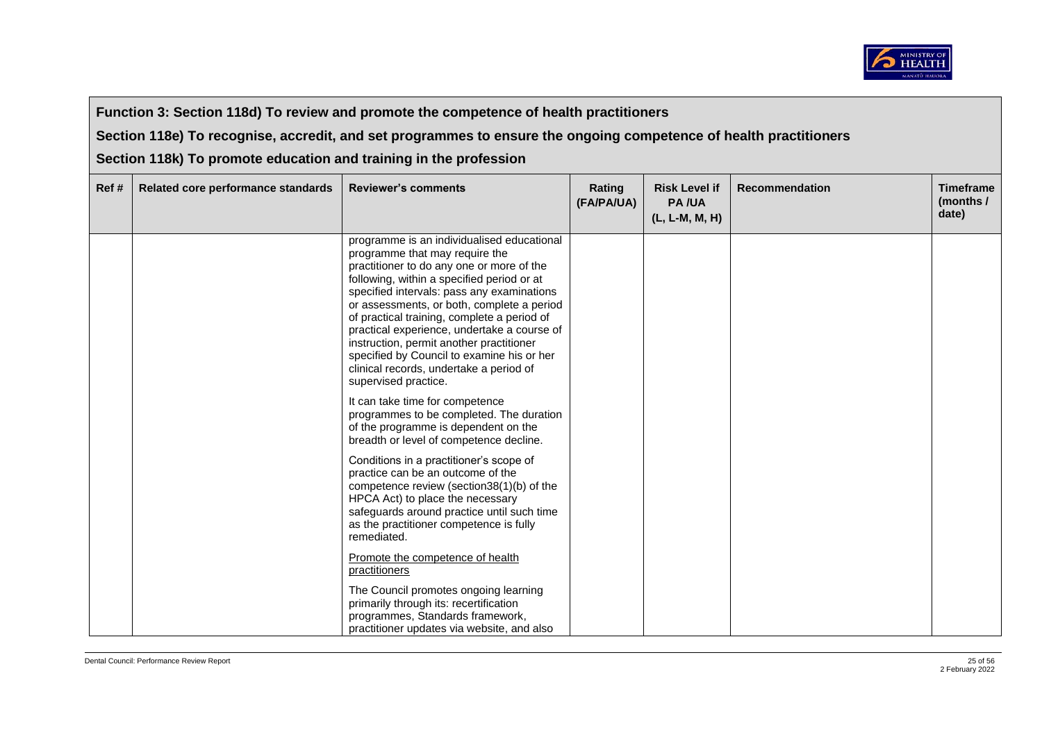**Function 3: Section 118d) To review and promote the competence of health practitioners**

**Section 118e) To recognise, accredit, and set programmes to ensure the ongoing competence of health practitioners**

**Section 118k) To promote education and training in the profession**

| Ref # | Related core performance standards | Reviewer's comments | Rating (FA/PA/UA) | Risk Level if PA /UA (L, L-M, M, H) | Recommendation | Timeframe (months / date) |
|---|---|---|---|---|---|---|
| | | programme is an individualised educational programme that may require the practitioner to do any one or more of the following, within a specified period or at specified intervals: pass any examinations or assessments, or both, complete a period of practical training, complete a period of practical experience, undertake a course of instruction, permit another practitioner specified by Council to examine his or her clinical records, undertake a period of supervised practice.<br><br>It can take time for competence programmes to be completed. The duration of the programme is dependent on the breadth or level of competence decline.<br><br>Conditions in a practitioner's scope of practice can be an outcome of the competence review (section38(1)(b) of the HPCA Act) to place the necessary safeguards around practice until such time as the practitioner competence is fully remediated.<br><br><u>Promote the competence of health practitioners</u><br><br>The Council promotes ongoing learning primarily through its: recertification programmes, Standards framework, practitioner updates via website, and also | | | | |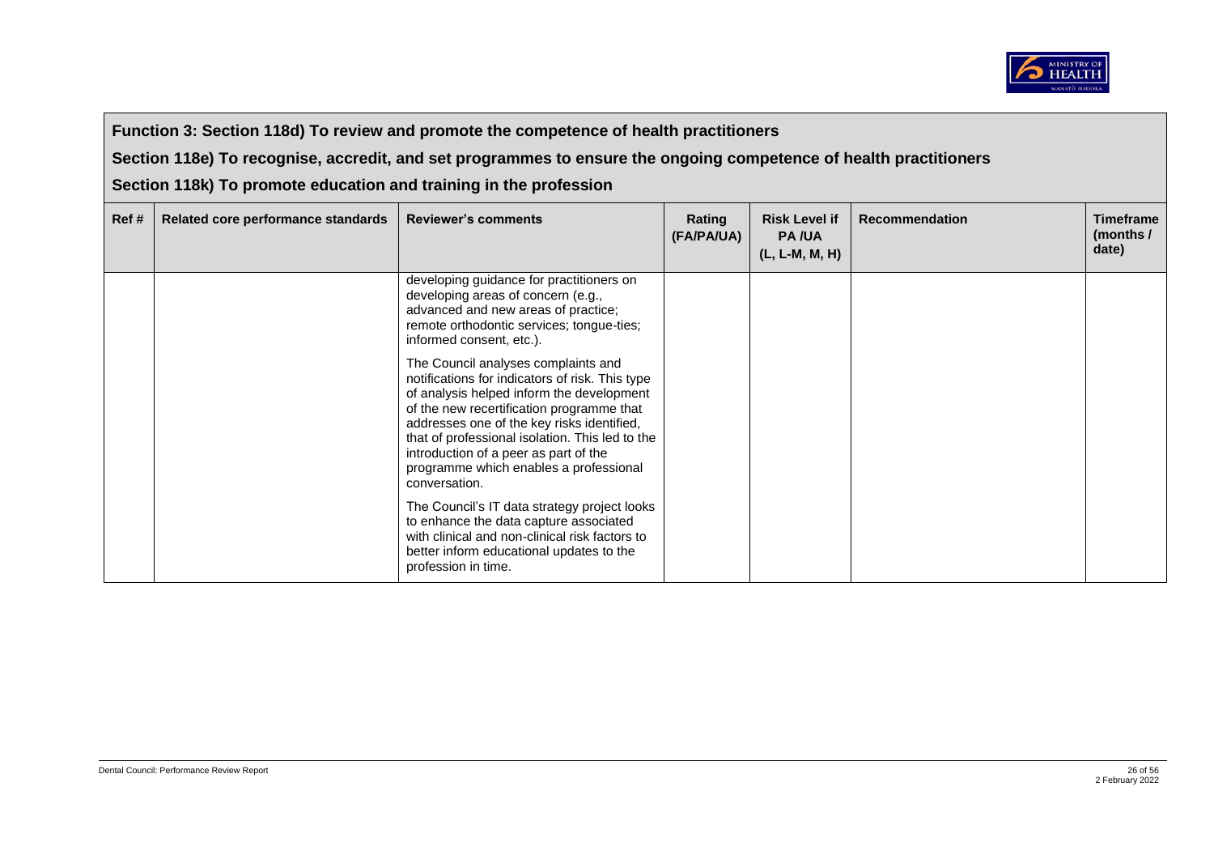**Function 3: Section 118d) To review and promote the competence of health practitioners**

**Section 118e) To recognise, accredit, and set programmes to ensure the ongoing competence of health practitioners**

**Section 118k) To promote education and training in the profession**

| Ref # | Related core performance standards | Reviewer's comments | Rating (FA/PA/UA) | Risk Level if PA /UA (L, L-M, M, H) | Recommendation | Timeframe (months / date) |
|---|---|---|---|---|---|---|
| | | developing guidance for practitioners on developing areas of concern (e.g., advanced and new areas of practice; remote orthodontic services; tongue-ties; informed consent, etc.).<br><br>The Council analyses complaints and notifications for indicators of risk. This type of analysis helped inform the development of the new recertification programme that addresses one of the key risks identified, that of professional isolation. This led to the introduction of a peer as part of the programme which enables a professional conversation.<br><br>The Council's IT data strategy project looks to enhance the data capture associated with clinical and non-clinical risk factors to better inform educational updates to the profession in time. | | | | |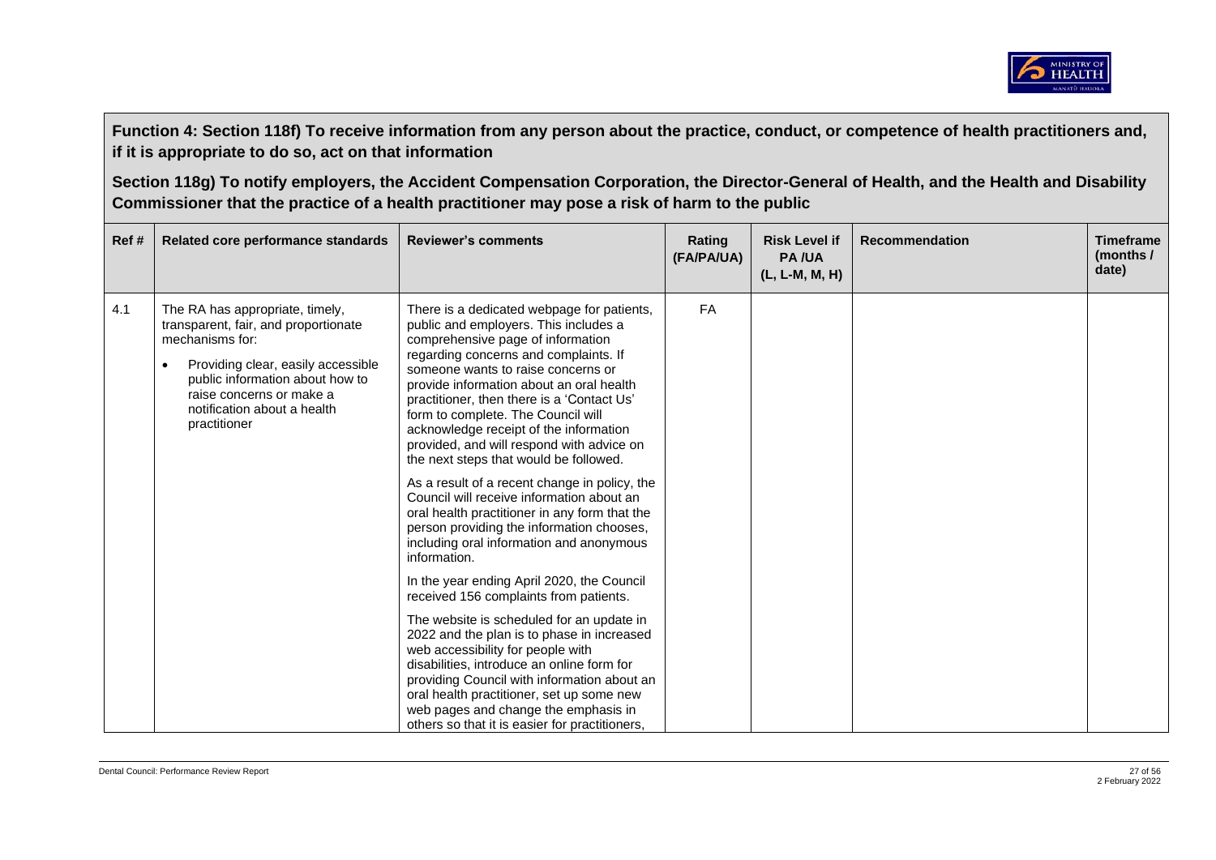**Function 4: Section 118f) To receive information from any person about the practice, conduct, or competence of health practitioners and, if it is appropriate to do so, act on that information**

**Section 118g) To notify employers, the Accident Compensation Corporation, the Director-General of Health, and the Health and Disability Commissioner that the practice of a health practitioner may pose a risk of harm to the public**

| Ref # | Related core performance standards | Reviewer's comments | Rating (FA/PA/UA) | Risk Level if PA /UA (L, L-M, M, H) | Recommendation | Timeframe (months / date) |
|---|---|---|---|---|---|---|
| 4.1 | The RA has appropriate, timely, transparent, fair, and proportionate mechanisms for:<br>• Providing clear, easily accessible public information about how to raise concerns or make a notification about a health practitioner | There is a dedicated webpage for patients, public and employers. This includes a comprehensive page of information regarding concerns and complaints. If someone wants to raise concerns or provide information about an oral health practitioner, then there is a 'Contact Us' form to complete. The Council will acknowledge receipt of the information provided, and will respond with advice on the next steps that would be followed.<br><br>As a result of a recent change in policy, the Council will receive information about an oral health practitioner in any form that the person providing the information chooses, including oral information and anonymous information.<br><br>In the year ending April 2020, the Council received 156 complaints from patients.<br><br>The website is scheduled for an update in 2022 and the plan is to phase in increased web accessibility for people with disabilities, introduce an online form for providing Council with information about an oral health practitioner, set up some new web pages and change the emphasis in others so that it is easier for practitioners, | FA | | | |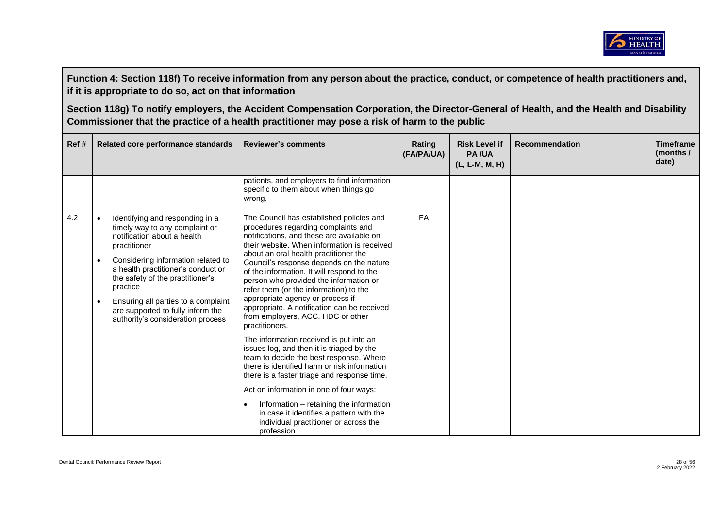**Function 4: Section 118f) To receive information from any person about the practice, conduct, or competence of health practitioners and, if it is appropriate to do so, act on that information**

**Section 118g) To notify employers, the Accident Compensation Corporation, the Director-General of Health, and the Health and Disability Commissioner that the practice of a health practitioner may pose a risk of harm to the public**

| Ref # | Related core performance standards | Reviewer's comments | Rating (FA/PA/UA) | Risk Level if PA /UA (L, L-M, M, H) | Recommendation | Timeframe (months / date) |
|---|---|---|---|---|---|---|
| | | patients, and employers to find information specific to them about when things go wrong. | | | | |
| 4.2 | • Identifying and responding in a timely way to any complaint or notification about a health practitioner<br>• Considering information related to a health practitioner's conduct or the safety of the practitioner's practice<br>• Ensuring all parties to a complaint are supported to fully inform the authority's consideration process | The Council has established policies and procedures regarding complaints and notifications, and these are available on their website. When information is received about an oral health practitioner the Council's response depends on the nature of the information. It will respond to the person who provided the information or refer them (or the information) to the appropriate agency or process if appropriate. A notification can be received from employers, ACC, HDC or other practitioners.<br><br>The information received is put into an issues log, and then it is triaged by the team to decide the best response. Where there is identified harm or risk information there is a faster triage and response time.<br><br>Act on information in one of four ways:<br>• Information – retaining the information in case it identifies a pattern with the individual practitioner or across the profession | FA | | | |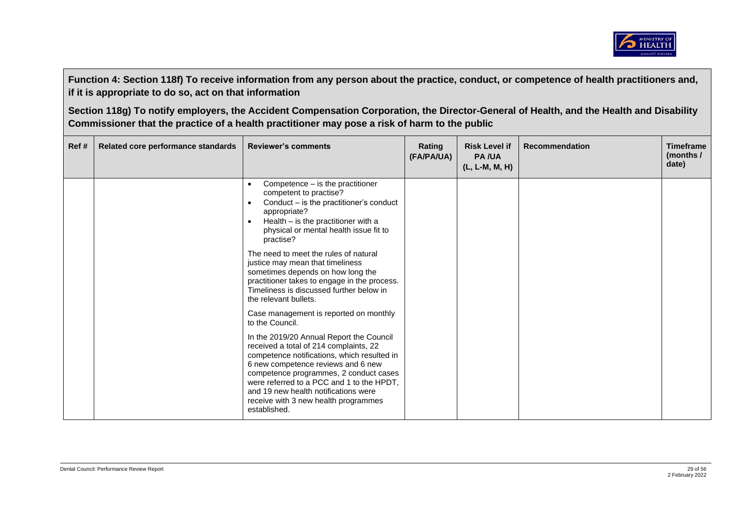**Function 4: Section 118f) To receive information from any person about the practice, conduct, or competence of health practitioners and, if it is appropriate to do so, act on that information**

**Section 118g) To notify employers, the Accident Compensation Corporation, the Director-General of Health, and the Health and Disability Commissioner that the practice of a health practitioner may pose a risk of harm to the public**

| Ref # | Related core performance standards | Reviewer's comments | Rating (FA/PA/UA) | Risk Level if PA /UA (L, L-M, M, H) | Recommendation | Timeframe (months / date) |
|---|---|---|---|---|---|---|
| | | <ul><li>Competence – is the practitioner competent to practise?</li><li>Conduct – is the practitioner's conduct appropriate?</li><li>Health – is the practitioner with a physical or mental health issue fit to practise?</li></ul>The need to meet the rules of natural justice may mean that timeliness sometimes depends on how long the practitioner takes to engage in the process. Timeliness is discussed further below in the relevant bullets.<br><br>Case management is reported on monthly to the Council.<br><br>In the 2019/20 Annual Report the Council received a total of 214 complaints, 22 competence notifications, which resulted in 6 new competence reviews and 6 new competence programmes, 2 conduct cases were referred to a PCC and 1 to the HPDT, and 19 new health notifications were receive with 3 new health programmes established. | | | | |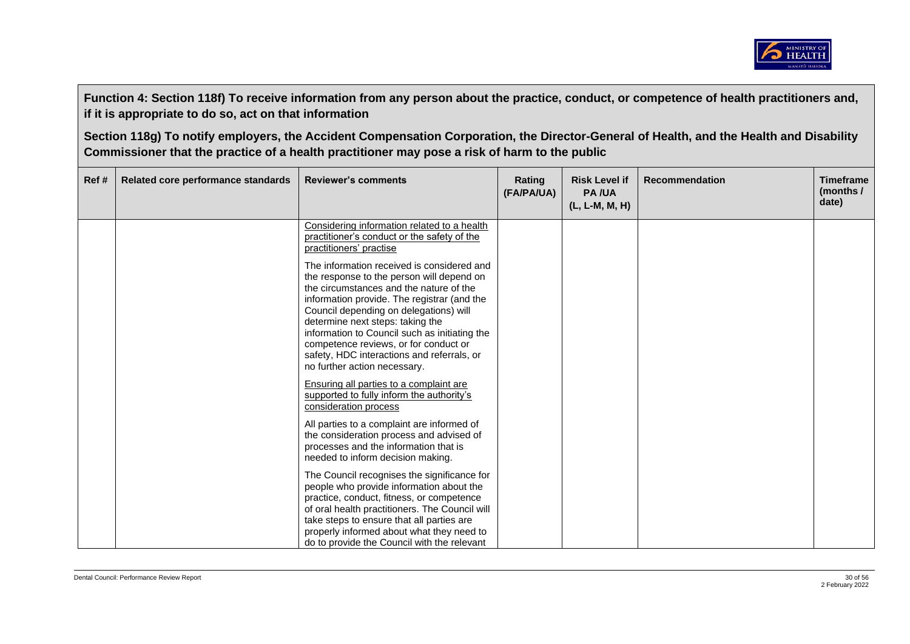**Function 4: Section 118f) To receive information from any person about the practice, conduct, or competence of health practitioners and, if it is appropriate to do so, act on that information**

**Section 118g) To notify employers, the Accident Compensation Corporation, the Director-General of Health, and the Health and Disability Commissioner that the practice of a health practitioner may pose a risk of harm to the public**

| Ref # | Related core performance standards | Reviewer's comments | Rating (FA/PA/UA) | Risk Level if PA /UA (L, L-M, M, H) | Recommendation | Timeframe (months / date) |
|---|---|---|---|---|---|---|
| | | <u>Considering information related to a health practitioner's conduct or the safety of the practitioners' practise</u><br><br>The information received is considered and the response to the person will depend on the circumstances and the nature of the information provide. The registrar (and the Council depending on delegations) will determine next steps: taking the information to Council such as initiating the competence reviews, or for conduct or safety, HDC interactions and referrals, or no further action necessary.<br><br><u>Ensuring all parties to a complaint are supported to fully inform the authority's consideration process</u><br><br>All parties to a complaint are informed of the consideration process and advised of processes and the information that is needed to inform decision making.<br><br>The Council recognises the significance for people who provide information about the practice, conduct, fitness, or competence of oral health practitioners. The Council will take steps to ensure that all parties are properly informed about what they need to do to provide the Council with the relevant | | | | |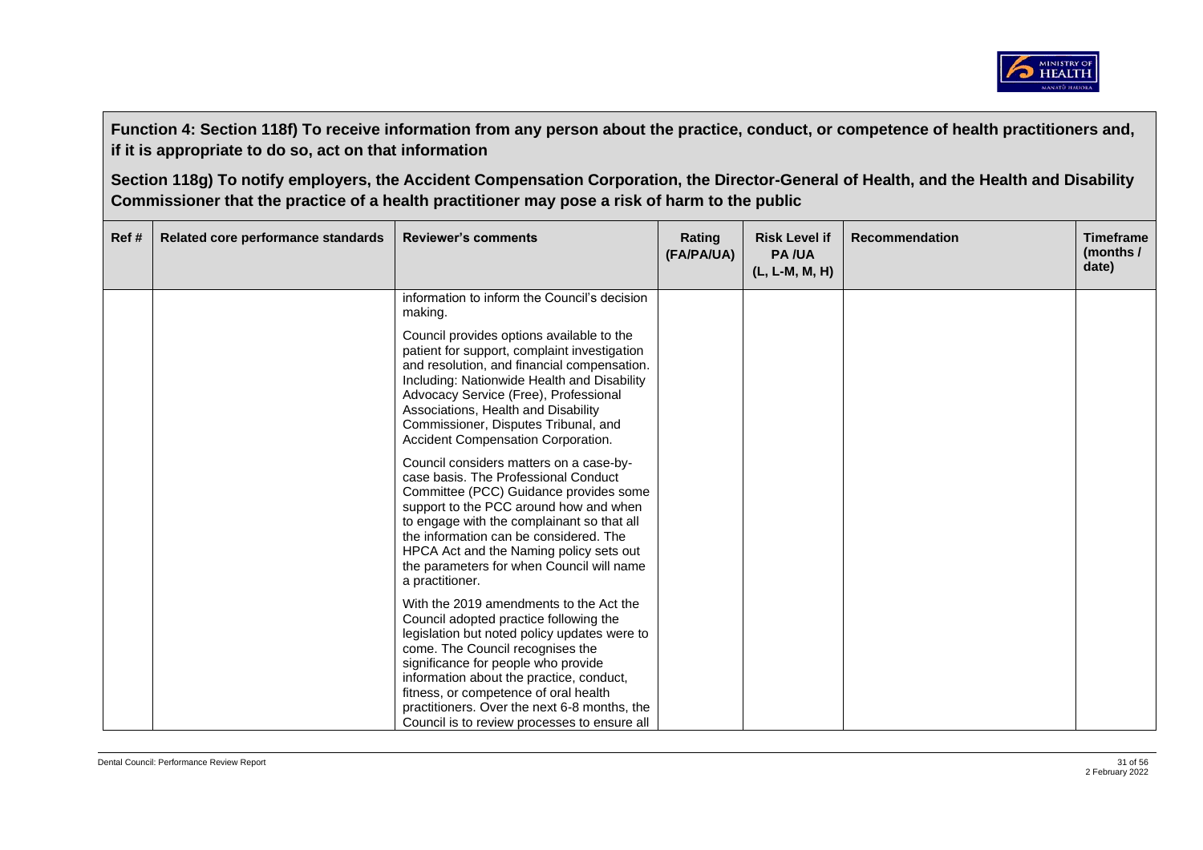**Function 4: Section 118f) To receive information from any person about the practice, conduct, or competence of health practitioners and, if it is appropriate to do so, act on that information**

**Section 118g) To notify employers, the Accident Compensation Corporation, the Director-General of Health, and the Health and Disability Commissioner that the practice of a health practitioner may pose a risk of harm to the public**

| Ref # | Related core performance standards | Reviewer's comments | Rating (FA/PA/UA) | Risk Level if PA /UA (L, L-M, M, H) | Recommendation | Timeframe (months / date) |
|---|---|---|---|---|---|---|
| | | information to inform the Council's decision making.<br><br>Council provides options available to the patient for support, complaint investigation and resolution, and financial compensation. Including: Nationwide Health and Disability Advocacy Service (Free), Professional Associations, Health and Disability Commissioner, Disputes Tribunal, and Accident Compensation Corporation.<br><br>Council considers matters on a case-by-case basis. The Professional Conduct Committee (PCC) Guidance provides some support to the PCC around how and when to engage with the complainant so that all the information can be considered. The HPCA Act and the Naming policy sets out the parameters for when Council will name a practitioner.<br><br>With the 2019 amendments to the Act the Council adopted practice following the legislation but noted policy updates were to come. The Council recognises the significance for people who provide information about the practice, conduct, fitness, or competence of oral health practitioners. Over the next 6-8 months, the Council is to review processes to ensure all | | | | |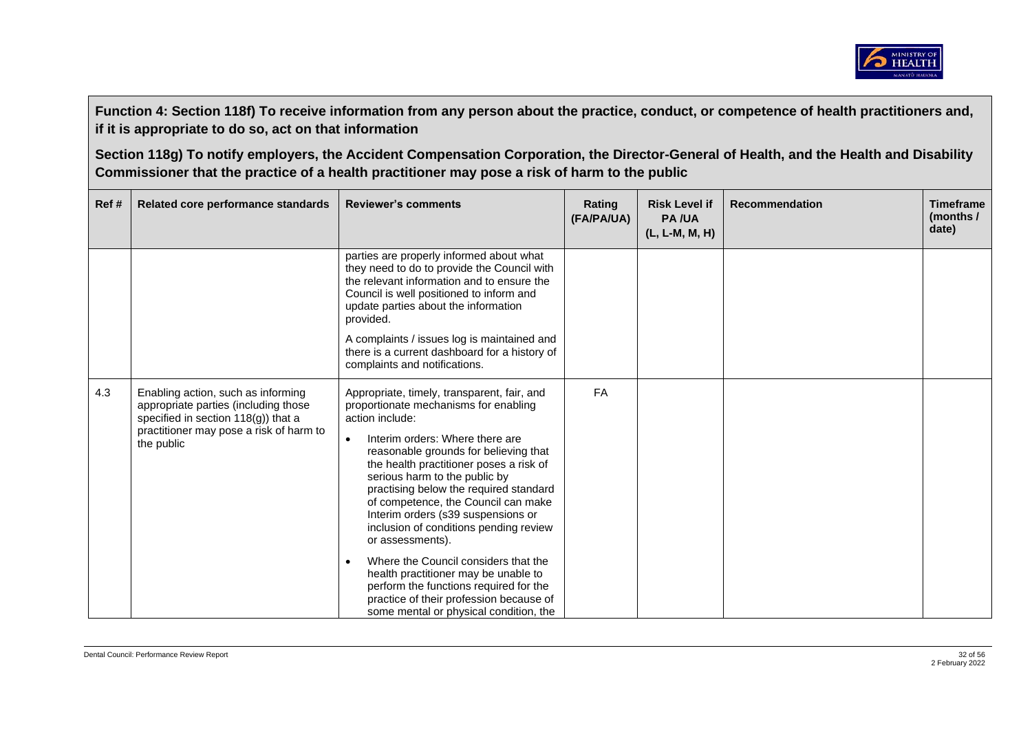**Function 4: Section 118f) To receive information from any person about the practice, conduct, or competence of health practitioners and, if it is appropriate to do so, act on that information**

**Section 118g) To notify employers, the Accident Compensation Corporation, the Director-General of Health, and the Health and Disability Commissioner that the practice of a health practitioner may pose a risk of harm to the public**

| Ref # | Related core performance standards | Reviewer's comments | Rating (FA/PA/UA) | Risk Level if PA /UA (L, L-M, M, H) | Recommendation | Timeframe (months / date) |
|---|---|---|---|---|---|---|
| | | parties are properly informed about what they need to do to provide the Council with the relevant information and to ensure the Council is well positioned to inform and update parties about the information provided.<br><br>A complaints / issues log is maintained and there is a current dashboard for a history of complaints and notifications. | | | | |
| 4.3 | Enabling action, such as informing appropriate parties (including those specified in section 118(g)) that a practitioner may pose a risk of harm to the public | Appropriate, timely, transparent, fair, and proportionate mechanisms for enabling action include:<br><br>• Interim orders: Where there are reasonable grounds for believing that the health practitioner poses a risk of serious harm to the public by practising below the required standard of competence, the Council can make Interim orders (s39 suspensions or inclusion of conditions pending review or assessments).<br><br>• Where the Council considers that the health practitioner may be unable to perform the functions required for the practice of their profession because of some mental or physical condition, the | FA | | | |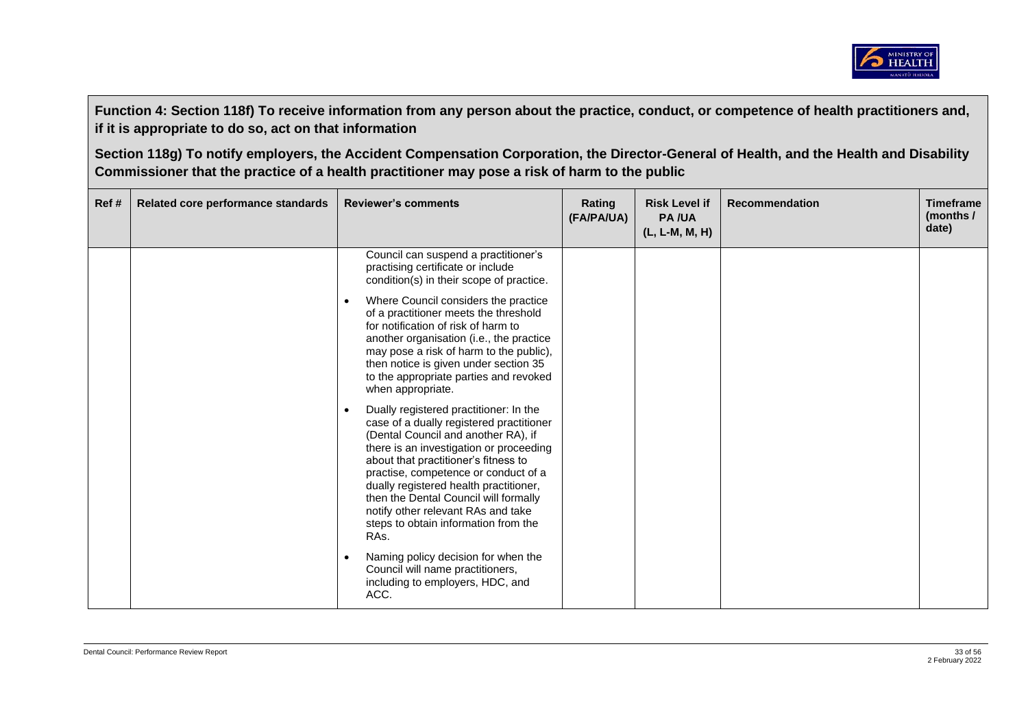**Function 4: Section 118f) To receive information from any person about the practice, conduct, or competence of health practitioners and, if it is appropriate to do so, act on that information**

**Section 118g) To notify employers, the Accident Compensation Corporation, the Director-General of Health, and the Health and Disability Commissioner that the practice of a health practitioner may pose a risk of harm to the public**

| Ref # | Related core performance standards | Reviewer's comments | Rating (FA/PA/UA) | Risk Level if PA /UA (L, L-M, M, H) | Recommendation | Timeframe (months / date) |
|---|---|---|---|---|---|---|
| | | Council can suspend a practitioner's practising certificate or include condition(s) in their scope of practice.<br>• Where Council considers the practice of a practitioner meets the threshold for notification of risk of harm to another organisation (i.e., the practice may pose a risk of harm to the public), then notice is given under section 35 to the appropriate parties and revoked when appropriate.<br>• Dually registered practitioner: In the case of a dually registered practitioner (Dental Council and another RA), if there is an investigation or proceeding about that practitioner's fitness to practise, competence or conduct of a dually registered health practitioner, then the Dental Council will formally notify other relevant RAs and take steps to obtain information from the RAs.<br>• Naming policy decision for when the Council will name practitioners, including to employers, HDC, and ACC. | | | | |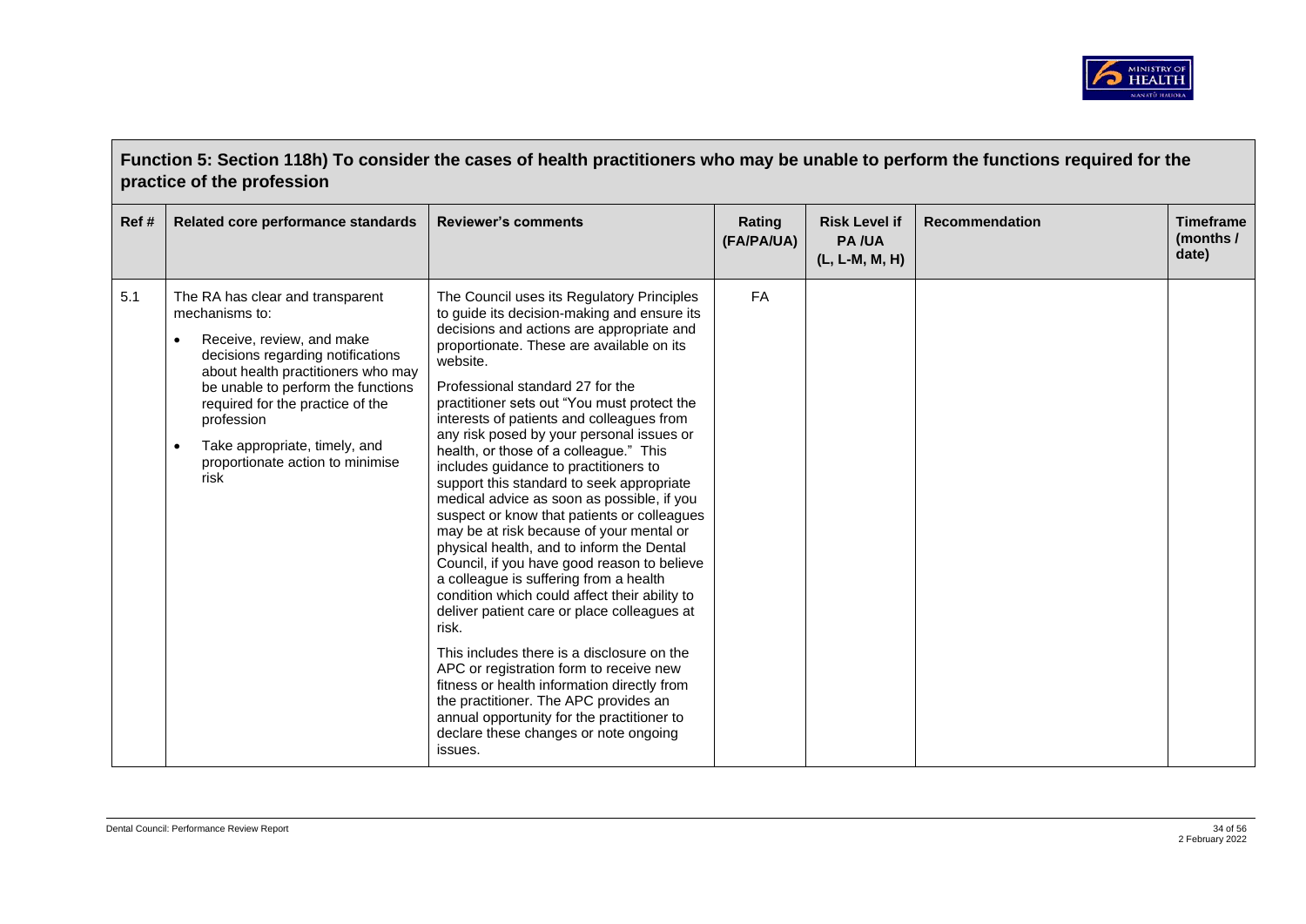## Function 5: Section 118h) To consider the cases of health practitioners who may be unable to perform the functions required for the practice of the profession

| Ref # | Related core performance standards | Reviewer's comments | Rating (FA/PA/UA) | Risk Level if PA /UA (L, L-M, M, H) | Recommendation | Timeframe (months / date) |
|---|---|---|---|---|---|---|
| 5.1 | The RA has clear and transparent mechanisms to:<br>• Receive, review, and make decisions regarding notifications about health practitioners who may be unable to perform the functions required for the practice of the profession<br>• Take appropriate, timely, and proportionate action to minimise risk | The Council uses its Regulatory Principles to guide its decision-making and ensure its decisions and actions are appropriate and proportionate. These are available on its website.<br><br>Professional standard 27 for the practitioner sets out "You must protect the interests of patients and colleagues from any risk posed by your personal issues or health, or those of a colleague." This includes guidance to practitioners to support this standard to seek appropriate medical advice as soon as possible, if you suspect or know that patients or colleagues may be at risk because of your mental or physical health, and to inform the Dental Council, if you have good reason to believe a colleague is suffering from a health condition which could affect their ability to deliver patient care or place colleagues at risk.<br><br>This includes there is a disclosure on the APC or registration form to receive new fitness or health information directly from the practitioner. The APC provides an annual opportunity for the practitioner to declare these changes or note ongoing issues. | FA | | | |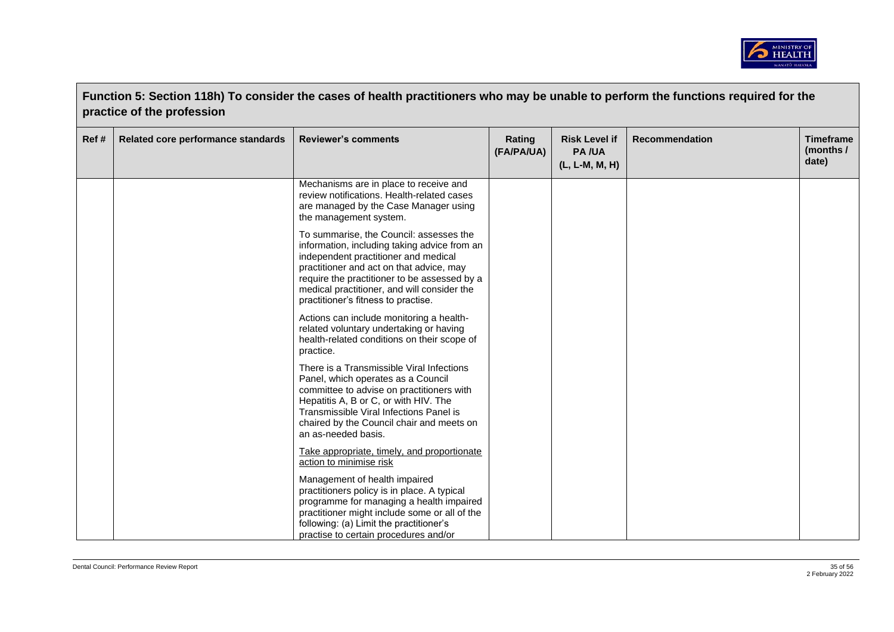## Function 5: Section 118h) To consider the cases of health practitioners who may be unable to perform the functions required for the practice of the profession

| Ref # | Related core performance standards | Reviewer's comments | Rating (FA/PA/UA) | Risk Level if PA /UA (L, L-M, M, H) | Recommendation | Timeframe (months / date) |
|---|---|---|---|---|---|---|
| | | Mechanisms are in place to receive and review notifications. Health-related cases are managed by the Case Manager using the management system.<br><br>To summarise, the Council: assesses the information, including taking advice from an independent practitioner and medical practitioner and act on that advice, may require the practitioner to be assessed by a medical practitioner, and will consider the practitioner's fitness to practise.<br><br>Actions can include monitoring a health-related voluntary undertaking or having health-related conditions on their scope of practice.<br><br>There is a Transmissible Viral Infections Panel, which operates as a Council committee to advise on practitioners with Hepatitis A, B or C, or with HIV. The Transmissible Viral Infections Panel is chaired by the Council chair and meets on an as-needed basis.<br><br><u>Take appropriate, timely, and proportionate action to minimise risk</u><br><br>Management of health impaired practitioners policy is in place. A typical programme for managing a health impaired practitioner might include some or all of the following: (a) Limit the practitioner's practise to certain procedures and/or | | | | |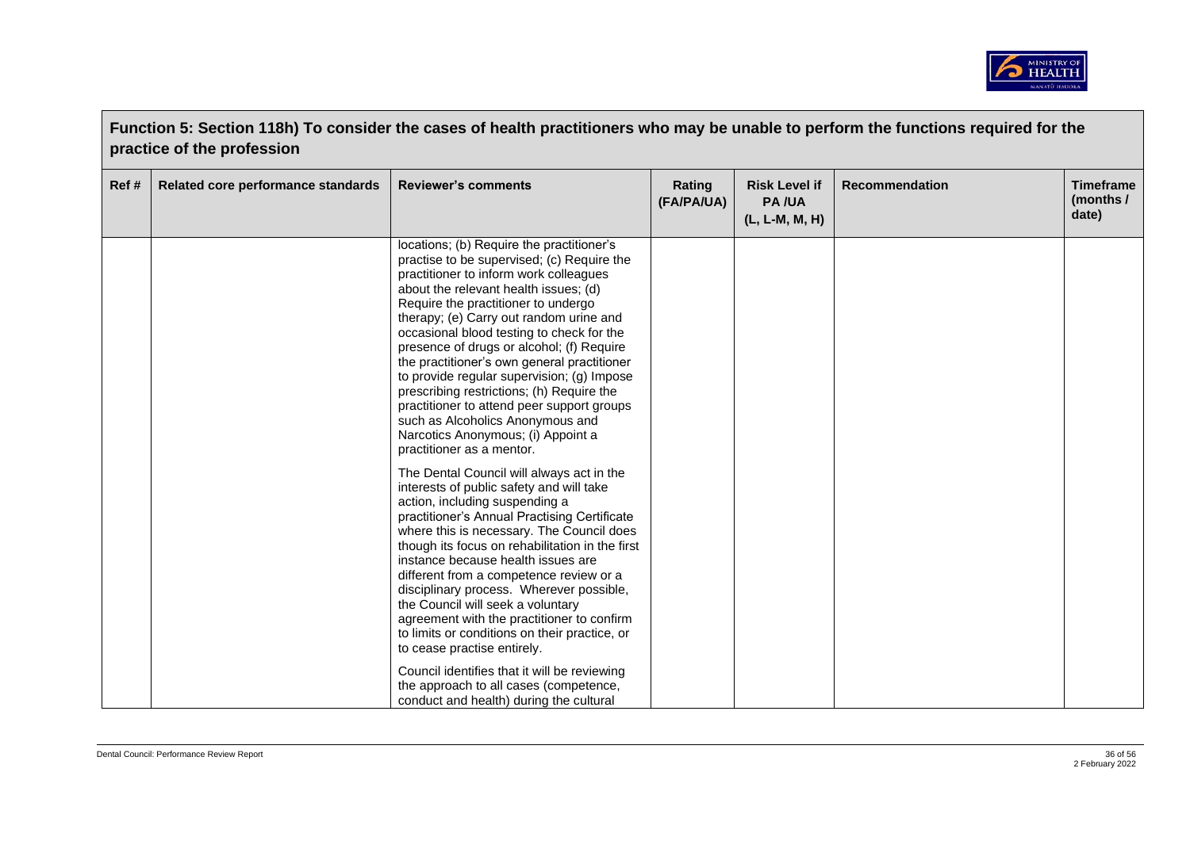## Function 5: Section 118h) To consider the cases of health practitioners who may be unable to perform the functions required for the practice of the profession

| Ref # | Related core performance standards | Reviewer's comments | Rating (FA/PA/UA) | Risk Level if PA /UA (L, L-M, M, H) | Recommendation | Timeframe (months / date) |
|---|---|---|---|---|---|---|
| | | locations; (b) Require the practitioner's practise to be supervised; (c) Require the practitioner to inform work colleagues about the relevant health issues; (d) Require the practitioner to undergo therapy; (e) Carry out random urine and occasional blood testing to check for the presence of drugs or alcohol; (f) Require the practitioner's own general practitioner to provide regular supervision; (g) Impose prescribing restrictions; (h) Require the practitioner to attend peer support groups such as Alcoholics Anonymous and Narcotics Anonymous; (i) Appoint a practitioner as a mentor.<br><br>The Dental Council will always act in the interests of public safety and will take action, including suspending a practitioner's Annual Practising Certificate where this is necessary. The Council does though its focus on rehabilitation in the first instance because health issues are different from a competence review or a disciplinary process. Wherever possible, the Council will seek a voluntary agreement with the practitioner to confirm to limits or conditions on their practice, or to cease practise entirely.<br><br>Council identifies that it will be reviewing the approach to all cases (competence, conduct and health) during the cultural | | | | |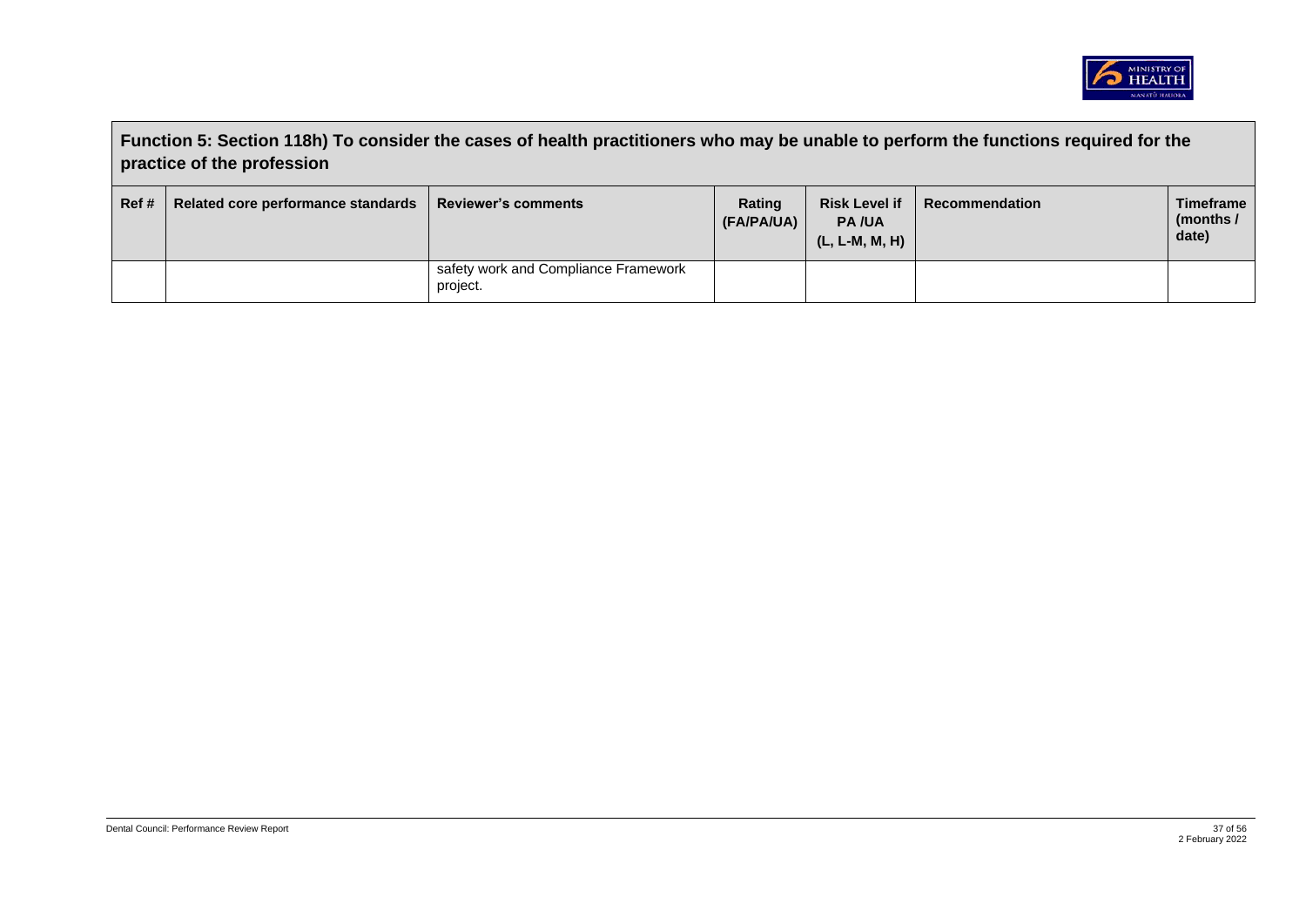## Function 5: Section 118h) To consider the cases of health practitioners who may be unable to perform the functions required for the practice of the profession

| Ref # | Related core performance standards | Reviewer's comments | Rating (FA/PA/UA) | Risk Level if PA /UA (L, L-M, M, H) | Recommendation | Timeframe (months / date) |
|---|---|---|---|---|---|---|
| | | safety work and Compliance Framework project. | | | | |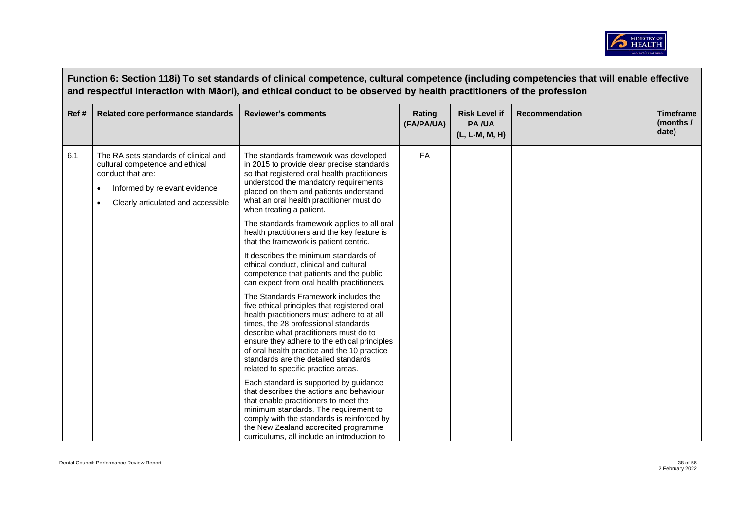**Function 6: Section 118i) To set standards of clinical competence, cultural competence (including competencies that will enable effective and respectful interaction with Māori), and ethical conduct to be observed by health practitioners of the profession**

| Ref # | Related core performance standards | Reviewer's comments | Rating (FA/PA/UA) | Risk Level if PA /UA (L, L-M, M, H) | Recommendation | Timeframe (months / date) |
|---|---|---|---|---|---|---|
| 6.1 | The RA sets standards of clinical and cultural competence and ethical conduct that are:<br>• Informed by relevant evidence<br>• Clearly articulated and accessible | The standards framework was developed in 2015 to provide clear precise standards so that registered oral health practitioners understood the mandatory requirements placed on them and patients understand what an oral health practitioner must do when treating a patient.<br><br>The standards framework applies to all oral health practitioners and the key feature is that the framework is patient centric.<br><br>It describes the minimum standards of ethical conduct, clinical and cultural competence that patients and the public can expect from oral health practitioners.<br><br>The Standards Framework includes the five ethical principles that registered oral health practitioners must adhere to at all times, the 28 professional standards describe what practitioners must do to ensure they adhere to the ethical principles of oral health practice and the 10 practice standards are the detailed standards related to specific practice areas.<br><br>Each standard is supported by guidance that describes the actions and behaviour that enable practitioners to meet the minimum standards. The requirement to comply with the standards is reinforced by the New Zealand accredited programme curriculums, all include an introduction to | FA | | | |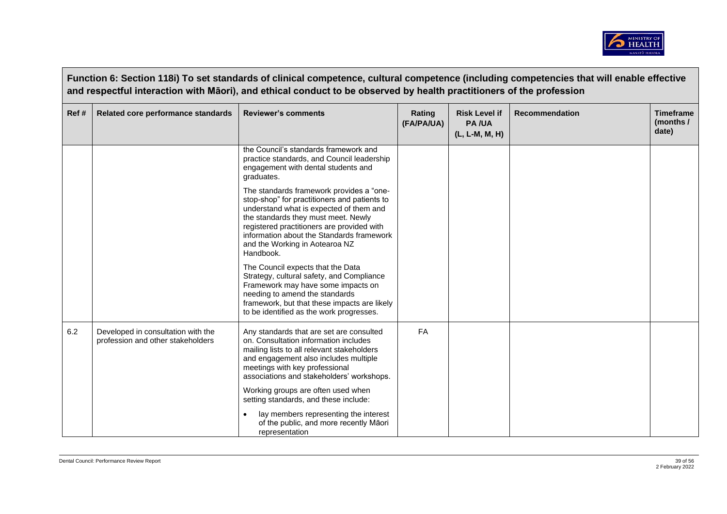## Function 6: Section 118i) To set standards of clinical competence, cultural competence (including competencies that will enable effective and respectful interaction with Māori), and ethical conduct to be observed by health practitioners of the profession

| Ref # | Related core performance standards | Reviewer's comments | Rating (FA/PA/UA) | Risk Level if PA /UA (L, L-M, M, H) | Recommendation | Timeframe (months / date) |
|---|---|---|---|---|---|---|
| | | the Council's standards framework and practice standards, and Council leadership engagement with dental students and graduates.<br><br>The standards framework provides a "one-stop-shop" for practitioners and patients to understand what is expected of them and the standards they must meet. Newly registered practitioners are provided with information about the Standards framework and the Working in Aotearoa NZ Handbook.<br><br>The Council expects that the Data Strategy, cultural safety, and Compliance Framework may have some impacts on needing to amend the standards framework, but that these impacts are likely to be identified as the work progresses. | | | | |
| 6.2 | Developed in consultation with the profession and other stakeholders | Any standards that are set are consulted on. Consultation information includes mailing lists to all relevant stakeholders and engagement also includes multiple meetings with key professional associations and stakeholders' workshops.<br><br>Working groups are often used when setting standards, and these include:<br><br>• lay members representing the interest of the public, and more recently Māori representation | FA | | | |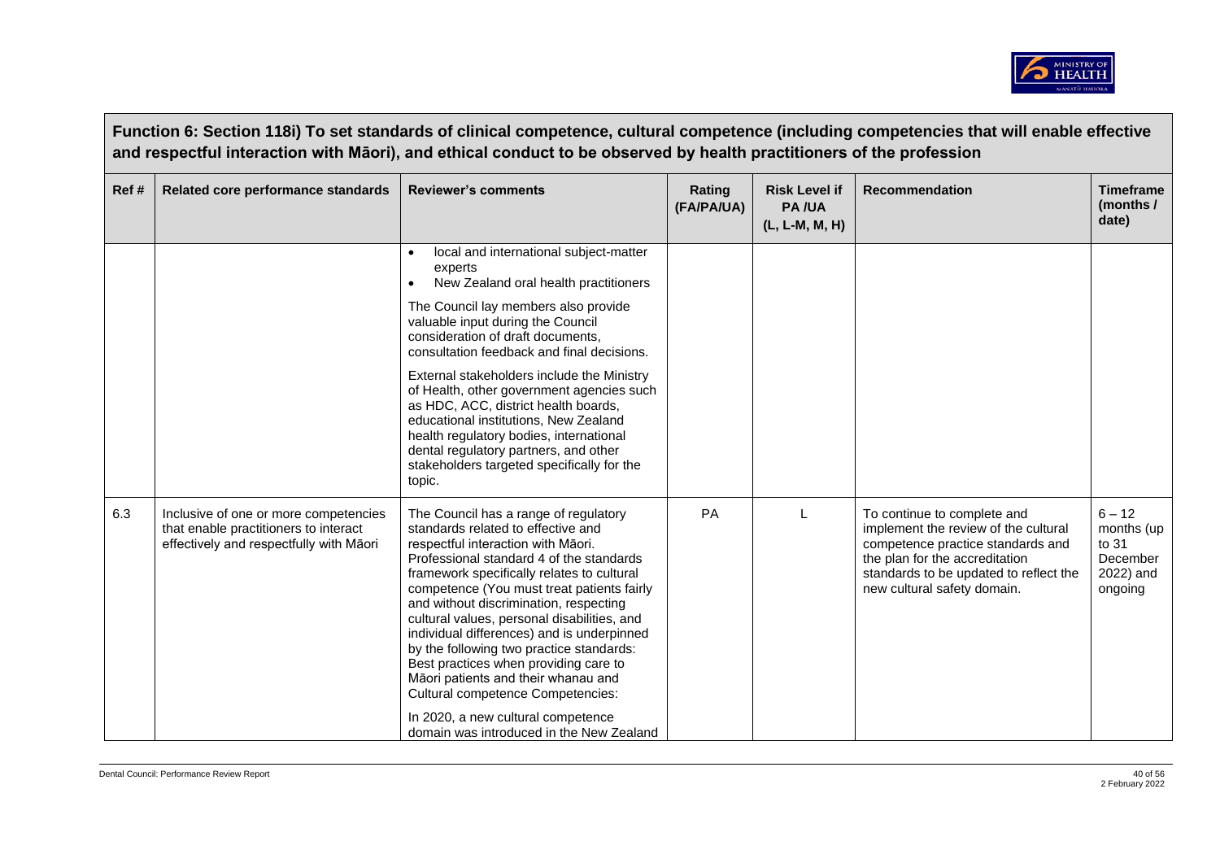**Function 6: Section 118i) To set standards of clinical competence, cultural competence (including competencies that will enable effective and respectful interaction with Māori), and ethical conduct to be observed by health practitioners of the profession**

| Ref # | Related core performance standards | Reviewer's comments | Rating (FA/PA/UA) | Risk Level if PA /UA (L, L-M, M, H) | Recommendation | Timeframe (months / date) |
|---|---|---|---|---|---|---|
| | | • local and international subject-matter experts<br>• New Zealand oral health practitioners<br><br>The Council lay members also provide valuable input during the Council consideration of draft documents, consultation feedback and final decisions.<br><br>External stakeholders include the Ministry of Health, other government agencies such as HDC, ACC, district health boards, educational institutions, New Zealand health regulatory bodies, international dental regulatory partners, and other stakeholders targeted specifically for the topic. | | | | |
| 6.3 | Inclusive of one or more competencies that enable practitioners to interact effectively and respectfully with Māori | The Council has a range of regulatory standards related to effective and respectful interaction with Māori. Professional standard 4 of the standards framework specifically relates to cultural competence (You must treat patients fairly and without discrimination, respecting cultural values, personal disabilities, and individual differences) and is underpinned by the following two practice standards: Best practices when providing care to Māori patients and their whanau and Cultural competence Competencies:<br><br>In 2020, a new cultural competence domain was introduced in the New Zealand | PA | L | To continue to complete and implement the review of the cultural competence practice standards and the plan for the accreditation standards to be updated to reflect the new cultural safety domain. | 6 – 12 months (up to 31 December 2022) and ongoing |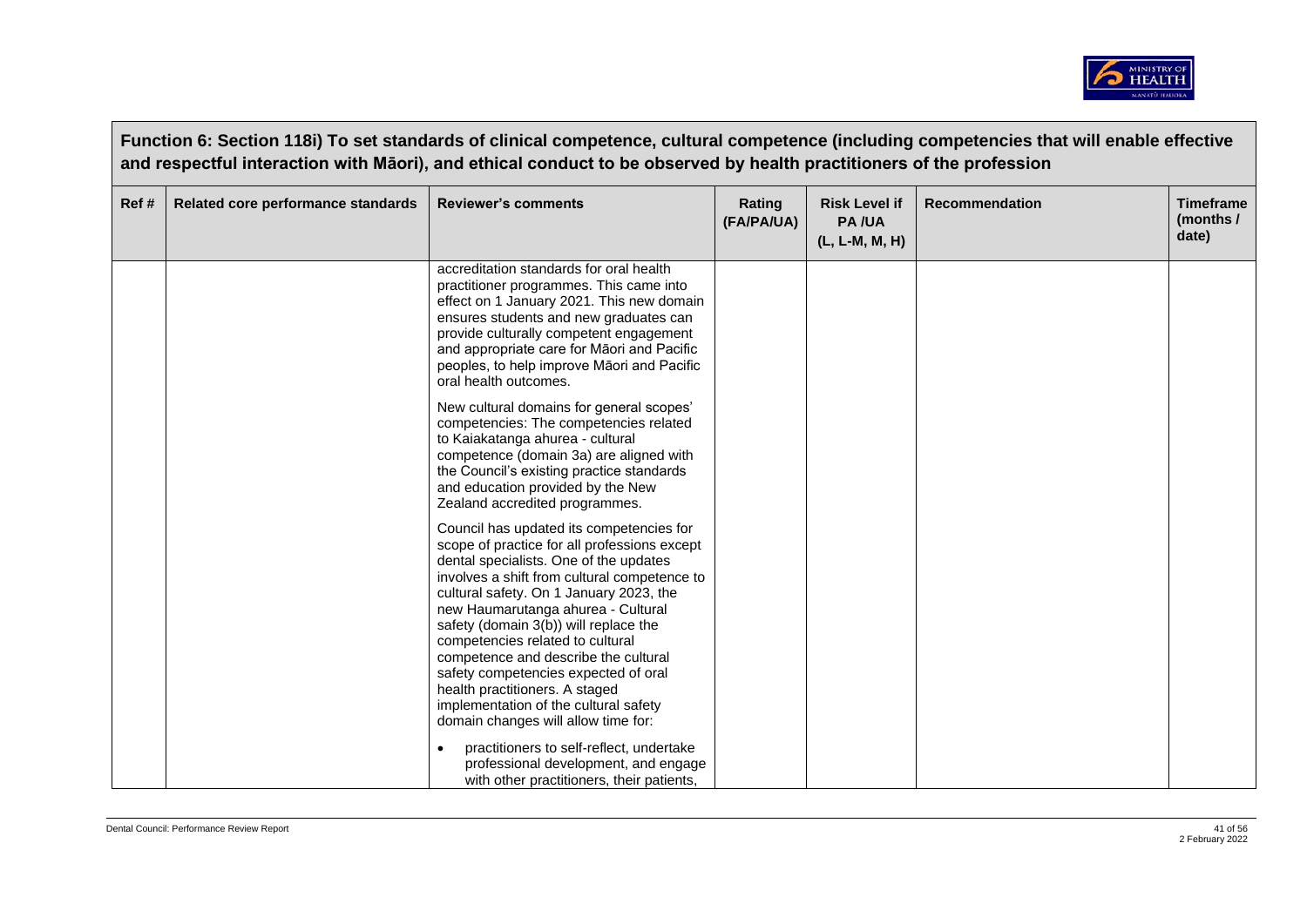## Function 6: Section 118i) To set standards of clinical competence, cultural competence (including competencies that will enable effective and respectful interaction with Māori), and ethical conduct to be observed by health practitioners of the profession

| Ref # | Related core performance standards | Reviewer's comments | Rating (FA/PA/UA) | Risk Level if PA /UA (L, L-M, M, H) | Recommendation | Timeframe (months / date) |
|---|---|---|---|---|---|---|
| | | accreditation standards for oral health practitioner programmes. This came into effect on 1 January 2021. This new domain ensures students and new graduates can provide culturally competent engagement and appropriate care for Māori and Pacific peoples, to help improve Māori and Pacific oral health outcomes.<br><br>New cultural domains for general scopes' competencies: The competencies related to Kaiakatanga ahurea - cultural competence (domain 3a) are aligned with the Council's existing practice standards and education provided by the New Zealand accredited programmes.<br><br>Council has updated its competencies for scope of practice for all professions except dental specialists. One of the updates involves a shift from cultural competence to cultural safety. On 1 January 2023, the new Haumarutanga ahurea - Cultural safety (domain 3(b)) will replace the competencies related to cultural competence and describe the cultural safety competencies expected of oral health practitioners. A staged implementation of the cultural safety domain changes will allow time for:<br><br>• practitioners to self-reflect, undertake professional development, and engage with other practitioners, their patients, | | | | |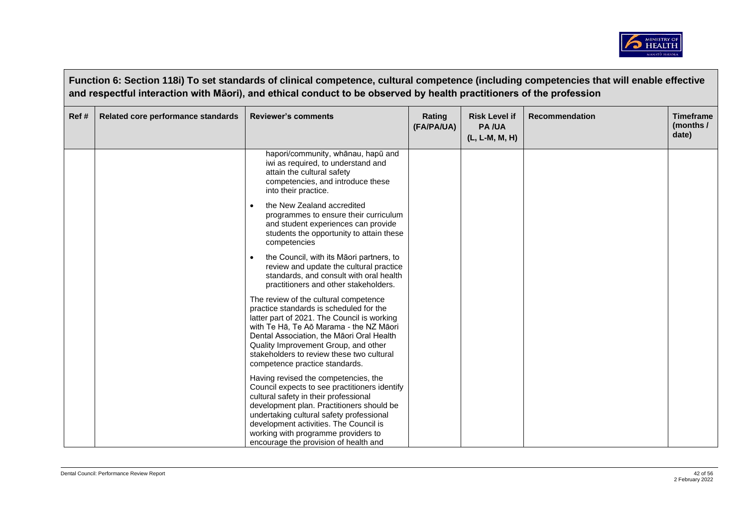## Function 6: Section 118i) To set standards of clinical competence, cultural competence (including competencies that will enable effective and respectful interaction with Māori), and ethical conduct to be observed by health practitioners of the profession

| Ref # | Related core performance standards | Reviewer's comments | Rating (FA/PA/UA) | Risk Level if PA /UA (L, L-M, M, H) | Recommendation | Timeframe (months / date) |
|---|---|---|---|---|---|---|
| | | hapori/community, whānau, hapū and iwi as required, to understand and attain the cultural safety competencies, and introduce these into their practice.<br>• the New Zealand accredited programmes to ensure their curriculum and student experiences can provide students the opportunity to attain these competencies<br>• the Council, with its Māori partners, to review and update the cultural practice standards, and consult with oral health practitioners and other stakeholders.<br><br>The review of the cultural competence practice standards is scheduled for the latter part of 2021. The Council is working with Te Hā, Te Aō Marama - the NZ Māori Dental Association, the Māori Oral Health Quality Improvement Group, and other stakeholders to review these two cultural competence practice standards.<br><br>Having revised the competencies, the Council expects to see practitioners identify cultural safety in their professional development plan. Practitioners should be undertaking cultural safety professional development activities. The Council is working with programme providers to encourage the provision of health and | | | | |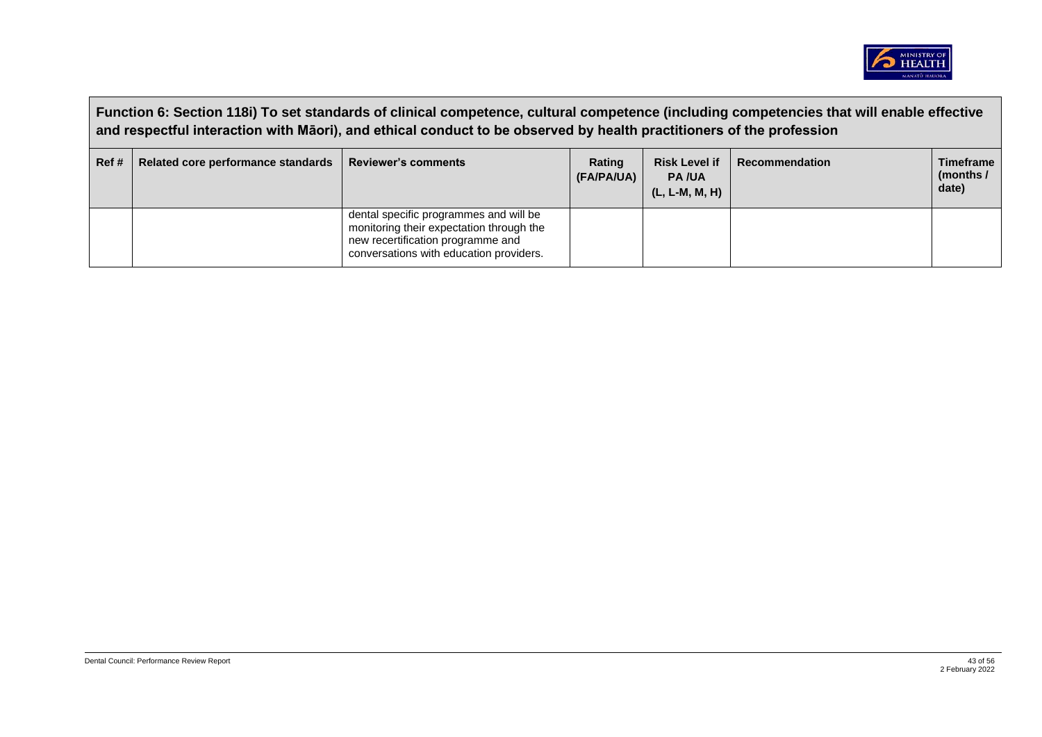**Function 6: Section 118i) To set standards of clinical competence, cultural competence (including competencies that will enable effective and respectful interaction with Māori), and ethical conduct to be observed by health practitioners of the profession**

| Ref # | Related core performance standards | Reviewer's comments | Rating (FA/PA/UA) | Risk Level if PA /UA (L, L-M, M, H) | Recommendation | Timeframe (months / date) |
|---|---|---|---|---|---|---|
| | | dental specific programmes and will be monitoring their expectation through the new recertification programme and conversations with education providers. | | | | |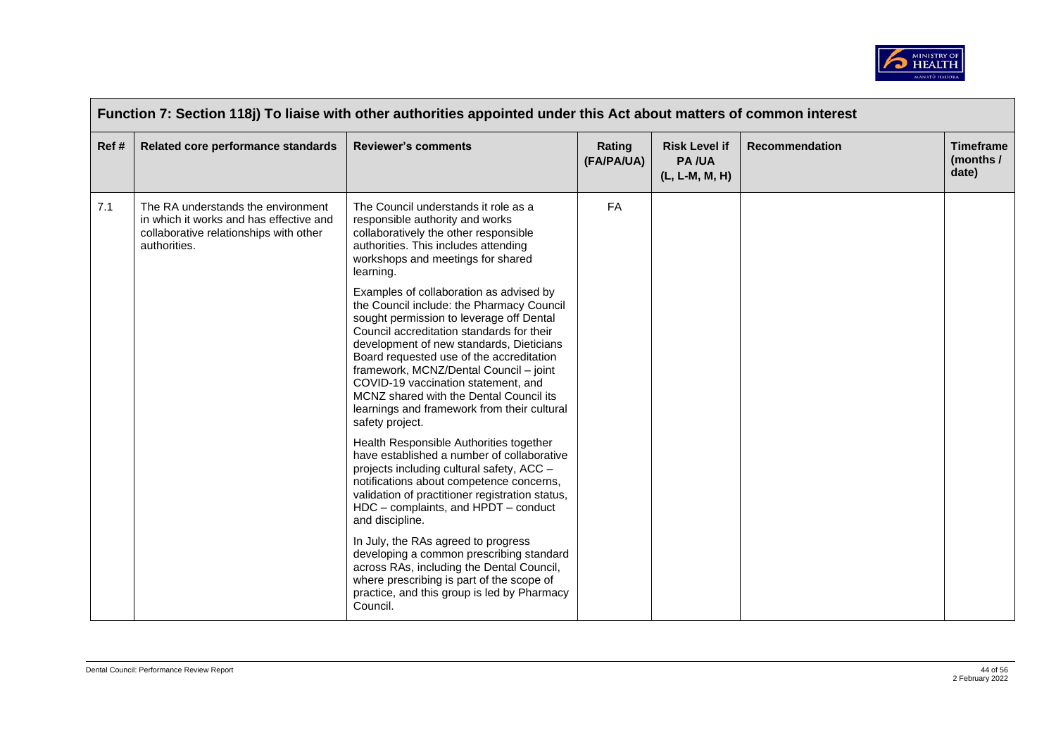| Function 7: Section 118j) To liaise with other authorities appointed under this Act about matters of common interest | | | | | | |
|---|---|---|---|---|---|---|
| **Ref #** | **Related core performance standards** | **Reviewer's comments** | **Rating (FA/PA/UA)** | **Risk Level if PA /UA (L, L-M, M, H)** | **Recommendation** | **Timeframe (months / date)** |
| 7.1 | The RA understands the environment in which it works and has effective and collaborative relationships with other authorities. | The Council understands it role as a responsible authority and works collaboratively the other responsible authorities. This includes attending workshops and meetings for shared learning.<br><br>Examples of collaboration as advised by the Council include: the Pharmacy Council sought permission to leverage off Dental Council accreditation standards for their development of new standards, Dieticians Board requested use of the accreditation framework, MCNZ/Dental Council – joint COVID-19 vaccination statement, and MCNZ shared with the Dental Council its learnings and framework from their cultural safety project.<br><br>Health Responsible Authorities together have established a number of collaborative projects including cultural safety, ACC – notifications about competence concerns, validation of practitioner registration status, HDC – complaints, and HPDT – conduct and discipline.<br><br>In July, the RAs agreed to progress developing a common prescribing standard across RAs, including the Dental Council, where prescribing is part of the scope of practice, and this group is led by Pharmacy Council. | FA | | | |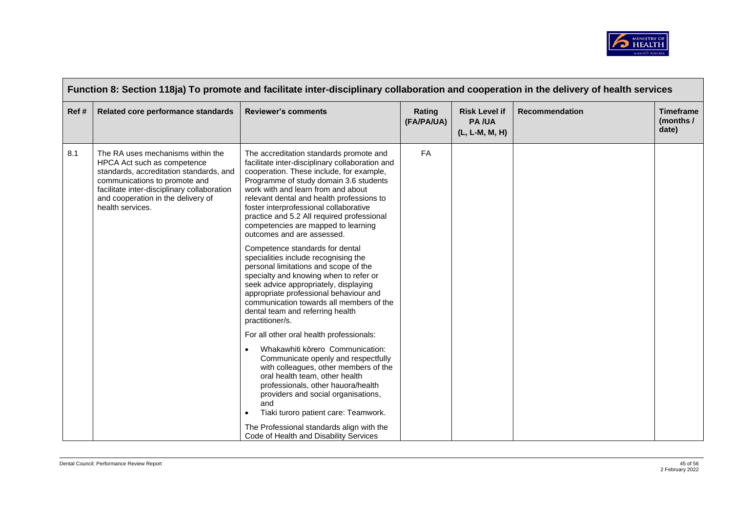| Function 8: Section 118ja) To promote and facilitate inter-disciplinary collaboration and cooperation in the delivery of health services | | | | | | |
|---|---|---|---|---|---|---|
| Ref # | Related core performance standards | Reviewer's comments | Rating (FA/PA/UA) | Risk Level if PA /UA (L, L-M, M, H) | Recommendation | Timeframe (months / date) |
| 8.1 | The RA uses mechanisms within the HPCA Act such as competence standards, accreditation standards, and communications to promote and facilitate inter-disciplinary collaboration and cooperation in the delivery of health services. | The accreditation standards promote and facilitate inter-disciplinary collaboration and cooperation. These include, for example, Programme of study domain 3.6 students work with and learn from and about relevant dental and health professions to foster interprofessional collaborative practice and 5.2 All required professional competencies are mapped to learning outcomes and are assessed.<br><br>Competence standards for dental specialities include recognising the personal limitations and scope of the specialty and knowing when to refer or seek advice appropriately, displaying appropriate professional behaviour and communication towards all members of the dental team and referring health practitioner/s.<br><br>For all other oral health professionals:<br><br>• Whakawhiti kōrero Communication: Communicate openly and respectfully with colleagues, other members of the oral health team, other health professionals, other hauora/health providers and social organisations, and<br>• Tiaki turoro patient care: Teamwork.<br><br>The Professional standards align with the Code of Health and Disability Services | FA | | | |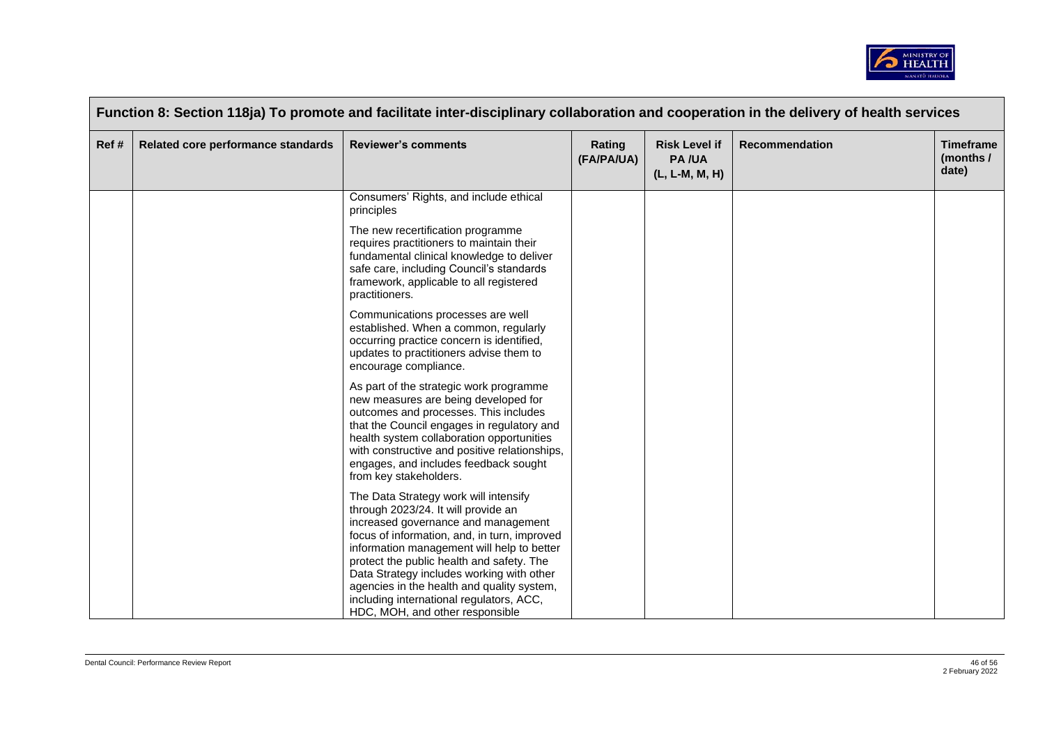| Function 8: Section 118ja) To promote and facilitate inter-disciplinary collaboration and cooperation in the delivery of health services | | | | | | |
|---|---|---|---|---|---|---|
| Ref # | Related core performance standards | Reviewer's comments | Rating (FA/PA/UA) | Risk Level if PA /UA (L, L-M, M, H) | Recommendation | Timeframe (months / date) |
| | | Consumers' Rights, and include ethical principles<br><br>The new recertification programme requires practitioners to maintain their fundamental clinical knowledge to deliver safe care, including Council's standards framework, applicable to all registered practitioners.<br><br>Communications processes are well established. When a common, regularly occurring practice concern is identified, updates to practitioners advise them to encourage compliance.<br><br>As part of the strategic work programme new measures are being developed for outcomes and processes. This includes that the Council engages in regulatory and health system collaboration opportunities with constructive and positive relationships, engages, and includes feedback sought from key stakeholders.<br><br>The Data Strategy work will intensify through 2023/24. It will provide an increased governance and management focus of information, and, in turn, improved information management will help to better protect the public health and safety. The Data Strategy includes working with other agencies in the health and quality system, including international regulators, ACC, HDC, MOH, and other responsible | | | | |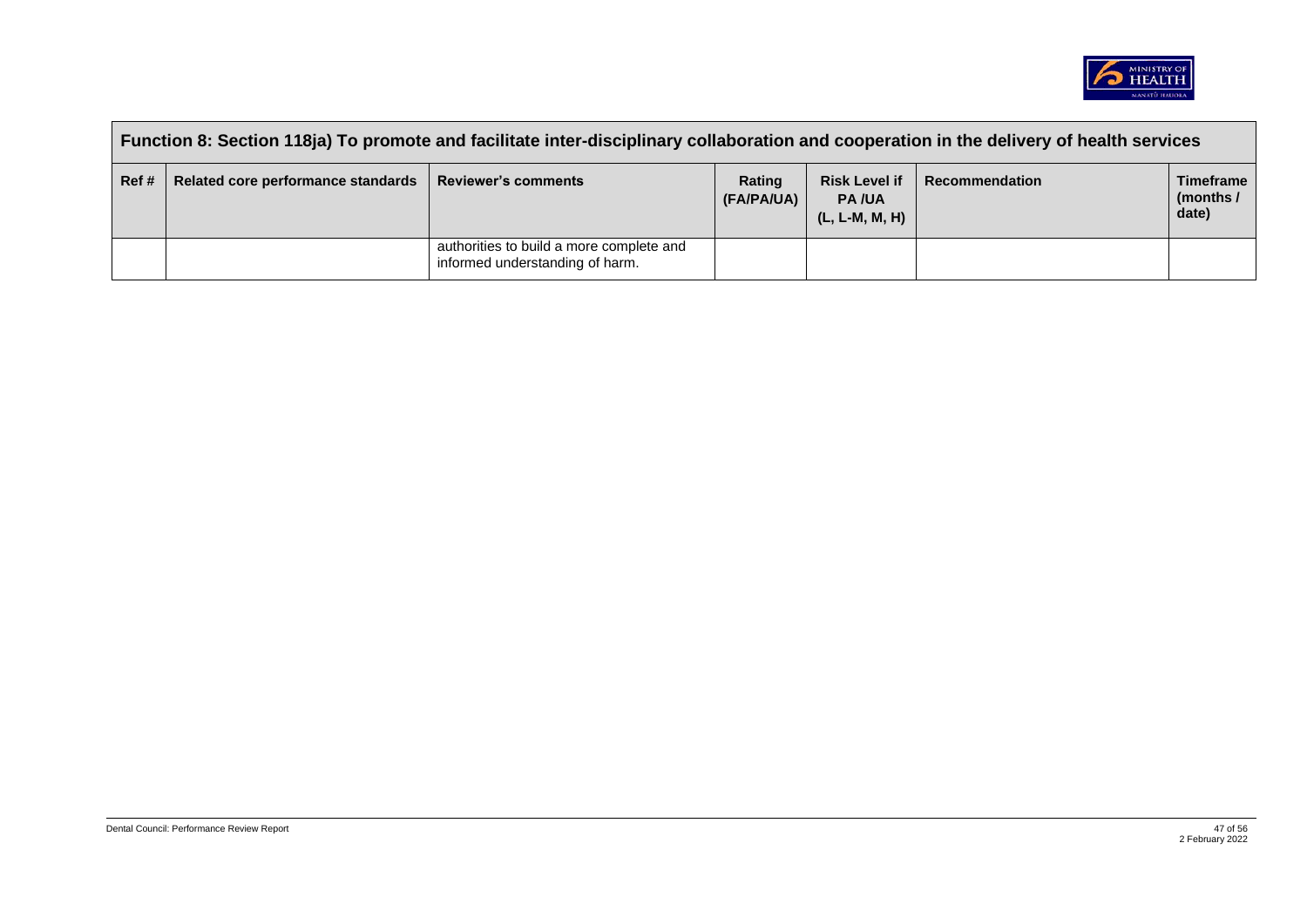| Function 8: Section 118ja) To promote and facilitate inter-disciplinary collaboration and cooperation in the delivery of health services | | | | | | |
|---|---|---|---|---|---|---|
| Ref # | Related core performance standards | Reviewer's comments | Rating (FA/PA/UA) | Risk Level if PA /UA (L, L-M, M, H) | Recommendation | Timeframe (months / date) |
| | | authorities to build a more complete and informed understanding of harm. | | | | |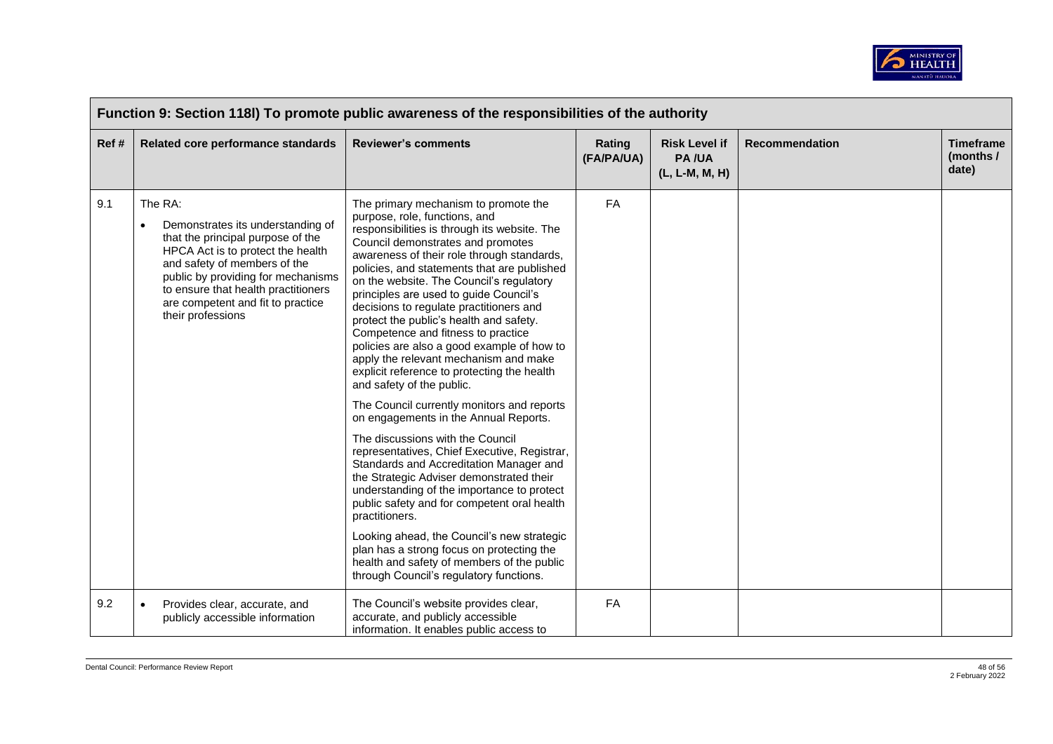| Function 9: Section 118l) To promote public awareness of the responsibilities of the authority | | | | | | |
|---|---|---|---|---|---|---|
| **Ref #** | **Related core performance standards** | **Reviewer's comments** | **Rating (FA/PA/UA)** | **Risk Level if PA /UA (L, L-M, M, H)** | **Recommendation** | **Timeframe (months / date)** |
| 9.1 | The RA:<br>• Demonstrates its understanding of that the principal purpose of the HPCA Act is to protect the health and safety of members of the public by providing for mechanisms to ensure that health practitioners are competent and fit to practice their professions | The primary mechanism to promote the purpose, role, functions, and responsibilities is through its website. The Council demonstrates and promotes awareness of their role through standards, policies, and statements that are published on the website. The Council's regulatory principles are used to guide Council's decisions to regulate practitioners and protect the public's health and safety. Competence and fitness to practice policies are also a good example of how to apply the relevant mechanism and make explicit reference to protecting the health and safety of the public.<br><br>The Council currently monitors and reports on engagements in the Annual Reports.<br><br>The discussions with the Council representatives, Chief Executive, Registrar, Standards and Accreditation Manager and the Strategic Adviser demonstrated their understanding of the importance to protect public safety and for competent oral health practitioners.<br><br>Looking ahead, the Council's new strategic plan has a strong focus on protecting the health and safety of members of the public through Council's regulatory functions. | FA | | | |
| 9.2 | • Provides clear, accurate, and publicly accessible information | The Council's website provides clear, accurate, and publicly accessible information. It enables public access to | FA | | | |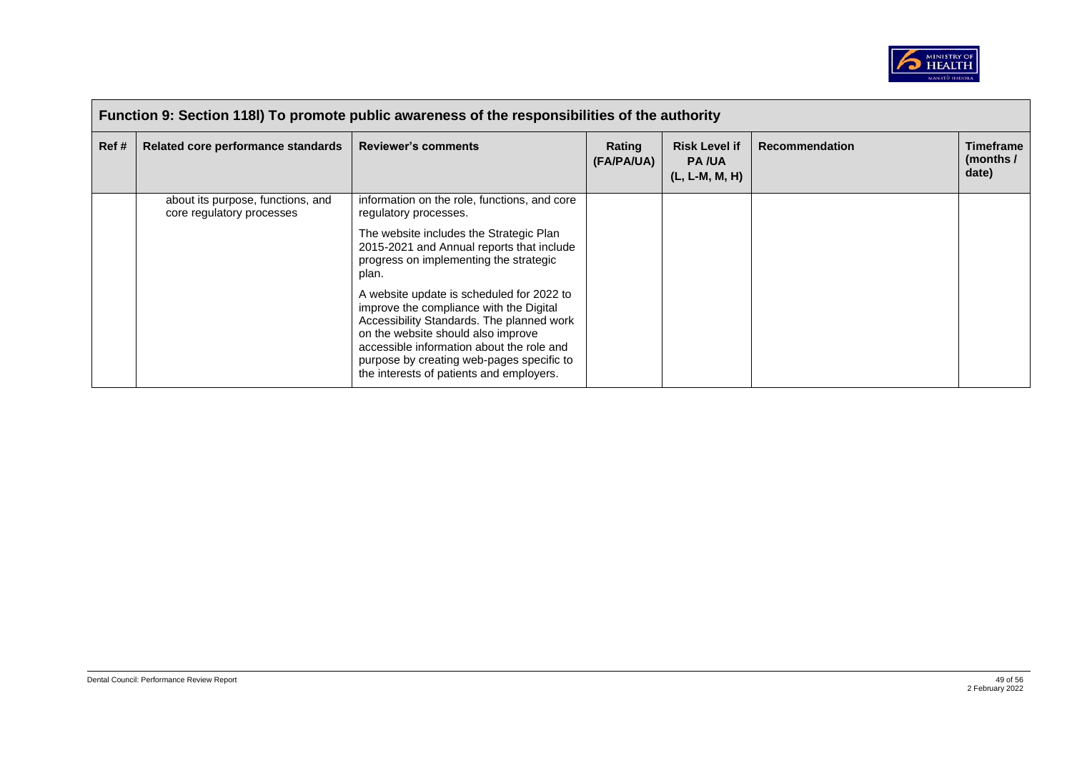| Function 9: Section 118l) To promote public awareness of the responsibilities of the authority | | | | | | |
|---|---|---|---|---|---|---|
| **Ref #** | **Related core performance standards** | **Reviewer's comments** | **Rating (FA/PA/UA)** | **Risk Level if PA /UA (L, L-M, M, H)** | **Recommendation** | **Timeframe (months / date)** |
| | about its purpose, functions, and core regulatory processes | information on the role, functions, and core regulatory processes.<br><br>The website includes the Strategic Plan 2015-2021 and Annual reports that include progress on implementing the strategic plan.<br><br>A website update is scheduled for 2022 to improve the compliance with the Digital Accessibility Standards. The planned work on the website should also improve accessible information about the role and purpose by creating web-pages specific to the interests of patients and employers. | | | | |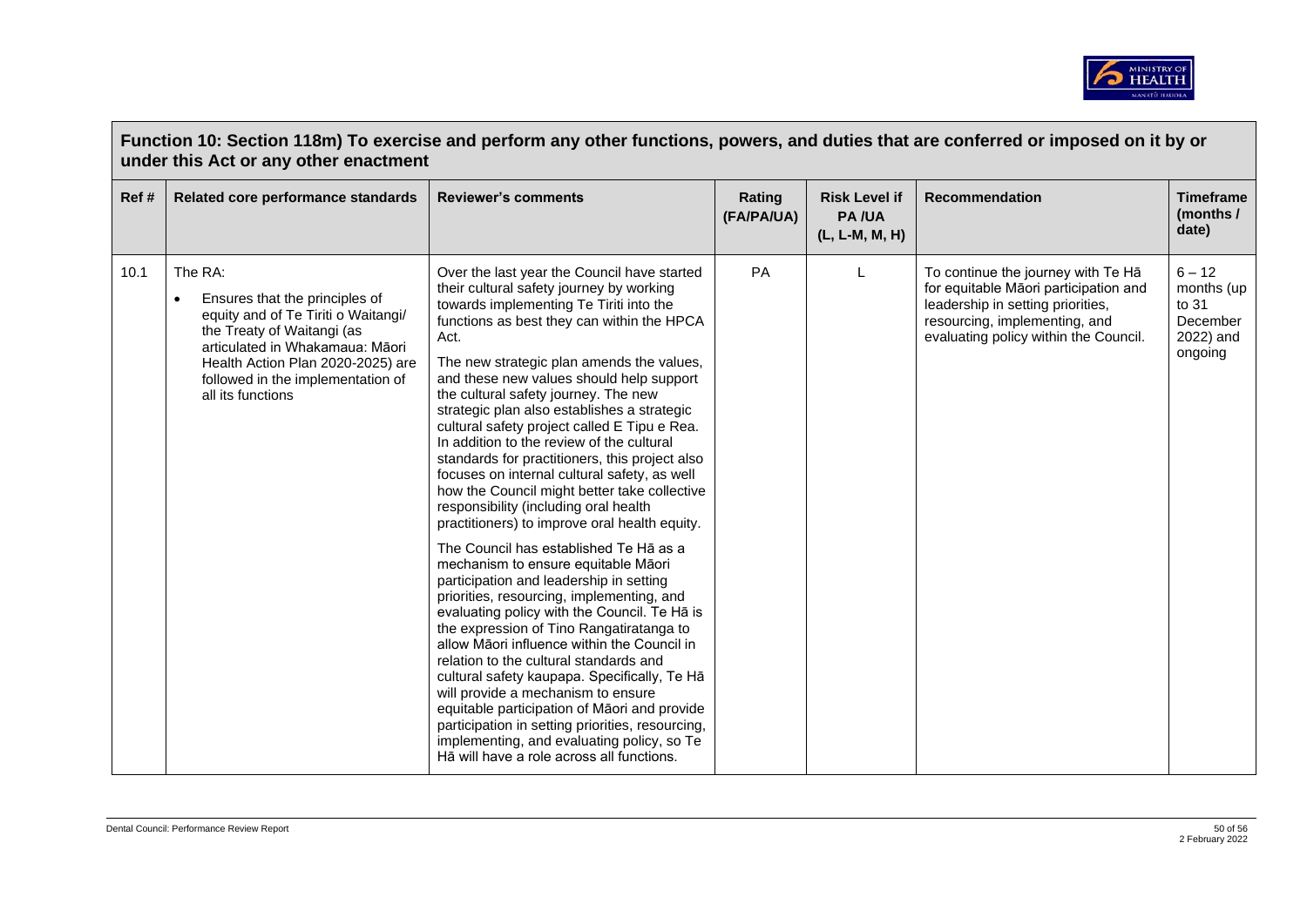## Function 10: Section 118m) To exercise and perform any other functions, powers, and duties that are conferred or imposed on it by or under this Act or any other enactment

| Ref # | Related core performance standards | Reviewer's comments | Rating (FA/PA/UA) | Risk Level if PA /UA (L, L-M, M, H) | Recommendation | Timeframe (months / date) |
|---|---|---|---|---|---|---|
| 10.1 | The RA:<br>• Ensures that the principles of equity and of Te Tiriti o Waitangi/ the Treaty of Waitangi (as articulated in Whakamaua: Māori Health Action Plan 2020-2025) are followed in the implementation of all its functions | Over the last year the Council have started their cultural safety journey by working towards implementing Te Tiriti into the functions as best they can within the HPCA Act.<br><br>The new strategic plan amends the values, and these new values should help support the cultural safety journey. The new strategic plan also establishes a strategic cultural safety project called E Tipu e Rea. In addition to the review of the cultural standards for practitioners, this project also focuses on internal cultural safety, as well how the Council might better take collective responsibility (including oral health practitioners) to improve oral health equity.<br><br>The Council has established Te Hā as a mechanism to ensure equitable Māori participation and leadership in setting priorities, resourcing, implementing, and evaluating policy with the Council. Te Hā is the expression of Tino Rangatiratanga to allow Māori influence within the Council in relation to the cultural standards and cultural safety kaupapa. Specifically, Te Hā will provide a mechanism to ensure equitable participation of Māori and provide participation in setting priorities, resourcing, implementing, and evaluating policy, so Te Hā will have a role across all functions. | PA | L | To continue the journey with Te Hā for equitable Māori participation and leadership in setting priorities, resourcing, implementing, and evaluating policy within the Council. | 6 – 12 months (up to 31 December 2022) and ongoing |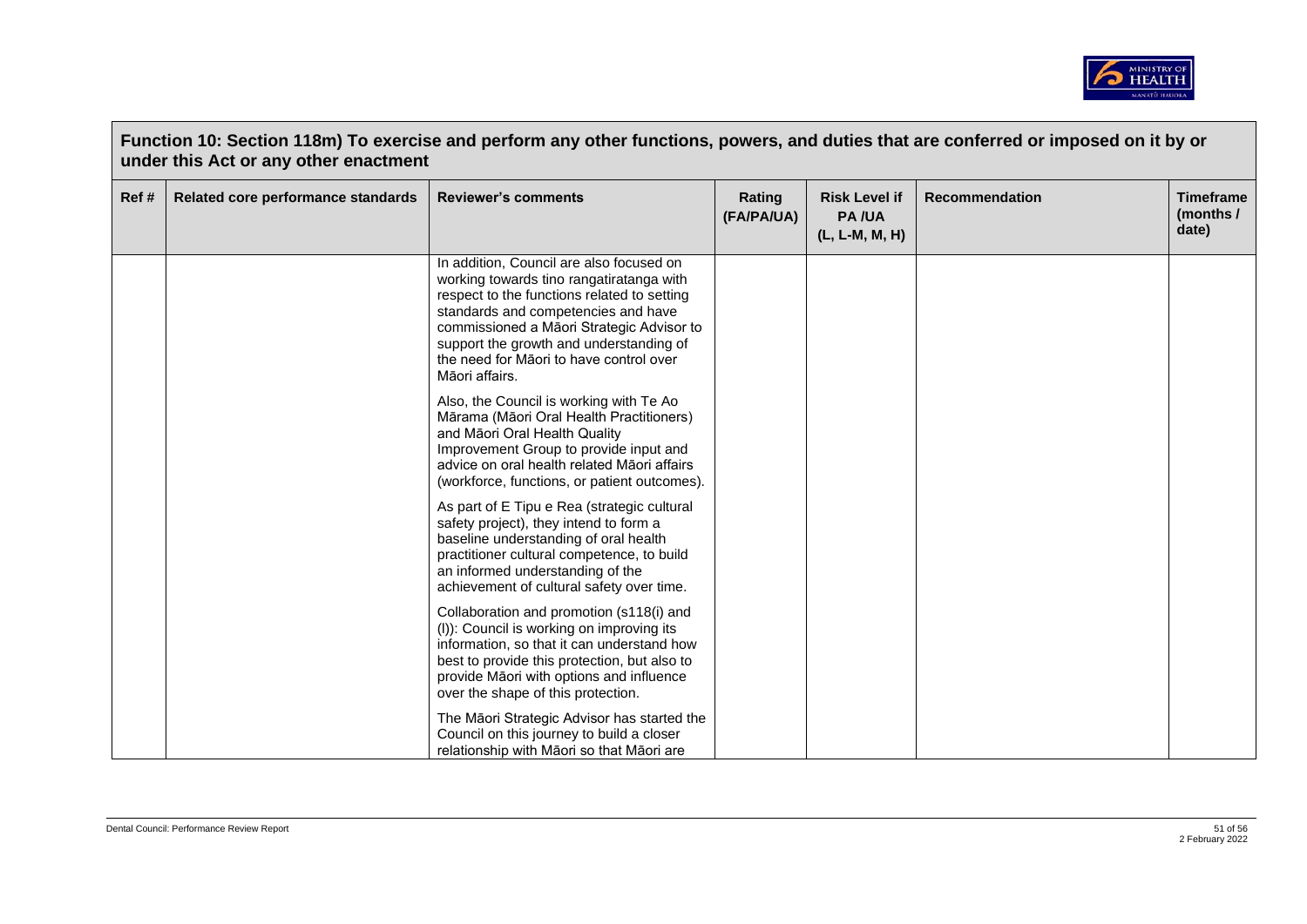## Function 10: Section 118m) To exercise and perform any other functions, powers, and duties that are conferred or imposed on it by or under this Act or any other enactment

| Ref # | Related core performance standards | Reviewer's comments | Rating (FA/PA/UA) | Risk Level if PA /UA (L, L-M, M, H) | Recommendation | Timeframe (months / date) |
|---|---|---|---|---|---|---|
| | | In addition, Council are also focused on working towards tino rangatiratanga with respect to the functions related to setting standards and competencies and have commissioned a Māori Strategic Advisor to support the growth and understanding of the need for Māori to have control over Māori affairs.<br><br>Also, the Council is working with Te Ao Mārama (Māori Oral Health Practitioners) and Māori Oral Health Quality Improvement Group to provide input and advice on oral health related Māori affairs (workforce, functions, or patient outcomes).<br><br>As part of E Tipu e Rea (strategic cultural safety project), they intend to form a baseline understanding of oral health practitioner cultural competence, to build an informed understanding of the achievement of cultural safety over time.<br><br>Collaboration and promotion (s118(i) and (l)): Council is working on improving its information, so that it can understand how best to provide this protection, but also to provide Māori with options and influence over the shape of this protection.<br><br>The Māori Strategic Advisor has started the Council on this journey to build a closer relationship with Māori so that Māori are | | | | |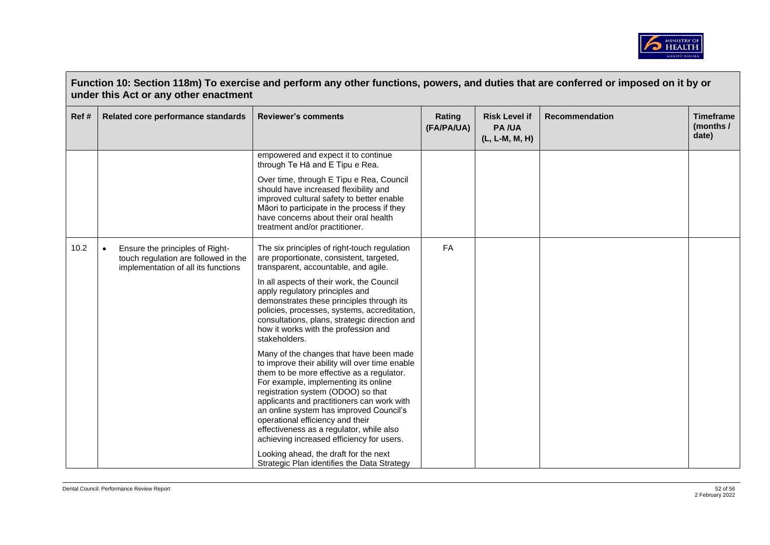## Function 10: Section 118m) To exercise and perform any other functions, powers, and duties that are conferred or imposed on it by or under this Act or any other enactment

| Ref # | Related core performance standards | Reviewer's comments | Rating (FA/PA/UA) | Risk Level if PA /UA (L, L-M, M, H) | Recommendation | Timeframe (months / date) |
|---|---|---|---|---|---|---|
| | | empowered and expect it to continue through Te Hā and E Tipu e Rea.<br><br>Over time, through E Tipu e Rea, Council should have increased flexibility and improved cultural safety to better enable Māori to participate in the process if they have concerns about their oral health treatment and/or practitioner. | | | | |
| 10.2 | • Ensure the principles of Right-touch regulation are followed in the implementation of all its functions | The six principles of right-touch regulation are proportionate, consistent, targeted, transparent, accountable, and agile.<br><br>In all aspects of their work, the Council apply regulatory principles and demonstrates these principles through its policies, processes, systems, accreditation, consultations, plans, strategic direction and how it works with the profession and stakeholders.<br><br>Many of the changes that have been made to improve their ability will over time enable them to be more effective as a regulator. For example, implementing its online registration system (ODOO) so that applicants and practitioners can work with an online system has improved Council's operational efficiency and their effectiveness as a regulator, while also achieving increased efficiency for users.<br><br>Looking ahead, the draft for the next Strategic Plan identifies the Data Strategy | FA | | | |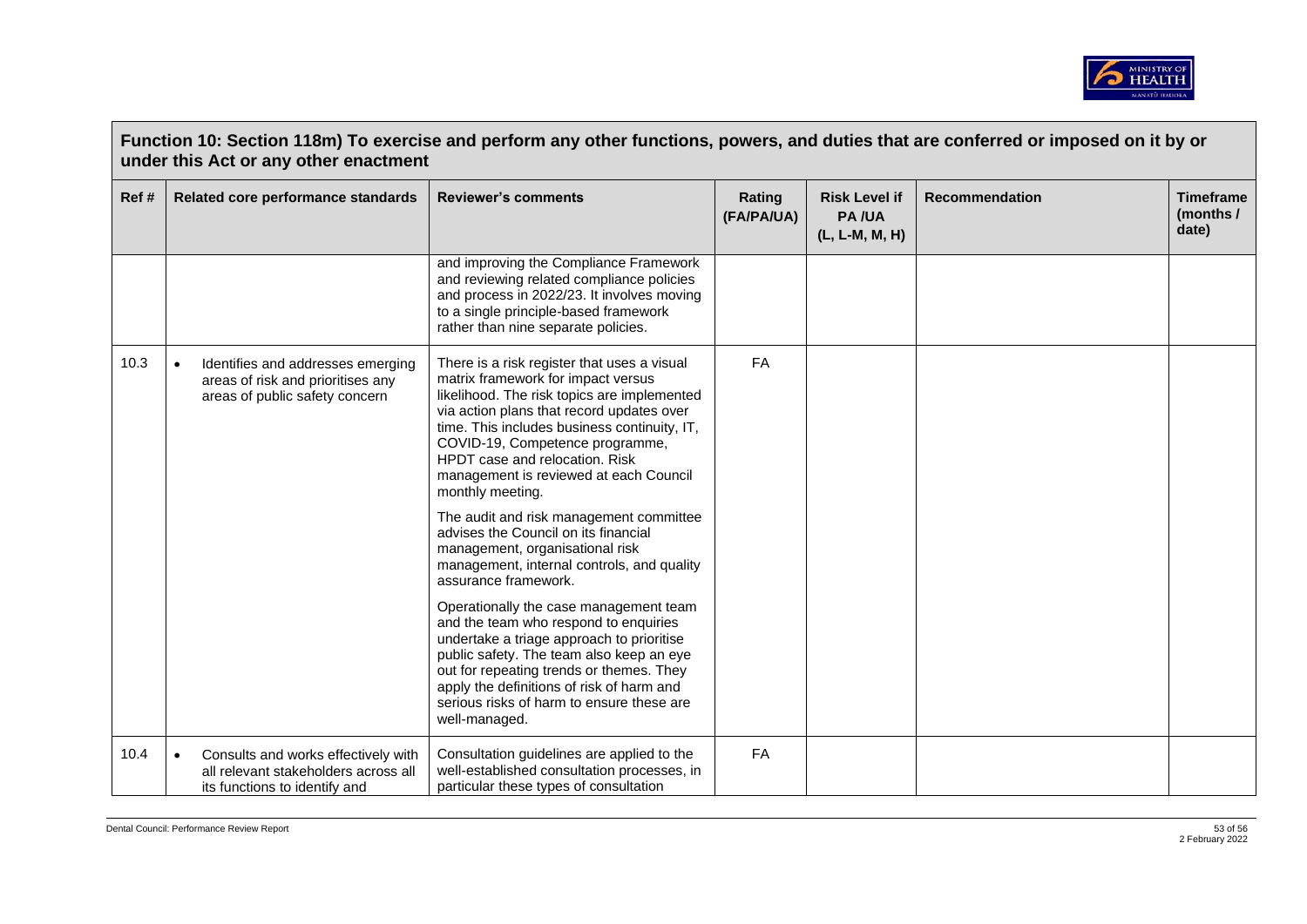**Function 10: Section 118m) To exercise and perform any other functions, powers, and duties that are conferred or imposed on it by or under this Act or any other enactment**

| Ref # | Related core performance standards | Reviewer's comments | Rating (FA/PA/UA) | Risk Level if PA /UA (L, L-M, M, H) | Recommendation | Timeframe (months / date) |
|---|---|---|---|---|---|---|
| | | and improving the Compliance Framework and reviewing related compliance policies and process in 2022/23. It involves moving to a single principle-based framework rather than nine separate policies. | | | | |
| 10.3 | • Identifies and addresses emerging areas of risk and prioritises any areas of public safety concern | There is a risk register that uses a visual matrix framework for impact versus likelihood. The risk topics are implemented via action plans that record updates over time. This includes business continuity, IT, COVID-19, Competence programme, HPDT case and relocation. Risk management is reviewed at each Council monthly meeting.<br><br>The audit and risk management committee advises the Council on its financial management, organisational risk management, internal controls, and quality assurance framework.<br><br>Operationally the case management team and the team who respond to enquiries undertake a triage approach to prioritise public safety. The team also keep an eye out for repeating trends or themes. They apply the definitions of risk of harm and serious risks of harm to ensure these are well-managed. | FA | | | |
| 10.4 | • Consults and works effectively with all relevant stakeholders across all its functions to identify and | Consultation guidelines are applied to the well-established consultation processes, in particular these types of consultation | FA | | | |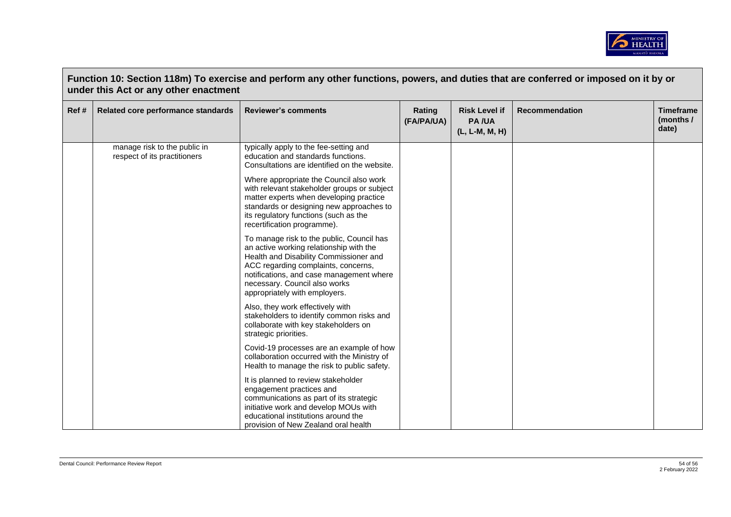## Function 10: Section 118m) To exercise and perform any other functions, powers, and duties that are conferred or imposed on it by or under this Act or any other enactment

| Ref # | Related core performance standards | Reviewer's comments | Rating (FA/PA/UA) | Risk Level if PA /UA (L, L-M, M, H) | Recommendation | Timeframe (months / date) |
|---|---|---|---|---|---|---|
| | manage risk to the public in respect of its practitioners | typically apply to the fee-setting and education and standards functions. Consultations are identified on the website.<br><br>Where appropriate the Council also work with relevant stakeholder groups or subject matter experts when developing practice standards or designing new approaches to its regulatory functions (such as the recertification programme).<br><br>To manage risk to the public, Council has an active working relationship with the Health and Disability Commissioner and ACC regarding complaints, concerns, notifications, and case management where necessary. Council also works appropriately with employers.<br><br>Also, they work effectively with stakeholders to identify common risks and collaborate with key stakeholders on strategic priorities.<br><br>Covid-19 processes are an example of how collaboration occurred with the Ministry of Health to manage the risk to public safety.<br><br>It is planned to review stakeholder engagement practices and communications as part of its strategic initiative work and develop MOUs with educational institutions around the provision of New Zealand oral health | | | | |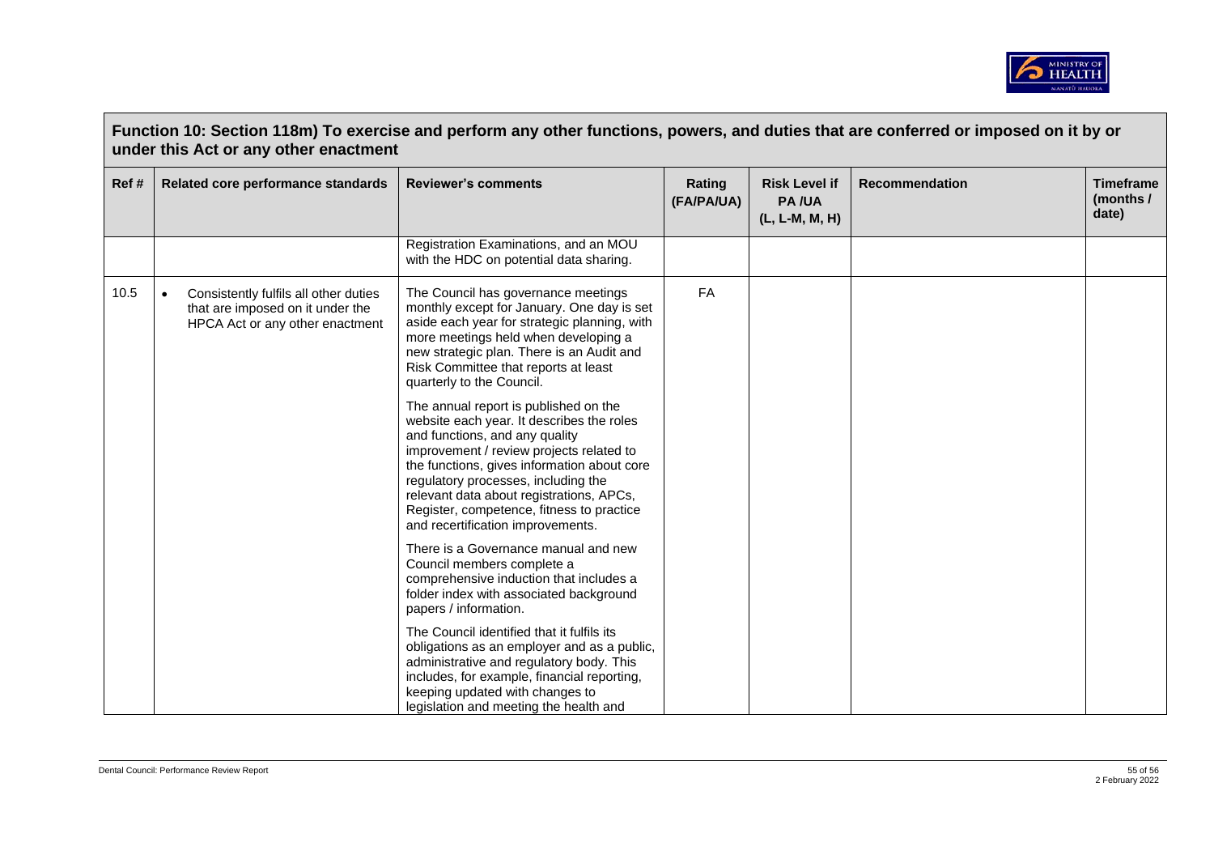## Function 10: Section 118m) To exercise and perform any other functions, powers, and duties that are conferred or imposed on it by or under this Act or any other enactment

| Ref # | Related core performance standards | Reviewer's comments | Rating (FA/PA/UA) | Risk Level if PA /UA (L, L-M, M, H) | Recommendation | Timeframe (months / date) |
|---|---|---|---|---|---|---|
| | | Registration Examinations, and an MOU with the HDC on potential data sharing. | | | | |
| 10.5 | • Consistently fulfils all other duties that are imposed on it under the HPCA Act or any other enactment | The Council has governance meetings monthly except for January. One day is set aside each year for strategic planning, with more meetings held when developing a new strategic plan. There is an Audit and Risk Committee that reports at least quarterly to the Council.<br><br>The annual report is published on the website each year. It describes the roles and functions, and any quality improvement / review projects related to the functions, gives information about core regulatory processes, including the relevant data about registrations, APCs, Register, competence, fitness to practice and recertification improvements.<br><br>There is a Governance manual and new Council members complete a comprehensive induction that includes a folder index with associated background papers / information.<br><br>The Council identified that it fulfils its obligations as an employer and as a public, administrative and regulatory body. This includes, for example, financial reporting, keeping updated with changes to legislation and meeting the health and | FA | | | |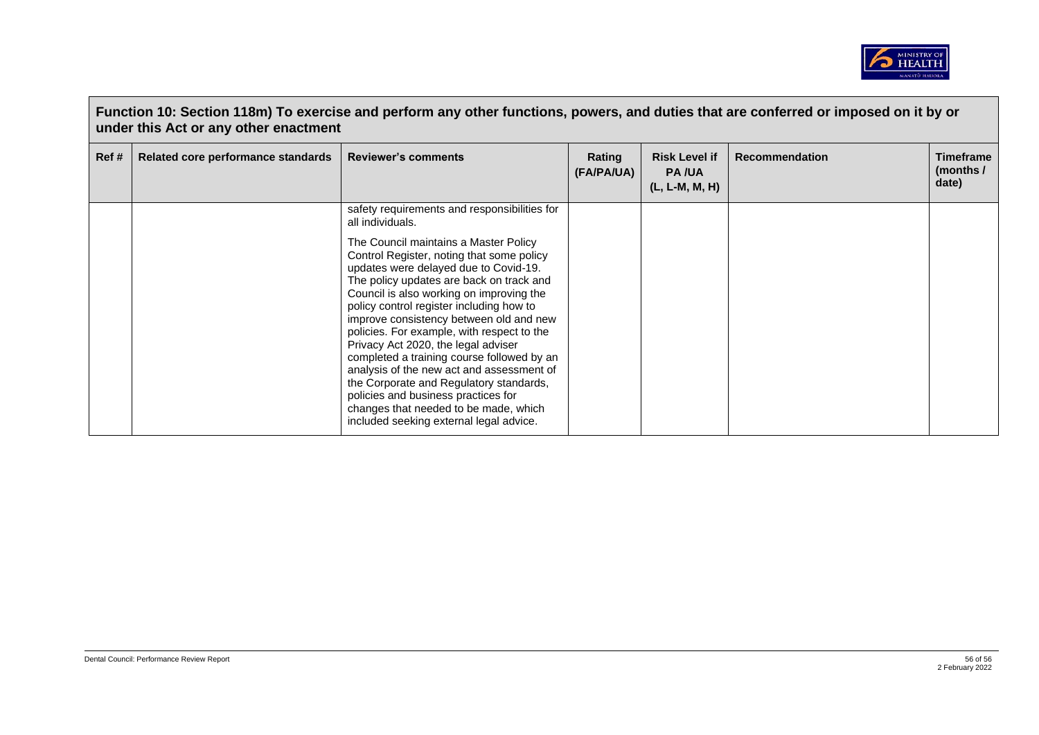## Function 10: Section 118m) To exercise and perform any other functions, powers, and duties that are conferred or imposed on it by or under this Act or any other enactment

| Ref # | Related core performance standards | Reviewer's comments | Rating (FA/PA/UA) | Risk Level if PA /UA (L, L-M, M, H) | Recommendation | Timeframe (months / date) |
|---|---|---|---|---|---|---|
| | | safety requirements and responsibilities for all individuals.<br><br>The Council maintains a Master Policy Control Register, noting that some policy updates were delayed due to Covid-19. The policy updates are back on track and Council is also working on improving the policy control register including how to improve consistency between old and new policies. For example, with respect to the Privacy Act 2020, the legal adviser completed a training course followed by an analysis of the new act and assessment of the Corporate and Regulatory standards, policies and business practices for changes that needed to be made, which included seeking external legal advice. | | | | |